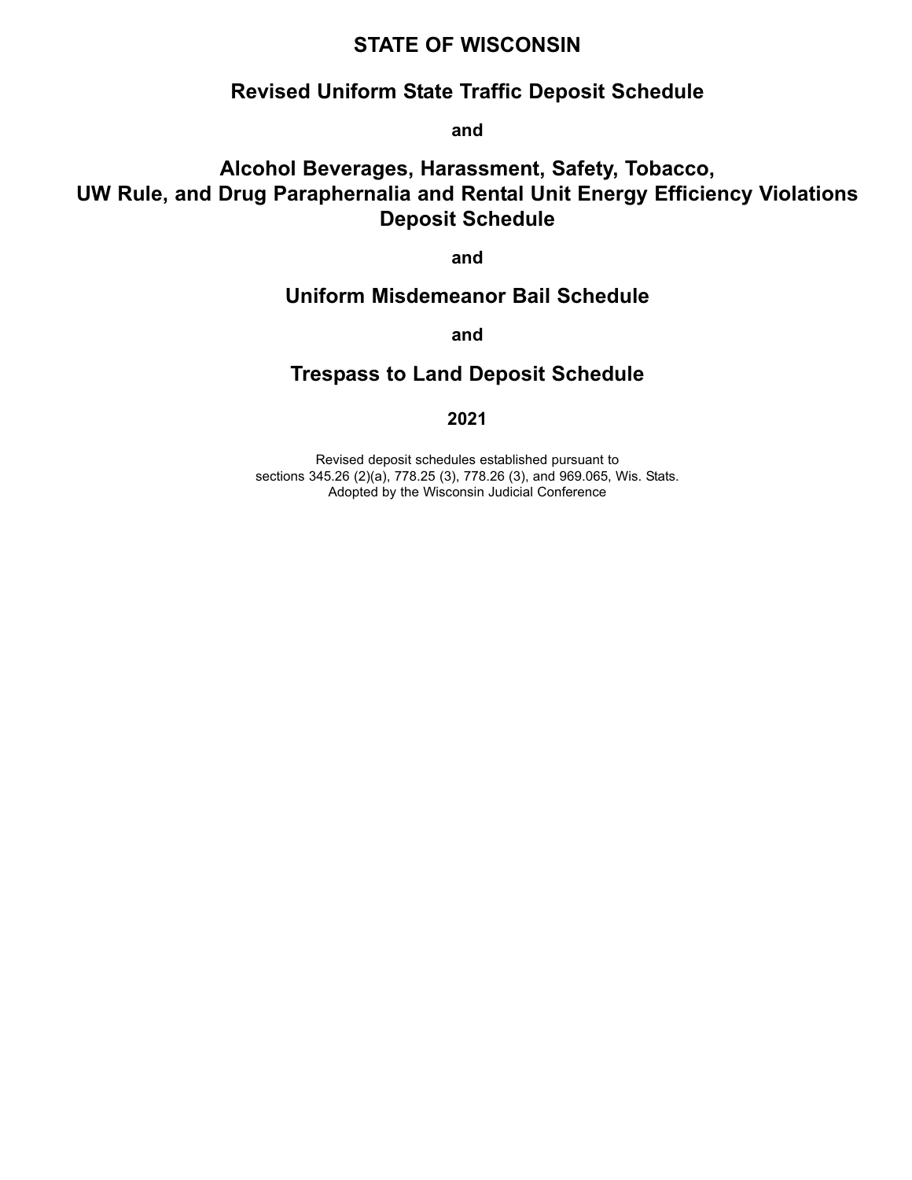# STATE OF WISCONSIN

## Revised Uniform State Traffic Deposit Schedule

**and**

## Alcohol Beverages, Harassment, Safety, Tobacco, UW Rule, and Drug Paraphernalia and Rental Unit Energy Efficiency Violations Deposit Schedule

**and**

## Uniform Misdemeanor Bail Schedule

**and**

## Trespass to Land Deposit Schedule

### 2021

Revised deposit schedules established pursuant to
sections 345.26 (2)(a), 778.25 (3), 778.26 (3), and 969.065, Wis. Stats.
Adopted by the Wisconsin Judicial Conference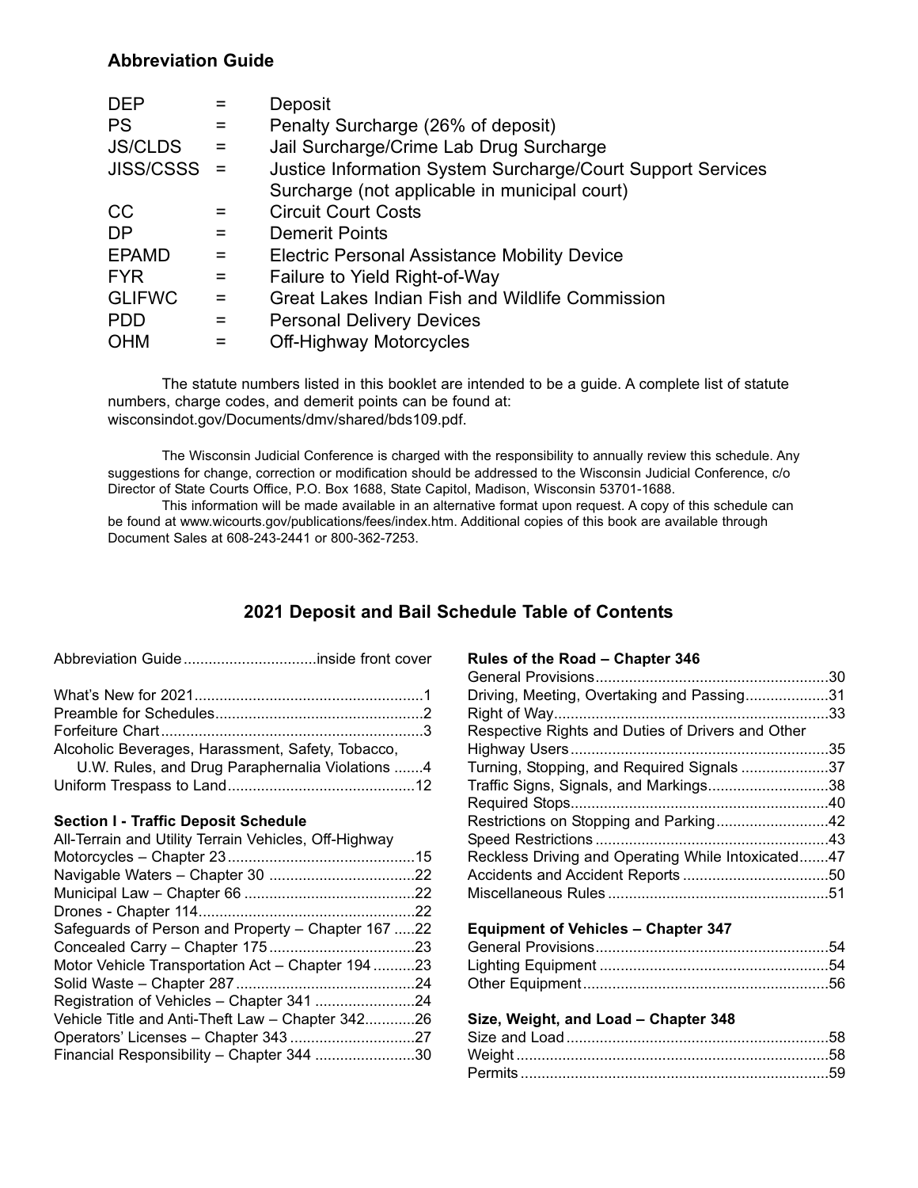## Abbreviation Guide

| | | |
|---|---|---|
| DEP | = | Deposit |
| PS | = | Penalty Surcharge (26% of deposit) |
| JS/CLDS | = | Jail Surcharge/Crime Lab Drug Surcharge |
| JISS/CSSS | = | Justice Information System Surcharge/Court Support Services Surcharge (not applicable in municipal court) |
| CC | = | Circuit Court Costs |
| DP | = | Demerit Points |
| EPAMD | = | Electric Personal Assistance Mobility Device |
| FYR | = | Failure to Yield Right-of-Way |
| GLIFWC | = | Great Lakes Indian Fish and Wildlife Commission |
| PDD | = | Personal Delivery Devices |
| OHM | = | Off-Highway Motorcycles |

The statute numbers listed in this booklet are intended to be a guide. A complete list of statute numbers, charge codes, and demerit points can be found at: wisconsindot.gov/Documents/dmv/shared/bds109.pdf.

The Wisconsin Judicial Conference is charged with the responsibility to annually review this schedule. Any suggestions for change, correction or modification should be addressed to the Wisconsin Judicial Conference, c/o Director of State Courts Office, P.O. Box 1688, State Capitol, Madison, Wisconsin 53701-1688.

This information will be made available in an alternative format upon request. A copy of this schedule can be found at www.wicourts.gov/publications/fees/index.htm. Additional copies of this book are available through Document Sales at 608-243-2441 or 800-362-7253.

## 2021 Deposit and Bail Schedule Table of Contents

Abbreviation Guide ................................inside front cover

What's New for 2021 ......................................................1
Preamble for Schedules..................................................2
Forfeiture Chart ..............................................................3
Alcoholic Beverages, Harassment, Safety, Tobacco, U.W. Rules, and Drug Paraphernalia Violations .......4
Uniform Trespass to Land............................................12

**Section I - Traffic Deposit Schedule**

All-Terrain and Utility Terrain Vehicles, Off-Highway Motorcycles – Chapter 23.............................................15
Navigable Waters – Chapter 30 ...................................22
Municipal Law – Chapter 66 .........................................22
Drones - Chapter 114....................................................22
Safeguards of Person and Property – Chapter 167 .....22
Concealed Carry – Chapter 175 ...................................23
Motor Vehicle Transportation Act – Chapter 194 ..........23
Solid Waste – Chapter 287 ...........................................24
Registration of Vehicles – Chapter 341 ........................24
Vehicle Title and Anti-Theft Law – Chapter 342............26
Operators' Licenses – Chapter 343 .............................27
Financial Responsibility – Chapter 344 ........................30

**Rules of the Road – Chapter 346**

General Provisions........................................................30
Driving, Meeting, Overtaking and Passing....................31
Right of Way..................................................................33
Respective Rights and Duties of Drivers and Other Highway Users ..............................................................35
Turning, Stopping, and Required Signals .....................37
Traffic Signs, Signals, and Markings.............................38
Required Stops..............................................................40
Restrictions on Stopping and Parking...........................42
Speed Restrictions ........................................................43
Reckless Driving and Operating While Intoxicated.......47
Accidents and Accident Reports ...................................50
Miscellaneous Rules .....................................................51

**Equipment of Vehicles – Chapter 347**

General Provisions........................................................54
Lighting Equipment .......................................................54
Other Equipment...........................................................56

**Size, Weight, and Load – Chapter 348**

Size and Load ...............................................................58
Weight ..........................................................................58
Permits .........................................................................59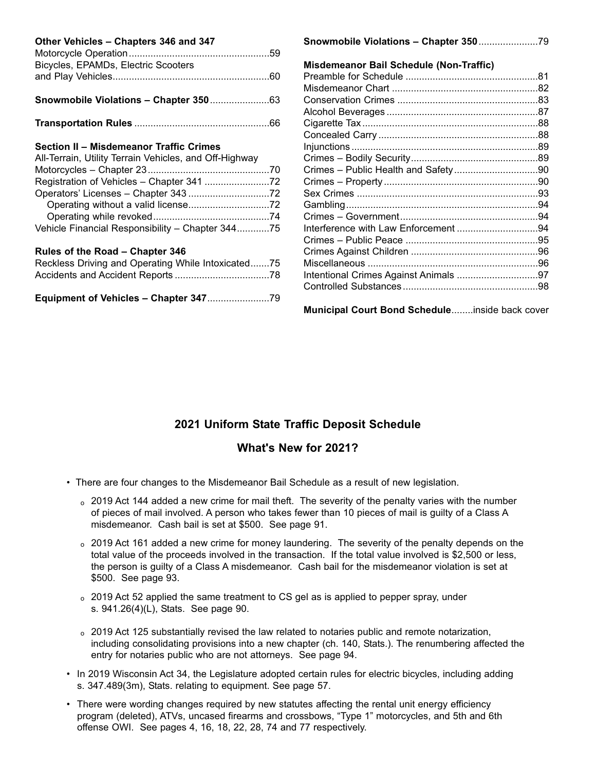**Other Vehicles – Chapters 346 and 347**

Motorcycle Operation....................................................59

Bicycles, EPAMDs, Electric Scooters and Play Vehicles.........................................................60

**Snowmobile Violations – Chapter 350**......................63

**Transportation Rules** ..................................................66

**Section II – Misdemeanor Traffic Crimes**

All-Terrain, Utility Terrain Vehicles, and Off-Highway Motorcycles – Chapter 23.............................................70

Registration of Vehicles – Chapter 341 ........................72

Operators' Licenses – Chapter 343 ..............................72

- Operating without a valid license..............................72
- Operating while revoked...........................................74

Vehicle Financial Responsibility – Chapter 344............75

**Rules of the Road – Chapter 346**

Reckless Driving and Operating While Intoxicated.......75

Accidents and Accident Reports ...................................78

**Equipment of Vehicles – Chapter 347**.......................79

**Snowmobile Violations – Chapter 350**......................79

**Misdemeanor Bail Schedule (Non-Traffic)**

Preamble for Schedule .................................................81

Misdemeanor Chart ......................................................82

Conservation Crimes ....................................................83

Alcohol Beverages ........................................................87

Cigarette Tax .................................................................88

Concealed Carry ...........................................................88

Injunctions .....................................................................89

Crimes – Bodily Security...............................................89

Crimes – Public Health and Safety...............................90

Crimes – Property .........................................................90

Sex Crimes ...................................................................93

Gambling.......................................................................94

Crimes – Government...................................................94

Interference with Law Enforcement ..............................94

Crimes – Public Peace .................................................95

Crimes Against Children ...............................................96

Miscellaneous ...............................................................96

Intentional Crimes Against Animals ..............................97

Controlled Substances..................................................98

**Municipal Court Bond Schedule**........inside back cover

## 2021 Uniform State Traffic Deposit Schedule

### What's New for 2021?

- There are four changes to the Misdemeanor Bail Schedule as a result of new legislation.
  - 2019 Act 144 added a new crime for mail theft. The severity of the penalty varies with the number of pieces of mail involved. A person who takes fewer than 10 pieces of mail is guilty of a Class A misdemeanor. Cash bail is set at $500. See page 91.
  - 2019 Act 161 added a new crime for money laundering. The severity of the penalty depends on the total value of the proceeds involved in the transaction. If the total value involved is $2,500 or less, the person is guilty of a Class A misdemeanor. Cash bail for the misdemeanor violation is set at $500. See page 93.
  - 2019 Act 52 applied the same treatment to CS gel as is applied to pepper spray, under s. 941.26(4)(L), Stats. See page 90.
  - 2019 Act 125 substantially revised the law related to notaries public and remote notarization, including consolidating provisions into a new chapter (ch. 140, Stats.). The renumbering affected the entry for notaries public who are not attorneys. See page 94.
- In 2019 Wisconsin Act 34, the Legislature adopted certain rules for electric bicycles, including adding s. 347.489(3m), Stats. relating to equipment. See page 57.
- There were wording changes required by new statutes affecting the rental unit energy efficiency program (deleted), ATVs, uncased firearms and crossbows, "Type 1" motorcycles, and 5th and 6th offense OWI. See pages 4, 16, 18, 22, 28, 74 and 77 respectively.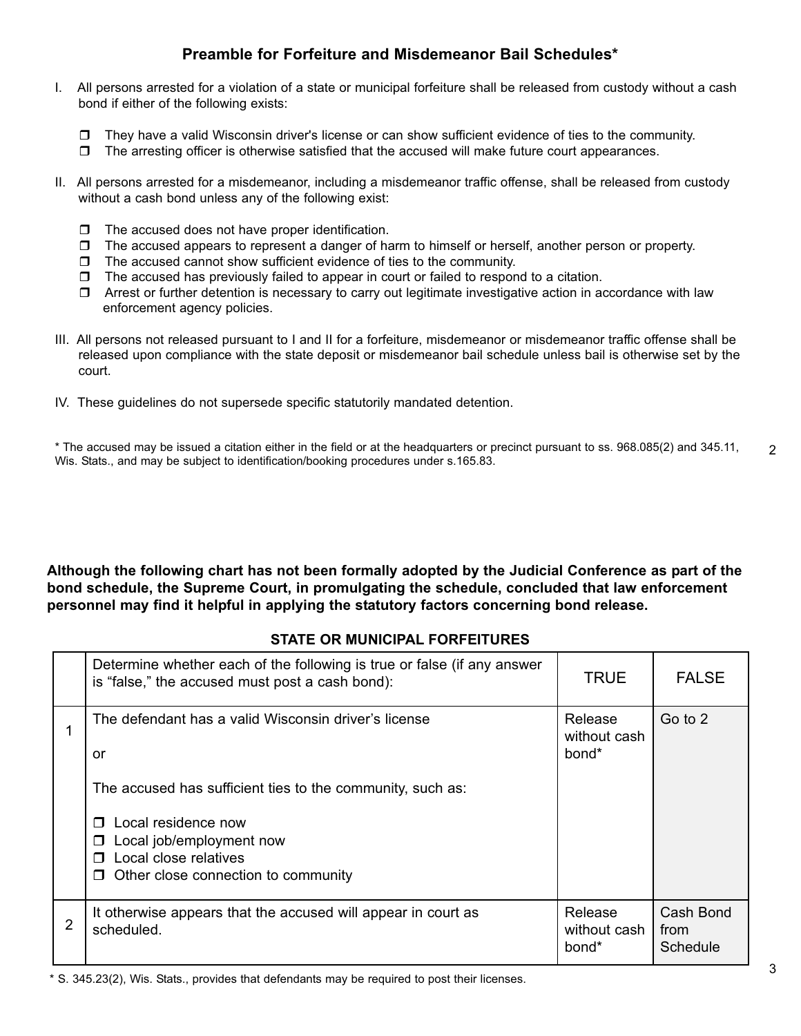## Preamble for Forfeiture and Misdemeanor Bail Schedules*

I. All persons arrested for a violation of a state or municipal forfeiture shall be released from custody without a cash bond if either of the following exists:

- ❒ They have a valid Wisconsin driver's license or can show sufficient evidence of ties to the community.
- ❒ The arresting officer is otherwise satisfied that the accused will make future court appearances.

II. All persons arrested for a misdemeanor, including a misdemeanor traffic offense, shall be released from custody without a cash bond unless any of the following exist:

- ❒ The accused does not have proper identification.
- ❒ The accused appears to represent a danger of harm to himself or herself, another person or property.
- ❒ The accused cannot show sufficient evidence of ties to the community.
- ❒ The accused has previously failed to appear in court or failed to respond to a citation.
- ❒ Arrest or further detention is necessary to carry out legitimate investigative action in accordance with law enforcement agency policies.

III. All persons not released pursuant to I and II for a forfeiture, misdemeanor or misdemeanor traffic offense shall be released upon compliance with the state deposit or misdemeanor bail schedule unless bail is otherwise set by the court.

IV. These guidelines do not supersede specific statutorily mandated detention.

* The accused may be issued a citation either in the field or at the headquarters or precinct pursuant to ss. 968.085(2) and 345.11, Wis. Stats., and may be subject to identification/booking procedures under s.165.83.

**Although the following chart has not been formally adopted by the Judicial Conference as part of the bond schedule, the Supreme Court, in promulgating the schedule, concluded that law enforcement personnel may find it helpful in applying the statutory factors concerning bond release.**

### STATE OR MUNICIPAL FORFEITURES

| | Determine whether each of the following is true or false (if any answer is "false," the accused must post a cash bond): | TRUE | FALSE |
|---|---|---|---|
| 1 | The defendant has a valid Wisconsin driver's license<br><br>or<br><br>The accused has sufficient ties to the community, such as:<br><br>❒ Local residence now<br>❒ Local job/employment now<br>❒ Local close relatives<br>❒ Other close connection to community | Release without cash bond* | Go to 2 |
| 2 | It otherwise appears that the accused will appear in court as scheduled. | Release without cash bond* | Cash Bond from Schedule |

* S. 345.23(2), Wis. Stats., provides that defendants may be required to post their licenses.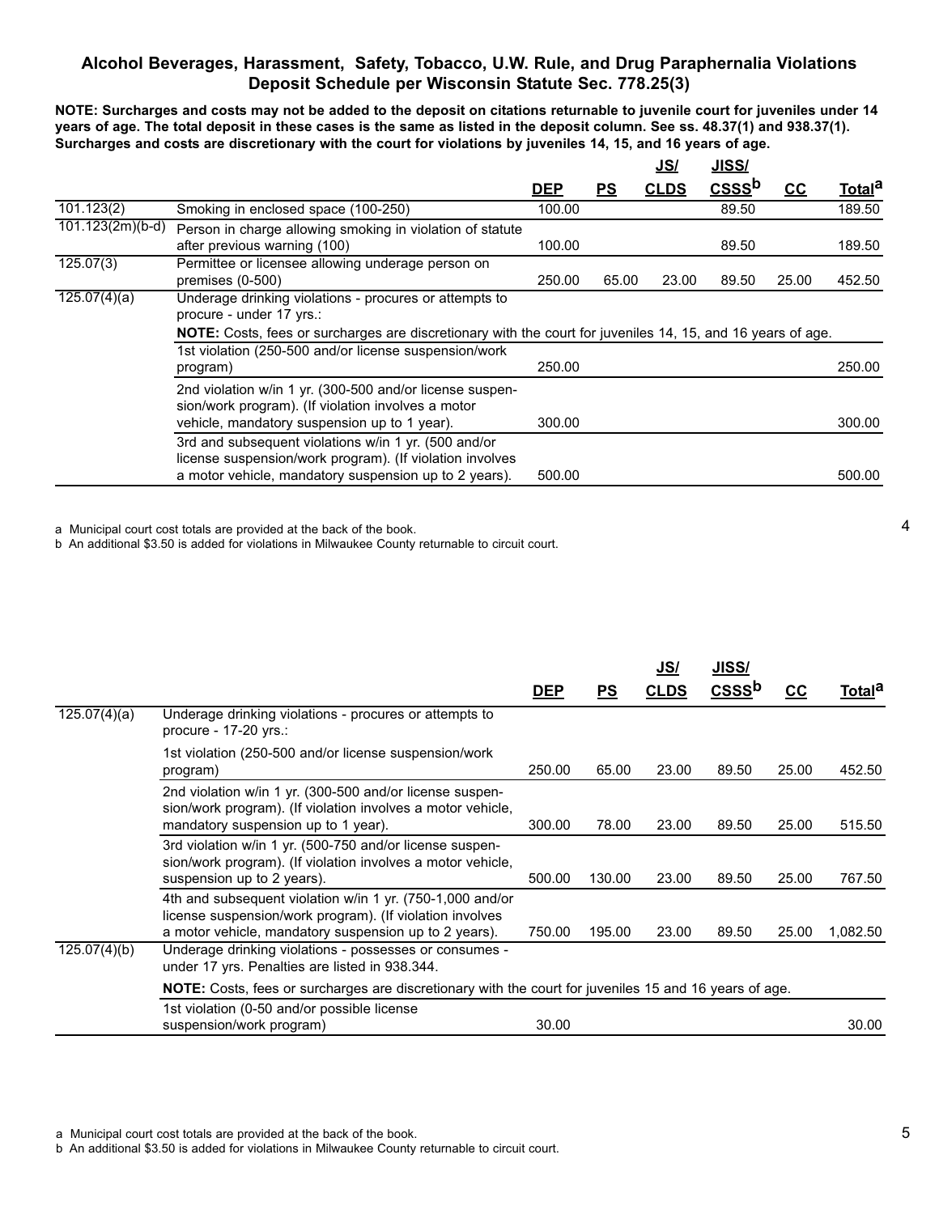## Alcohol Beverages, Harassment, Safety, Tobacco, U.W. Rule, and Drug Paraphernalia Violations Deposit Schedule per Wisconsin Statute Sec. 778.25(3)

**NOTE: Surcharges and costs may not be added to the deposit on citations returnable to juvenile court for juveniles under 14 years of age. The total deposit in these cases is the same as listed in the deposit column. See ss. 48.37(1) and 938.37(1). Surcharges and costs are discretionary with the court for violations by juveniles 14, 15, and 16 years of age.**

| | | DEP | PS | JS/ CLDS | JISS/ CSSS[b] | CC | Total[a] |
|---|---|---|---|---|---|---|---|
| 101.123(2) | Smoking in enclosed space (100-250) | 100.00 | | | 89.50 | | 189.50 |
| 101.123(2m)(b-d) | Person in charge allowing smoking in violation of statute after previous warning (100) | 100.00 | | | 89.50 | | 189.50 |
| 125.07(3) | Permittee or licensee allowing underage person on premises (0-500) | 250.00 | 65.00 | 23.00 | 89.50 | 25.00 | 452.50 |
| 125.07(4)(a) | Underage drinking violations - procures or attempts to procure - under 17 yrs.: | | | | | | |
| | **NOTE:** Costs, fees or surcharges are discretionary with the court for juveniles 14, 15, and 16 years of age. | | | | | | |
| | 1st violation (250-500 and/or license suspension/work program) | 250.00 | | | | | 250.00 |
| | 2nd violation w/in 1 yr. (300-500 and/or license suspension/work program). (If violation involves a motor vehicle, mandatory suspension up to 1 year). | 300.00 | | | | | 300.00 |
| | 3rd and subsequent violations w/in 1 yr. (500 and/or license suspension/work program). (If violation involves a motor vehicle, mandatory suspension up to 2 years). | 500.00 | | | | | 500.00 |

a Municipal court cost totals are provided at the back of the book.
b An additional $3.50 is added for violations in Milwaukee County returnable to circuit court.

| | | DEP | PS | JS/ CLDS | JISS/ CSSS[b] | CC | Total[a] |
|---|---|---|---|---|---|---|---|
| 125.07(4)(a) | Underage drinking violations - procures or attempts to procure - 17-20 yrs.: | | | | | | |
| | 1st violation (250-500 and/or license suspension/work program) | 250.00 | 65.00 | 23.00 | 89.50 | 25.00 | 452.50 |
| | 2nd violation w/in 1 yr. (300-500 and/or license suspension/work program). (If violation involves a motor vehicle, mandatory suspension up to 1 year). | 300.00 | 78.00 | 23.00 | 89.50 | 25.00 | 515.50 |
| | 3rd violation w/in 1 yr. (500-750 and/or license suspension/work program). (If violation involves a motor vehicle, suspension up to 2 years). | 500.00 | 130.00 | 23.00 | 89.50 | 25.00 | 767.50 |
| | 4th and subsequent violation w/in 1 yr. (750-1,000 and/or license suspension/work program). (If violation involves a motor vehicle, mandatory suspension up to 2 years). | 750.00 | 195.00 | 23.00 | 89.50 | 25.00 | 1,082.50 |
| 125.07(4)(b) | Underage drinking violations - possesses or consumes - under 17 yrs. Penalties are listed in 938.344. | | | | | | |
| | **NOTE:** Costs, fees or surcharges are discretionary with the court for juveniles 15 and 16 years of age. | | | | | | |
| | 1st violation (0-50 and/or possible license suspension/work program) | 30.00 | | | | | 30.00 |

a Municipal court cost totals are provided at the back of the book.
b An additional $3.50 is added for violations in Milwaukee County returnable to circuit court.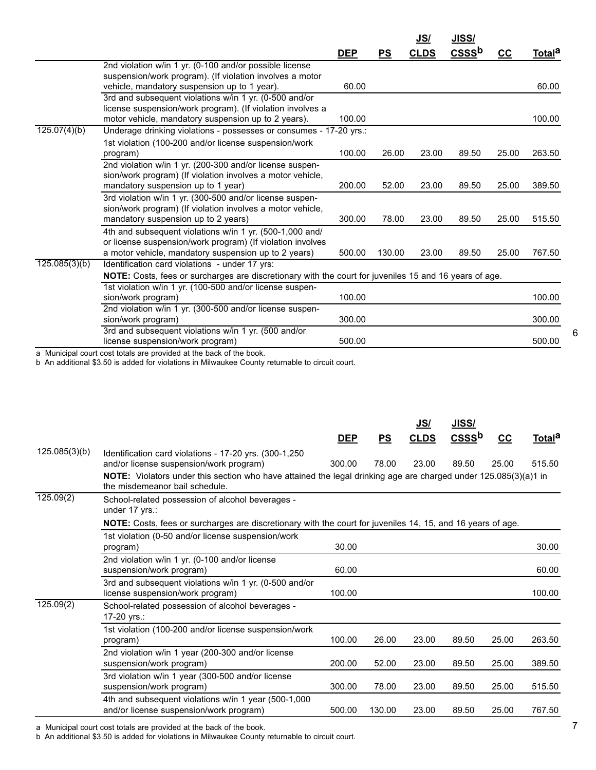| | | DEP | PS | JS/ CLDS | JISS/ CSSS[b] | CC | Total[a] |
|---|---|---|---|---|---|---|---|
| | 2nd violation w/in 1 yr. (0-100 and/or possible license suspension/work program). (If violation involves a motor vehicle, mandatory suspension up to 1 year). | 60.00 | | | | | 60.00 |
| | 3rd and subsequent violations w/in 1 yr. (0-500 and/or license suspension/work program). (If violation involves a motor vehicle, mandatory suspension up to 2 years). | 100.00 | | | | | 100.00 |
| 125.07(4)(b) | Underage drinking violations - possesses or consumes - 17-20 yrs.: | | | | | | |
| | 1st violation (100-200 and/or license suspension/work program) | 100.00 | 26.00 | 23.00 | 89.50 | 25.00 | 263.50 |
| | 2nd violation w/in 1 yr. (200-300 and/or license suspension/work program) (If violation involves a motor vehicle, mandatory suspension up to 1 year) | 200.00 | 52.00 | 23.00 | 89.50 | 25.00 | 389.50 |
| | 3rd violation w/in 1 yr. (300-500 and/or license suspension/work program) (If violation involves a motor vehicle, mandatory suspension up to 2 years) | 300.00 | 78.00 | 23.00 | 89.50 | 25.00 | 515.50 |
| | 4th and subsequent violations w/in 1 yr. (500-1,000 and/ or license suspension/work program) (If violation involves a motor vehicle, mandatory suspension up to 2 years) | 500.00 | 130.00 | 23.00 | 89.50 | 25.00 | 767.50 |
| 125.085(3)(b) | Identification card violations - under 17 yrs: | | | | | | |
| | **NOTE:** Costs, fees or surcharges are discretionary with the court for juveniles 15 and 16 years of age. | | | | | | |
| | 1st violation w/in 1 yr. (100-500 and/or license suspension/work program) | 100.00 | | | | | 100.00 |
| | 2nd violation w/in 1 yr. (300-500 and/or license suspension/work program) | 300.00 | | | | | 300.00 |
| | 3rd and subsequent violations w/in 1 yr. (500 and/or license suspension/work program) | 500.00 | | | | | 500.00 |

a Municipal court cost totals are provided at the back of the book.
b An additional $3.50 is added for violations in Milwaukee County returnable to circuit court.

| | | DEP | PS | JS/ CLDS | JISS/ CSSS[b] | CC | Total[a] |
|---|---|---|---|---|---|---|---|
| 125.085(3)(b) | Identification card violations - 17-20 yrs. (300-1,250 and/or license suspension/work program) | 300.00 | 78.00 | 23.00 | 89.50 | 25.00 | 515.50 |
| | **NOTE:** Violators under this section who have attained the legal drinking age are charged under 125.085(3)(a)1 in the misdemeanor bail schedule. | | | | | | |
| 125.09(2) | School-related possession of alcohol beverages - under 17 yrs.: | | | | | | |
| | **NOTE:** Costs, fees or surcharges are discretionary with the court for juveniles 14, 15, and 16 years of age. | | | | | | |
| | 1st violation (0-50 and/or license suspension/work program) | 30.00 | | | | | 30.00 |
| | 2nd violation w/in 1 yr. (0-100 and/or license suspension/work program) | 60.00 | | | | | 60.00 |
| | 3rd and subsequent violations w/in 1 yr. (0-500 and/or license suspension/work program) | 100.00 | | | | | 100.00 |
| 125.09(2) | School-related possession of alcohol beverages - 17-20 yrs.: | | | | | | |
| | 1st violation (100-200 and/or license suspension/work program) | 100.00 | 26.00 | 23.00 | 89.50 | 25.00 | 263.50 |
| | 2nd violation w/in 1 year (200-300 and/or license suspension/work program) | 200.00 | 52.00 | 23.00 | 89.50 | 25.00 | 389.50 |
| | 3rd violation w/in 1 year (300-500 and/or license suspension/work program) | 300.00 | 78.00 | 23.00 | 89.50 | 25.00 | 515.50 |
| | 4th and subsequent violations w/in 1 year (500-1,000 and/or license suspension/work program) | 500.00 | 130.00 | 23.00 | 89.50 | 25.00 | 767.50 |

a Municipal court cost totals are provided at the back of the book.
b An additional $3.50 is added for violations in Milwaukee County returnable to circuit court.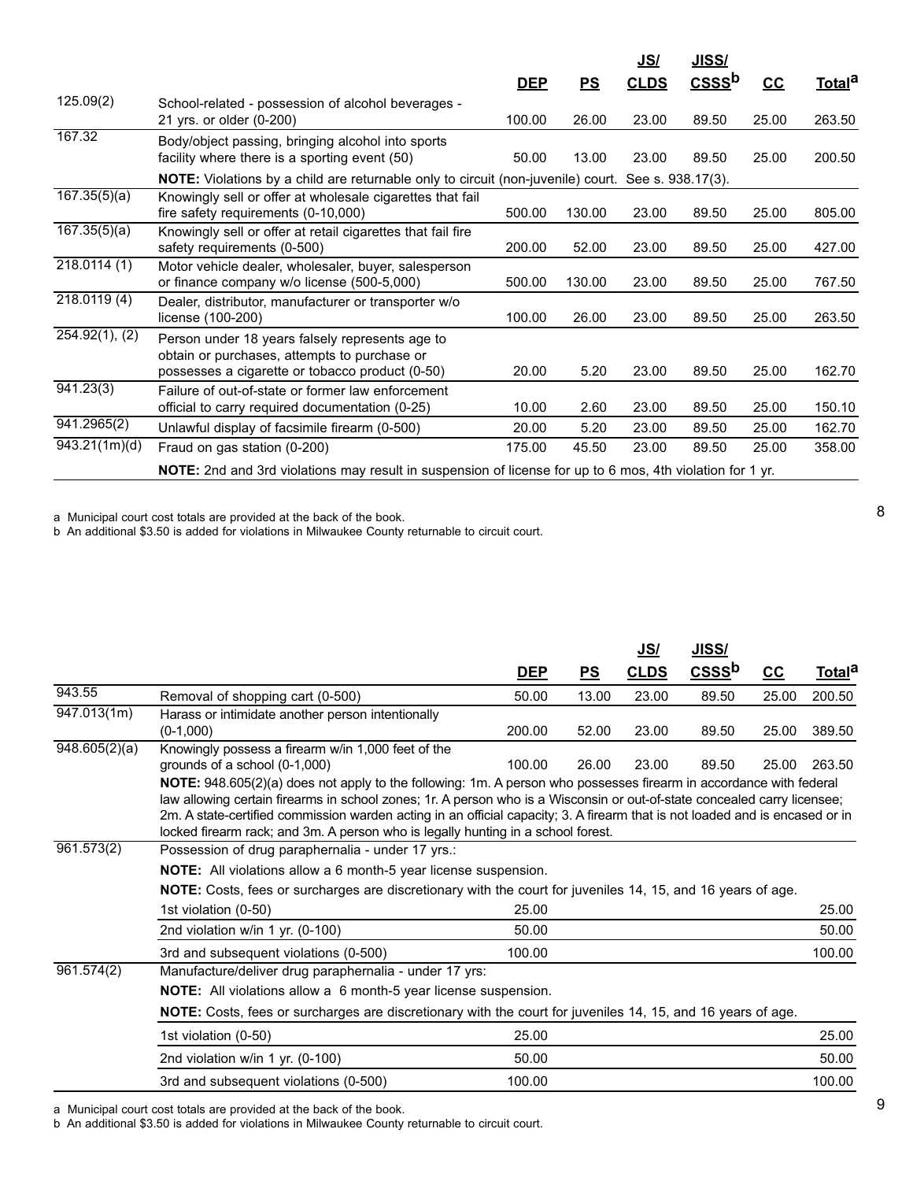| | | DEP | PS | JS/ CLDS | JISS/ CSSS[b] | CC | Total[a] |
|---|---|---|---|---|---|---|---|
| 125.09(2) | School-related - possession of alcohol beverages - 21 yrs. or older (0-200) | 100.00 | 26.00 | 23.00 | 89.50 | 25.00 | 263.50 |
| 167.32 | Body/object passing, bringing alcohol into sports facility where there is a sporting event (50) | 50.00 | 13.00 | 23.00 | 89.50 | 25.00 | 200.50 |
| | **NOTE:** Violations by a child are returnable only to circuit (non-juvenile) court. See s. 938.17(3). | | | | | | |
| 167.35(5)(a) | Knowingly sell or offer at wholesale cigarettes that fail fire safety requirements (0-10,000) | 500.00 | 130.00 | 23.00 | 89.50 | 25.00 | 805.00 |
| 167.35(5)(a) | Knowingly sell or offer at retail cigarettes that fail fire safety requirements (0-500) | 200.00 | 52.00 | 23.00 | 89.50 | 25.00 | 427.00 |
| 218.0114 (1) | Motor vehicle dealer, wholesaler, buyer, salesperson or finance company w/o license (500-5,000) | 500.00 | 130.00 | 23.00 | 89.50 | 25.00 | 767.50 |
| 218.0119 (4) | Dealer, distributor, manufacturer or transporter w/o license (100-200) | 100.00 | 26.00 | 23.00 | 89.50 | 25.00 | 263.50 |
| 254.92(1), (2) | Person under 18 years falsely represents age to obtain or purchases, attempts to purchase or possesses a cigarette or tobacco product (0-50) | 20.00 | 5.20 | 23.00 | 89.50 | 25.00 | 162.70 |
| 941.23(3) | Failure of out-of-state or former law enforcement official to carry required documentation (0-25) | 10.00 | 2.60 | 23.00 | 89.50 | 25.00 | 150.10 |
| 941.2965(2) | Unlawful display of facsimile firearm (0-500) | 20.00 | 5.20 | 23.00 | 89.50 | 25.00 | 162.70 |
| 943.21(1m)(d) | Fraud on gas station (0-200) | 175.00 | 45.50 | 23.00 | 89.50 | 25.00 | 358.00 |
| | **NOTE:** 2nd and 3rd violations may result in suspension of license for up to 6 mos, 4th violation for 1 yr. | | | | | | |

a Municipal court cost totals are provided at the back of the book.
b An additional $3.50 is added for violations in Milwaukee County returnable to circuit court.

| | | DEP | PS | JS/ CLDS | JISS/ CSSS[b] | CC | Total[a] |
|---|---|---|---|---|---|---|---|
| 943.55 | Removal of shopping cart (0-500) | 50.00 | 13.00 | 23.00 | 89.50 | 25.00 | 200.50 |
| 947.013(1m) | Harass or intimidate another person intentionally (0-1,000) | 200.00 | 52.00 | 23.00 | 89.50 | 25.00 | 389.50 |
| 948.605(2)(a) | Knowingly possess a firearm w/in 1,000 feet of the grounds of a school (0-1,000) | 100.00 | 26.00 | 23.00 | 89.50 | 25.00 | 263.50 |
| | **NOTE:** 948.605(2)(a) does not apply to the following: 1m. A person who possesses firearm in accordance with federal law allowing certain firearms in school zones; 1r. A person who is a Wisconsin or out-of-state concealed carry licensee; 2m. A state-certified commission warden acting in an official capacity; 3. A firearm that is not loaded and is encased or in locked firearm rack; and 3m. A person who is legally hunting in a school forest. | | | | | | |
| 961.573(2) | Possession of drug paraphernalia - under 17 yrs.: | | | | | | |
| | **NOTE:** All violations allow a 6 month-5 year license suspension. | | | | | | |
| | **NOTE:** Costs, fees or surcharges are discretionary with the court for juveniles 14, 15, and 16 years of age. | | | | | | |
| | 1st violation (0-50) | 25.00 | | | | | 25.00 |
| | 2nd violation w/in 1 yr. (0-100) | 50.00 | | | | | 50.00 |
| | 3rd and subsequent violations (0-500) | 100.00 | | | | | 100.00 |
| 961.574(2) | Manufacture/deliver drug paraphernalia - under 17 yrs: | | | | | | |
| | **NOTE:** All violations allow a 6 month-5 year license suspension. | | | | | | |
| | **NOTE:** Costs, fees or surcharges are discretionary with the court for juveniles 14, 15, and 16 years of age. | | | | | | |
| | 1st violation (0-50) | 25.00 | | | | | 25.00 |
| | 2nd violation w/in 1 yr. (0-100) | 50.00 | | | | | 50.00 |
| | 3rd and subsequent violations (0-500) | 100.00 | | | | | 100.00 |

a Municipal court cost totals are provided at the back of the book.
b An additional $3.50 is added for violations in Milwaukee County returnable to circuit court.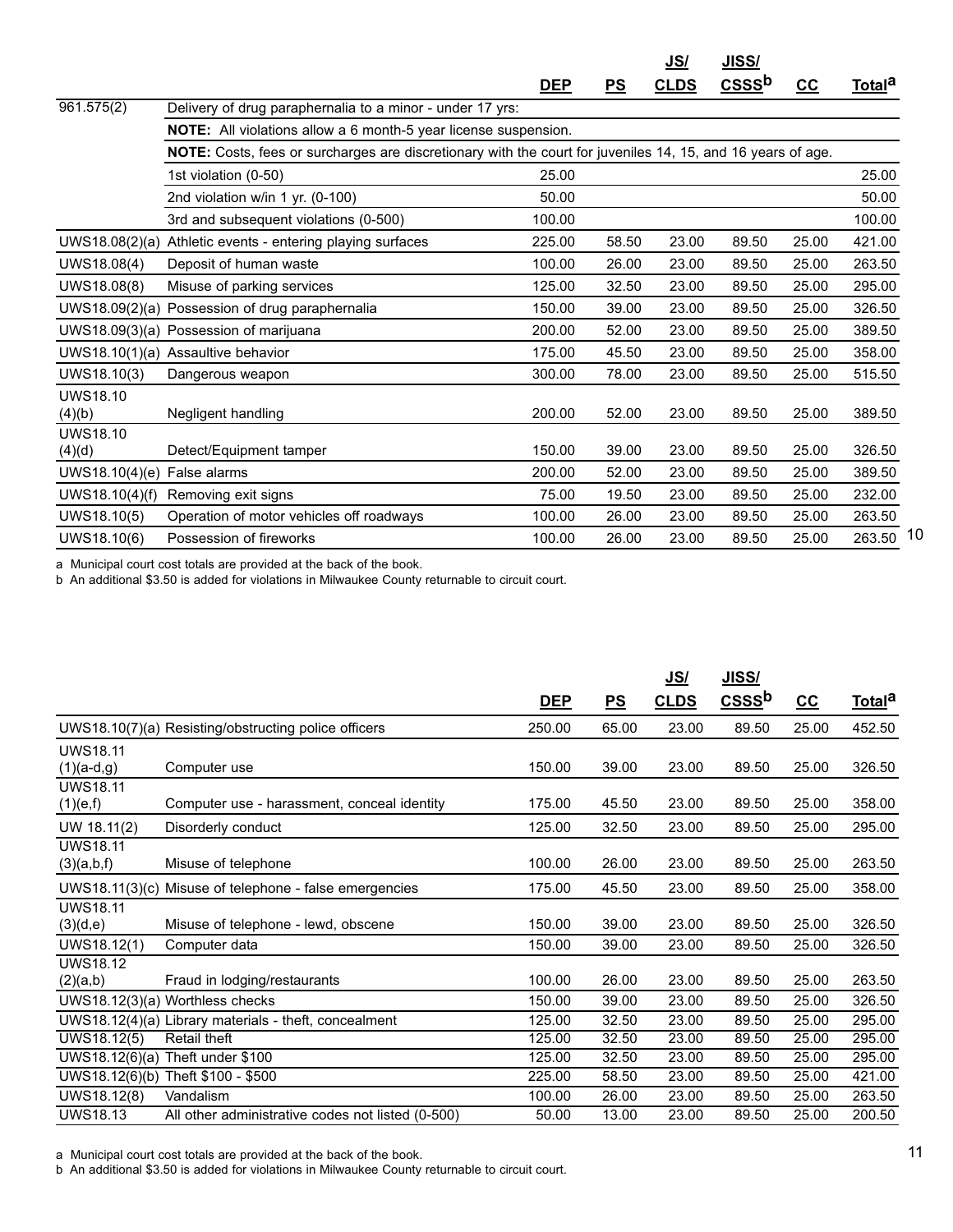| | | DEP | PS | JS/ CLDS | JISS/ CSSS[b] | CC | Total[a] |
|---|---|---|---|---|---|---|---|
| 961.575(2) | Delivery of drug paraphernalia to a minor - under 17 yrs: | | | | | | |
| | **NOTE:** All violations allow a 6 month-5 year license suspension. | | | | | | |
| | **NOTE:** Costs, fees or surcharges are discretionary with the court for juveniles 14, 15, and 16 years of age. | | | | | | |
| | 1st violation (0-50) | 25.00 | | | | | 25.00 |
| | 2nd violation w/in 1 yr. (0-100) | 50.00 | | | | | 50.00 |
| | 3rd and subsequent violations (0-500) | 100.00 | | | | | 100.00 |
| UWS18.08(2)(a) | Athletic events - entering playing surfaces | 225.00 | 58.50 | 23.00 | 89.50 | 25.00 | 421.00 |
| UWS18.08(4) | Deposit of human waste | 100.00 | 26.00 | 23.00 | 89.50 | 25.00 | 263.50 |
| UWS18.08(8) | Misuse of parking services | 125.00 | 32.50 | 23.00 | 89.50 | 25.00 | 295.00 |
| UWS18.09(2)(a) | Possession of drug paraphernalia | 150.00 | 39.00 | 23.00 | 89.50 | 25.00 | 326.50 |
| UWS18.09(3)(a) | Possession of marijuana | 200.00 | 52.00 | 23.00 | 89.50 | 25.00 | 389.50 |
| UWS18.10(1)(a) | Assaultive behavior | 175.00 | 45.50 | 23.00 | 89.50 | 25.00 | 358.00 |
| UWS18.10(3) | Dangerous weapon | 300.00 | 78.00 | 23.00 | 89.50 | 25.00 | 515.50 |
| UWS18.10 (4)(b) | Negligent handling | 200.00 | 52.00 | 23.00 | 89.50 | 25.00 | 389.50 |
| UWS18.10 (4)(d) | Detect/Equipment tamper | 150.00 | 39.00 | 23.00 | 89.50 | 25.00 | 326.50 |
| UWS18.10(4)(e) | False alarms | 200.00 | 52.00 | 23.00 | 89.50 | 25.00 | 389.50 |
| UWS18.10(4)(f) | Removing exit signs | 75.00 | 19.50 | 23.00 | 89.50 | 25.00 | 232.00 |
| UWS18.10(5) | Operation of motor vehicles off roadways | 100.00 | 26.00 | 23.00 | 89.50 | 25.00 | 263.50 |
| UWS18.10(6) | Possession of fireworks | 100.00 | 26.00 | 23.00 | 89.50 | 25.00 | 263.50 |

a Municipal court cost totals are provided at the back of the book.
b An additional $3.50 is added for violations in Milwaukee County returnable to circuit court.

| | | DEP | PS | JS/ CLDS | JISS/ CSSS[b] | CC | Total[a] |
|---|---|---|---|---|---|---|---|
| UWS18.10(7)(a) | Resisting/obstructing police officers | 250.00 | 65.00 | 23.00 | 89.50 | 25.00 | 452.50 |
| UWS18.11 (1)(a-d,g) | Computer use | 150.00 | 39.00 | 23.00 | 89.50 | 25.00 | 326.50 |
| UWS18.11 (1)(e,f) | Computer use - harassment, conceal identity | 175.00 | 45.50 | 23.00 | 89.50 | 25.00 | 358.00 |
| UW 18.11(2) | Disorderly conduct | 125.00 | 32.50 | 23.00 | 89.50 | 25.00 | 295.00 |
| UWS18.11 (3)(a,b,f) | Misuse of telephone | 100.00 | 26.00 | 23.00 | 89.50 | 25.00 | 263.50 |
| UWS18.11(3)(c) | Misuse of telephone - false emergencies | 175.00 | 45.50 | 23.00 | 89.50 | 25.00 | 358.00 |
| UWS18.11 (3)(d,e) | Misuse of telephone - lewd, obscene | 150.00 | 39.00 | 23.00 | 89.50 | 25.00 | 326.50 |
| UWS18.12(1) | Computer data | 150.00 | 39.00 | 23.00 | 89.50 | 25.00 | 326.50 |
| UWS18.12 (2)(a,b) | Fraud in lodging/restaurants | 100.00 | 26.00 | 23.00 | 89.50 | 25.00 | 263.50 |
| UWS18.12(3)(a) | Worthless checks | 150.00 | 39.00 | 23.00 | 89.50 | 25.00 | 326.50 |
| UWS18.12(4)(a) | Library materials - theft, concealment | 125.00 | 32.50 | 23.00 | 89.50 | 25.00 | 295.00 |
| UWS18.12(5) | Retail theft | 125.00 | 32.50 | 23.00 | 89.50 | 25.00 | 295.00 |
| UWS18.12(6)(a) | Theft under $100 | 125.00 | 32.50 | 23.00 | 89.50 | 25.00 | 295.00 |
| UWS18.12(6)(b) | Theft $100 - $500 | 225.00 | 58.50 | 23.00 | 89.50 | 25.00 | 421.00 |
| UWS18.12(8) | Vandalism | 100.00 | 26.00 | 23.00 | 89.50 | 25.00 | 263.50 |
| UWS18.13 | All other administrative codes not listed (0-500) | 50.00 | 13.00 | 23.00 | 89.50 | 25.00 | 200.50 |

a Municipal court cost totals are provided at the back of the book.
b An additional $3.50 is added for violations in Milwaukee County returnable to circuit court.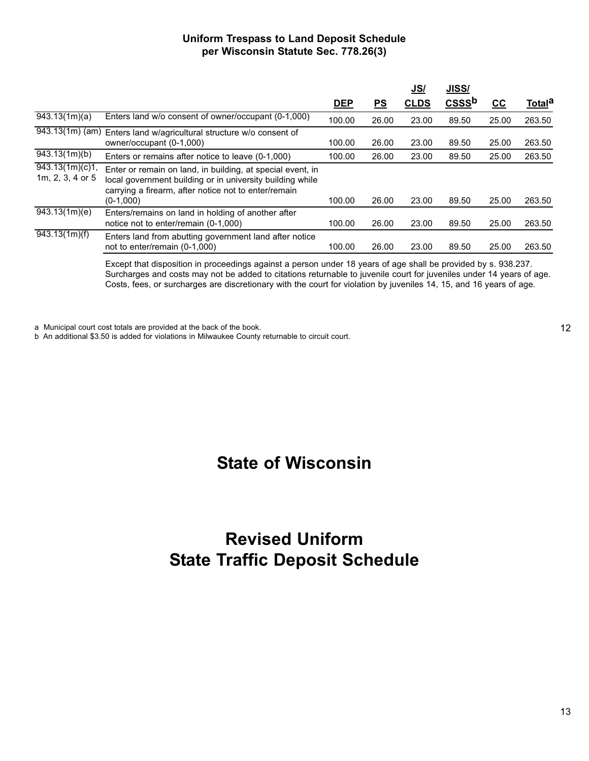**Uniform Trespass to Land Deposit Schedule**
**per Wisconsin Statute Sec. 778.26(3)**

| | | DEP | PS | JS/ CLDS | JISS/ CSSS[b] | CC | Total[a] |
|---|---|---|---|---|---|---|---|
| 943.13(1m)(a) | Enters land w/o consent of owner/occupant (0-1,000) | 100.00 | 26.00 | 23.00 | 89.50 | 25.00 | 263.50 |
| 943.13(1m) (am) | Enters land w/agricultural structure w/o consent of owner/occupant (0-1,000) | 100.00 | 26.00 | 23.00 | 89.50 | 25.00 | 263.50 |
| 943.13(1m)(b) | Enters or remains after notice to leave (0-1,000) | 100.00 | 26.00 | 23.00 | 89.50 | 25.00 | 263.50 |
| 943.13(1m)(c)1, 1m, 2, 3, 4 or 5 | Enter or remain on land, in building, at special event, in local government building or in university building while carrying a firearm, after notice not to enter/remain (0-1,000) | 100.00 | 26.00 | 23.00 | 89.50 | 25.00 | 263.50 |
| 943.13(1m)(e) | Enters/remains on land in holding of another after notice not to enter/remain (0-1,000) | 100.00 | 26.00 | 23.00 | 89.50 | 25.00 | 263.50 |
| 943.13(1m)(f) | Enters land from abutting government land after notice not to enter/remain (0-1,000) | 100.00 | 26.00 | 23.00 | 89.50 | 25.00 | 263.50 |

Except that disposition in proceedings against a person under 18 years of age shall be provided by s. 938.237. Surcharges and costs may not be added to citations returnable to juvenile court for juveniles under 14 years of age. Costs, fees, or surcharges are discretionary with the court for violation by juveniles 14, 15, and 16 years of age.

a Municipal court cost totals are provided at the back of the book.
b An additional $3.50 is added for violations in Milwaukee County returnable to circuit court.

# State of Wisconsin

# Revised Uniform State Traffic Deposit Schedule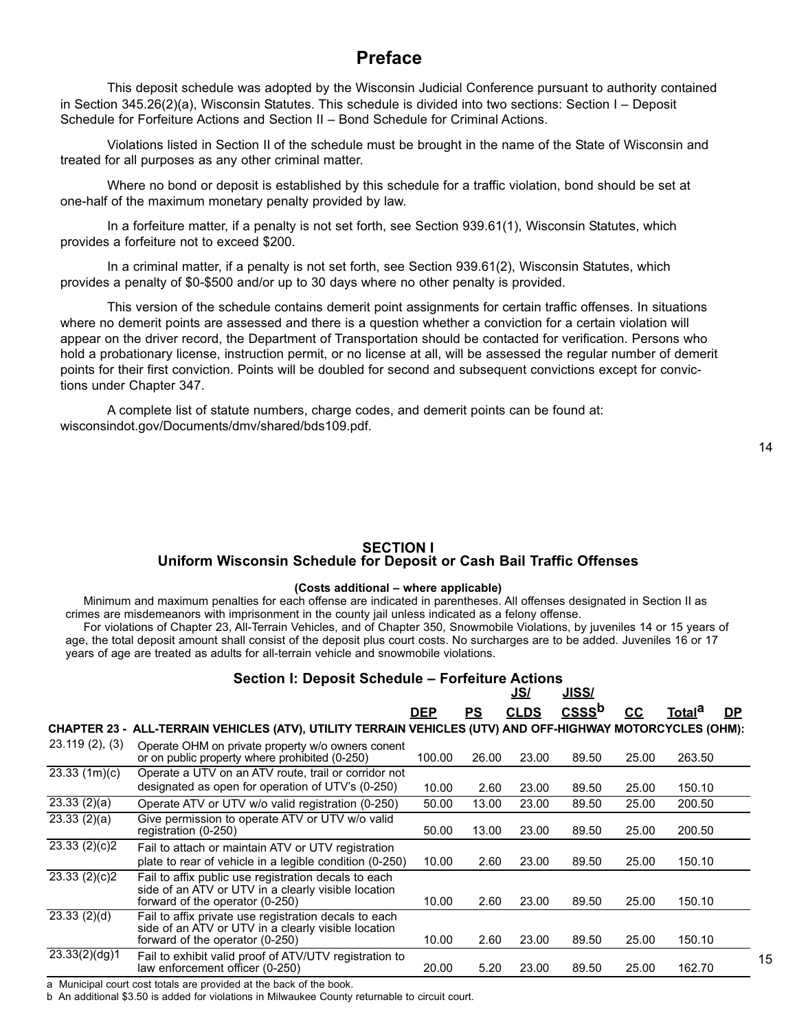# Preface

This deposit schedule was adopted by the Wisconsin Judicial Conference pursuant to authority contained in Section 345.26(2)(a), Wisconsin Statutes. This schedule is divided into two sections: Section I – Deposit Schedule for Forfeiture Actions and Section II – Bond Schedule for Criminal Actions.

Violations listed in Section II of the schedule must be brought in the name of the State of Wisconsin and treated for all purposes as any other criminal matter.

Where no bond or deposit is established by this schedule for a traffic violation, bond should be set at one-half of the maximum monetary penalty provided by law.

In a forfeiture matter, if a penalty is not set forth, see Section 939.61(1), Wisconsin Statutes, which provides a forfeiture not to exceed $200.

In a criminal matter, if a penalty is not set forth, see Section 939.61(2), Wisconsin Statutes, which provides a penalty of $0-$500 and/or up to 30 days where no other penalty is provided.

This version of the schedule contains demerit point assignments for certain traffic offenses. In situations where no demerit points are assessed and there is a question whether a conviction for a certain violation will appear on the driver record, the Department of Transportation should be contacted for verification. Persons who hold a probationary license, instruction permit, or no license at all, will be assessed the regular number of demerit points for their first conviction. Points will be doubled for second and subsequent convictions except for convictions under Chapter 347.

A complete list of statute numbers, charge codes, and demerit points can be found at: wisconsindot.gov/Documents/dmv/shared/bds109.pdf.

## SECTION I
## Uniform Wisconsin Schedule for Deposit or Cash Bail Traffic Offenses

**(Costs additional – where applicable)**

Minimum and maximum penalties for each offense are indicated in parentheses. All offenses designated in Section II as crimes are misdemeanors with imprisonment in the county jail unless indicated as a felony offense.

For violations of Chapter 23, All-Terrain Vehicles, and of Chapter 350, Snowmobile Violations, by juveniles 14 or 15 years of age, the total deposit amount shall consist of the deposit plus court costs. No surcharges are to be added. Juveniles 16 or 17 years of age are treated as adults for all-terrain vehicle and snowmobile violations.

### Section I: Deposit Schedule – Forfeiture Actions

| | | DEP | PS | JS/ CLDS | JISS/ CSSS[b] | CC | Total[a] | DP |
|---|---|---|---|---|---|---|---|---|
| **CHAPTER 23 - ALL-TERRAIN VEHICLES (ATV), UTILITY TERRAIN VEHICLES (UTV) AND OFF-HIGHWAY MOTORCYCLES (OHM):** | | | | | | | | |
| 23.119 (2), (3) | Operate OHM on private property w/o owners conent or on public property where prohibited (0-250) | 100.00 | 26.00 | 23.00 | 89.50 | 25.00 | 263.50 | |
| 23.33 (1m)(c) | Operate a UTV on an ATV route, trail or corridor not designated as open for operation of UTV's (0-250) | 10.00 | 2.60 | 23.00 | 89.50 | 25.00 | 150.10 | |
| 23.33 (2)(a) | Operate ATV or UTV w/o valid registration (0-250) | 50.00 | 13.00 | 23.00 | 89.50 | 25.00 | 200.50 | |
| 23.33 (2)(a) | Give permission to operate ATV or UTV w/o valid registration (0-250) | 50.00 | 13.00 | 23.00 | 89.50 | 25.00 | 200.50 | |
| 23.33 (2)(c)2 | Fail to attach or maintain ATV or UTV registration plate to rear of vehicle in a legible condition (0-250) | 10.00 | 2.60 | 23.00 | 89.50 | 25.00 | 150.10 | |
| 23.33 (2)(c)2 | Fail to affix public use registration decals to each side of an ATV or UTV in a clearly visible location forward of the operator (0-250) | 10.00 | 2.60 | 23.00 | 89.50 | 25.00 | 150.10 | |
| 23.33 (2)(d) | Fail to affix private use registration decals to each side of an ATV or UTV in a clearly visible location forward of the operator (0-250) | 10.00 | 2.60 | 23.00 | 89.50 | 25.00 | 150.10 | |
| 23.33(2)(dg)1 | Fail to exhibit valid proof of ATV/UTV registration to law enforcement officer (0-250) | 20.00 | 5.20 | 23.00 | 89.50 | 25.00 | 162.70 | |

a Municipal court cost totals are provided at the back of the book.

b An additional $3.50 is added for violations in Milwaukee County returnable to circuit court.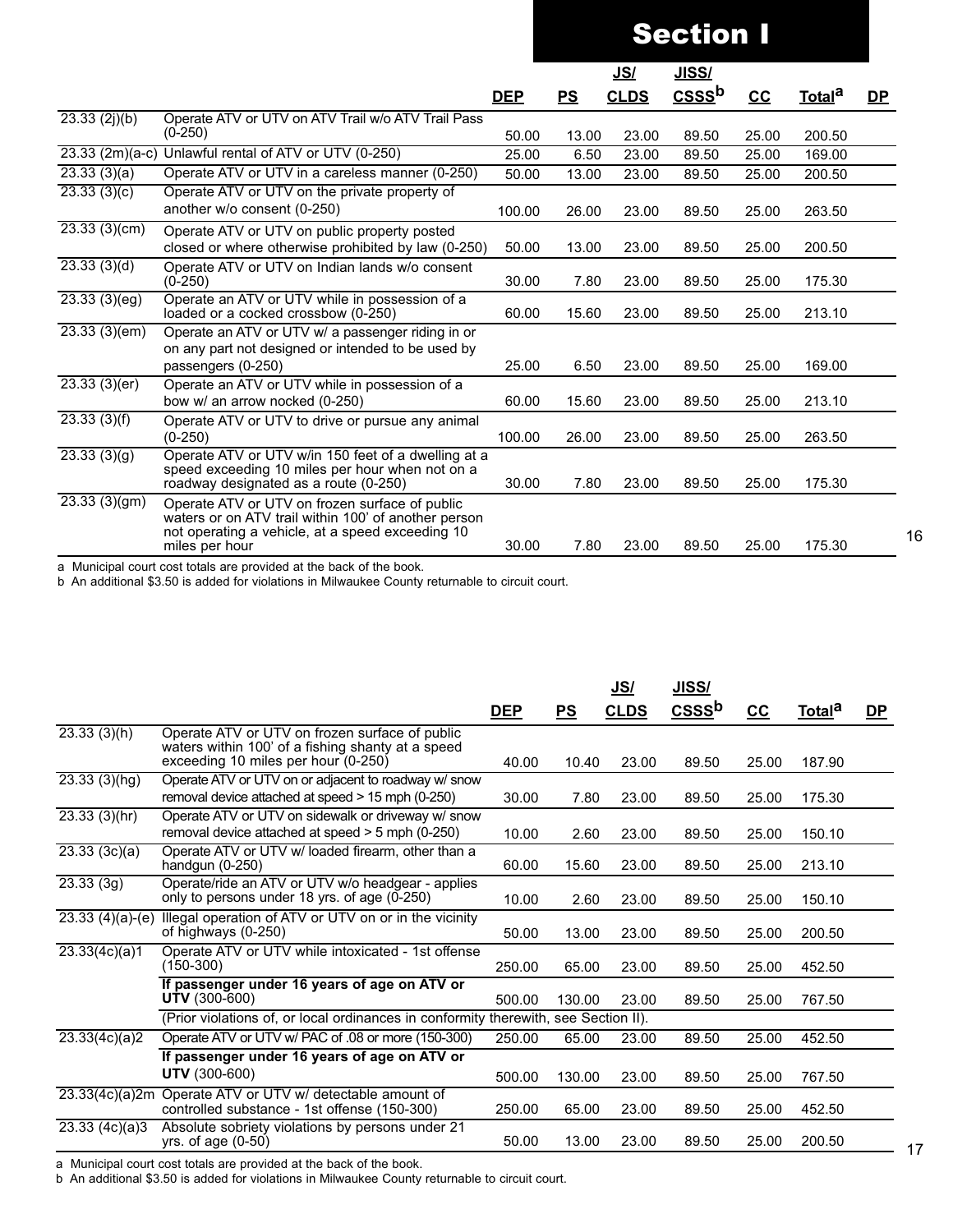# Section I

| | | DEP | PS | JS/ CLDS | JISS/ CSSS[b] | CC | Total[a] | DP |
|---|---|---|---|---|---|---|---|---|
| 23.33 (2j)(b) | Operate ATV or UTV on ATV Trail w/o ATV Trail Pass (0-250) | 50.00 | 13.00 | 23.00 | 89.50 | 25.00 | 200.50 | |
| 23.33 (2m)(a-c) | Unlawful rental of ATV or UTV (0-250) | 25.00 | 6.50 | 23.00 | 89.50 | 25.00 | 169.00 | |
| 23.33 (3)(a) | Operate ATV or UTV in a careless manner (0-250) | 50.00 | 13.00 | 23.00 | 89.50 | 25.00 | 200.50 | |
| 23.33 (3)(c) | Operate ATV or UTV on the private property of another w/o consent (0-250) | 100.00 | 26.00 | 23.00 | 89.50 | 25.00 | 263.50 | |
| 23.33 (3)(cm) | Operate ATV or UTV on public property posted closed or where otherwise prohibited by law (0-250) | 50.00 | 13.00 | 23.00 | 89.50 | 25.00 | 200.50 | |
| 23.33 (3)(d) | Operate ATV or UTV on Indian lands w/o consent (0-250) | 30.00 | 7.80 | 23.00 | 89.50 | 25.00 | 175.30 | |
| 23.33 (3)(eg) | Operate an ATV or UTV while in possession of a loaded or a cocked crossbow (0-250) | 60.00 | 15.60 | 23.00 | 89.50 | 25.00 | 213.10 | |
| 23.33 (3)(em) | Operate an ATV or UTV w/ a passenger riding in or on any part not designed or intended to be used by passengers (0-250) | 25.00 | 6.50 | 23.00 | 89.50 | 25.00 | 169.00 | |
| 23.33 (3)(er) | Operate an ATV or UTV while in possession of a bow w/ an arrow nocked (0-250) | 60.00 | 15.60 | 23.00 | 89.50 | 25.00 | 213.10 | |
| 23.33 (3)(f) | Operate ATV or UTV to drive or pursue any animal (0-250) | 100.00 | 26.00 | 23.00 | 89.50 | 25.00 | 263.50 | |
| 23.33 (3)(g) | Operate ATV or UTV w/in 150 feet of a dwelling at a speed exceeding 10 miles per hour when not on a roadway designated as a route (0-250) | 30.00 | 7.80 | 23.00 | 89.50 | 25.00 | 175.30 | |
| 23.33 (3)(gm) | Operate ATV or UTV on frozen surface of public waters or on ATV trail within 100' of another person not operating a vehicle, at a speed exceeding 10 miles per hour | 30.00 | 7.80 | 23.00 | 89.50 | 25.00 | 175.30 | |

a Municipal court cost totals are provided at the back of the book.
b An additional $3.50 is added for violations in Milwaukee County returnable to circuit court.

| | | DEP | PS | JS/ CLDS | JISS/ CSSS[b] | CC | Total[a] | DP |
|---|---|---|---|---|---|---|---|---|
| 23.33 (3)(h) | Operate ATV or UTV on frozen surface of public waters within 100' of a fishing shanty at a speed exceeding 10 miles per hour (0-250) | 40.00 | 10.40 | 23.00 | 89.50 | 25.00 | 187.90 | |
| 23.33 (3)(hg) | Operate ATV or UTV on or adjacent to roadway w/ snow removal device attached at speed > 15 mph (0-250) | 30.00 | 7.80 | 23.00 | 89.50 | 25.00 | 175.30 | |
| 23.33 (3)(hr) | Operate ATV or UTV on sidewalk or driveway w/ snow removal device attached at speed > 5 mph (0-250) | 10.00 | 2.60 | 23.00 | 89.50 | 25.00 | 150.10 | |
| 23.33 (3c)(a) | Operate ATV or UTV w/ loaded firearm, other than a handgun (0-250) | 60.00 | 15.60 | 23.00 | 89.50 | 25.00 | 213.10 | |
| 23.33 (3g) | Operate/ride an ATV or UTV w/o headgear - applies only to persons under 18 yrs. of age (0-250) | 10.00 | 2.60 | 23.00 | 89.50 | 25.00 | 150.10 | |
| 23.33 (4)(a)-(e) | Illegal operation of ATV or UTV on or in the vicinity of highways (0-250) | 50.00 | 13.00 | 23.00 | 89.50 | 25.00 | 200.50 | |
| 23.33(4c)(a)1 | Operate ATV or UTV while intoxicated - 1st offense (150-300) | 250.00 | 65.00 | 23.00 | 89.50 | 25.00 | 452.50 | |
| | **If passenger under 16 years of age on ATV or UTV** (300-600) | 500.00 | 130.00 | 23.00 | 89.50 | 25.00 | 767.50 | |
| | (Prior violations of, or local ordinances in conformity therewith, see Section II). | | | | | | | |
| 23.33(4c)(a)2 | Operate ATV or UTV w/ PAC of .08 or more (150-300) | 250.00 | 65.00 | 23.00 | 89.50 | 25.00 | 452.50 | |
| | **If passenger under 16 years of age on ATV or UTV** (300-600) | 500.00 | 130.00 | 23.00 | 89.50 | 25.00 | 767.50 | |
| 23.33(4c)(a)2m | Operate ATV or UTV w/ detectable amount of controlled substance - 1st offense (150-300) | 250.00 | 65.00 | 23.00 | 89.50 | 25.00 | 452.50 | |
| 23.33 (4c)(a)3 | Absolute sobriety violations by persons under 21 yrs. of age (0-50) | 50.00 | 13.00 | 23.00 | 89.50 | 25.00 | 200.50 | |

a Municipal court cost totals are provided at the back of the book.
b An additional $3.50 is added for violations in Milwaukee County returnable to circuit court.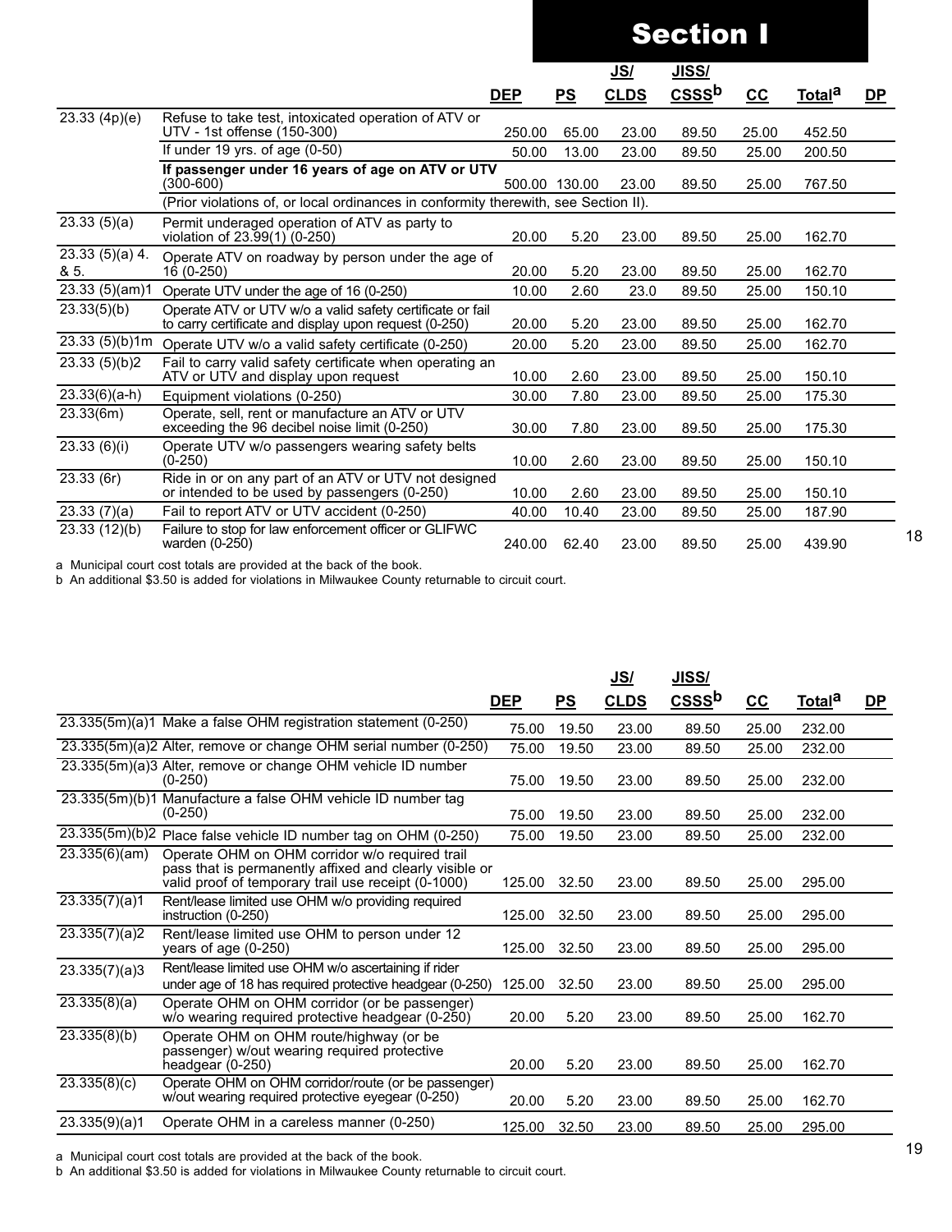# Section I

| | | DEP | PS | JS/ CLDS | JISS/ CSSS[b] | CC | Total[a] | DP |
|---|---|---|---|---|---|---|---|---|
| 23.33 (4p)(e) | Refuse to take test, intoxicated operation of ATV or UTV - 1st offense (150-300) | 250.00 | 65.00 | 23.00 | 89.50 | 25.00 | 452.50 | |
| | If under 19 yrs. of age (0-50) | 50.00 | 13.00 | 23.00 | 89.50 | 25.00 | 200.50 | |
| | **If passenger under 16 years of age on ATV or UTV** (300-600) | 500.00 | 130.00 | 23.00 | 89.50 | 25.00 | 767.50 | |
| | (Prior violations of, or local ordinances in conformity therewith, see Section II). | | | | | | | |
| 23.33 (5)(a) | Permit underaged operation of ATV as party to violation of 23.99(1) (0-250) | 20.00 | 5.20 | 23.00 | 89.50 | 25.00 | 162.70 | |
| 23.33 (5)(a) 4. & 5. | Operate ATV on roadway by person under the age of 16 (0-250) | 20.00 | 5.20 | 23.00 | 89.50 | 25.00 | 162.70 | |
| 23.33 (5)(am)1 | Operate UTV under the age of 16 (0-250) | 10.00 | 2.60 | 23.0 | 89.50 | 25.00 | 150.10 | |
| 23.33(5)(b) | Operate ATV or UTV w/o a valid safety certificate or fail to carry certificate and display upon request (0-250) | 20.00 | 5.20 | 23.00 | 89.50 | 25.00 | 162.70 | |
| 23.33 (5)(b)1m | Operate UTV w/o a valid safety certificate (0-250) | 20.00 | 5.20 | 23.00 | 89.50 | 25.00 | 162.70 | |
| 23.33 (5)(b)2 | Fail to carry valid safety certificate when operating an ATV or UTV and display upon request | 10.00 | 2.60 | 23.00 | 89.50 | 25.00 | 150.10 | |
| 23.33(6)(a-h) | Equipment violations (0-250) | 30.00 | 7.80 | 23.00 | 89.50 | 25.00 | 175.30 | |
| 23.33(6m) | Operate, sell, rent or manufacture an ATV or UTV exceeding the 96 decibel noise limit (0-250) | 30.00 | 7.80 | 23.00 | 89.50 | 25.00 | 175.30 | |
| 23.33 (6)(i) | Operate UTV w/o passengers wearing safety belts (0-250) | 10.00 | 2.60 | 23.00 | 89.50 | 25.00 | 150.10 | |
| 23.33 (6r) | Ride in or on any part of an ATV or UTV not designed or intended to be used by passengers (0-250) | 10.00 | 2.60 | 23.00 | 89.50 | 25.00 | 150.10 | |
| 23.33 (7)(a) | Fail to report ATV or UTV accident (0-250) | 40.00 | 10.40 | 23.00 | 89.50 | 25.00 | 187.90 | |
| 23.33 (12)(b) | Failure to stop for law enforcement officer or GLIFWC warden (0-250) | 240.00 | 62.40 | 23.00 | 89.50 | 25.00 | 439.90 | |

a Municipal court cost totals are provided at the back of the book.
b An additional $3.50 is added for violations in Milwaukee County returnable to circuit court.

| | | DEP | PS | JS/ CLDS | JISS/ CSSS[b] | CC | Total[a] | DP |
|---|---|---|---|---|---|---|---|---|
| 23.335(5m)(a)1 | Make a false OHM registration statement (0-250) | 75.00 | 19.50 | 23.00 | 89.50 | 25.00 | 232.00 | |
| 23.335(5m)(a)2 | Alter, remove or change OHM serial number (0-250) | 75.00 | 19.50 | 23.00 | 89.50 | 25.00 | 232.00 | |
| 23.335(5m)(a)3 | Alter, remove or change OHM vehicle ID number (0-250) | 75.00 | 19.50 | 23.00 | 89.50 | 25.00 | 232.00 | |
| 23.335(5m)(b)1 | Manufacture a false OHM vehicle ID number tag (0-250) | 75.00 | 19.50 | 23.00 | 89.50 | 25.00 | 232.00 | |
| 23.335(5m)(b)2 | Place false vehicle ID number tag on OHM (0-250) | 75.00 | 19.50 | 23.00 | 89.50 | 25.00 | 232.00 | |
| 23.335(6)(am) | Operate OHM on OHM corridor w/o required trail pass that is permanently affixed and clearly visible or valid proof of temporary trail use receipt (0-1000) | 125.00 | 32.50 | 23.00 | 89.50 | 25.00 | 295.00 | |
| 23.335(7)(a)1 | Rent/lease limited use OHM w/o providing required instruction (0-250) | 125.00 | 32.50 | 23.00 | 89.50 | 25.00 | 295.00 | |
| 23.335(7)(a)2 | Rent/lease limited use OHM to person under 12 years of age (0-250) | 125.00 | 32.50 | 23.00 | 89.50 | 25.00 | 295.00 | |
| 23.335(7)(a)3 | Rent/lease limited use OHM w/o ascertaining if rider under age of 18 has required protective headgear (0-250) | 125.00 | 32.50 | 23.00 | 89.50 | 25.00 | 295.00 | |
| 23.335(8)(a) | Operate OHM on OHM corridor (or be passenger) w/o wearing required protective headgear (0-250) | 20.00 | 5.20 | 23.00 | 89.50 | 25.00 | 162.70 | |
| 23.335(8)(b) | Operate OHM on OHM route/highway (or be passenger) w/out wearing required protective headgear (0-250) | 20.00 | 5.20 | 23.00 | 89.50 | 25.00 | 162.70 | |
| 23.335(8)(c) | Operate OHM on OHM corridor/route (or be passenger) w/out wearing required protective eyegear (0-250) | 20.00 | 5.20 | 23.00 | 89.50 | 25.00 | 162.70 | |
| 23.335(9)(a)1 | Operate OHM in a careless manner (0-250) | 125.00 | 32.50 | 23.00 | 89.50 | 25.00 | 295.00 | |

a Municipal court cost totals are provided at the back of the book.
b An additional $3.50 is added for violations in Milwaukee County returnable to circuit court.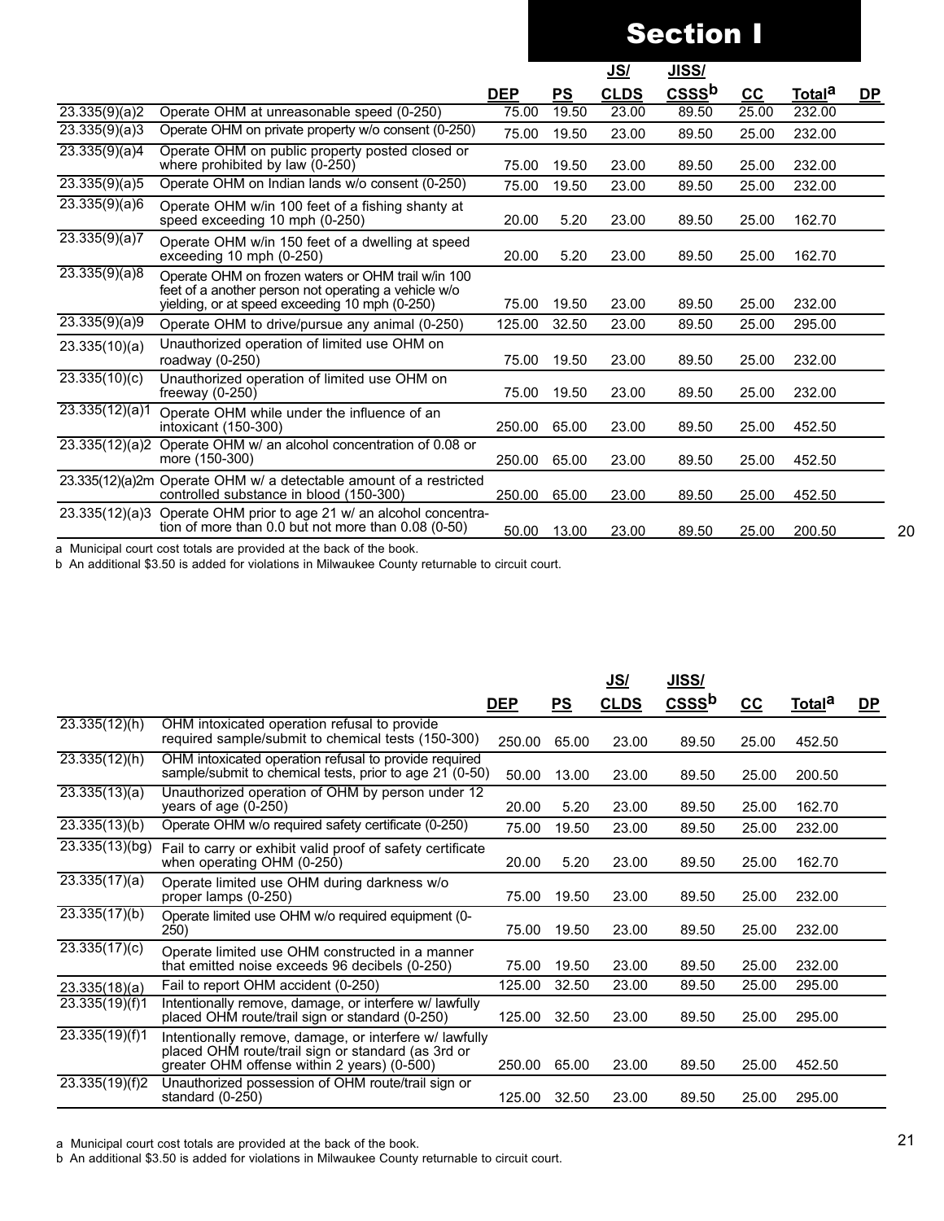# Section I

| | | DEP | PS | JS/ CLDS | JISS/ CSSS[b] | CC | Total[a] | DP |
|---|---|---|---|---|---|---|---|---|
| 23.335(9)(a)2 | Operate OHM at unreasonable speed (0-250) | 75.00 | 19.50 | 23.00 | 89.50 | 25.00 | 232.00 | |
| 23.335(9)(a)3 | Operate OHM on private property w/o consent (0-250) | 75.00 | 19.50 | 23.00 | 89.50 | 25.00 | 232.00 | |
| 23.335(9)(a)4 | Operate OHM on public property posted closed or where prohibited by law (0-250) | 75.00 | 19.50 | 23.00 | 89.50 | 25.00 | 232.00 | |
| 23.335(9)(a)5 | Operate OHM on Indian lands w/o consent (0-250) | 75.00 | 19.50 | 23.00 | 89.50 | 25.00 | 232.00 | |
| 23.335(9)(a)6 | Operate OHM w/in 100 feet of a fishing shanty at speed exceeding 10 mph (0-250) | 20.00 | 5.20 | 23.00 | 89.50 | 25.00 | 162.70 | |
| 23.335(9)(a)7 | Operate OHM w/in 150 feet of a dwelling at speed exceeding 10 mph (0-250) | 20.00 | 5.20 | 23.00 | 89.50 | 25.00 | 162.70 | |
| 23.335(9)(a)8 | Operate OHM on frozen waters or OHM trail w/in 100 feet of a another person not operating a vehicle w/o yielding, or at speed exceeding 10 mph (0-250) | 75.00 | 19.50 | 23.00 | 89.50 | 25.00 | 232.00 | |
| 23.335(9)(a)9 | Operate OHM to drive/pursue any animal (0-250) | 125.00 | 32.50 | 23.00 | 89.50 | 25.00 | 295.00 | |
| 23.335(10)(a) | Unauthorized operation of limited use OHM on roadway (0-250) | 75.00 | 19.50 | 23.00 | 89.50 | 25.00 | 232.00 | |
| 23.335(10)(c) | Unauthorized operation of limited use OHM on freeway (0-250) | 75.00 | 19.50 | 23.00 | 89.50 | 25.00 | 232.00 | |
| 23.335(12)(a)1 | Operate OHM while under the influence of an intoxicant (150-300) | 250.00 | 65.00 | 23.00 | 89.50 | 25.00 | 452.50 | |
| 23.335(12)(a)2 | Operate OHM w/ an alcohol concentration of 0.08 or more (150-300) | 250.00 | 65.00 | 23.00 | 89.50 | 25.00 | 452.50 | |
| 23.335(12)(a)2m | Operate OHM w/ a detectable amount of a restricted controlled substance in blood (150-300) | 250.00 | 65.00 | 23.00 | 89.50 | 25.00 | 452.50 | |
| 23.335(12)(a)3 | Operate OHM prior to age 21 w/ an alcohol concentration of more than 0.0 but not more than 0.08 (0-50) | 50.00 | 13.00 | 23.00 | 89.50 | 25.00 | 200.50 | |

a Municipal court cost totals are provided at the back of the book.

b An additional $3.50 is added for violations in Milwaukee County returnable to circuit court.

| | | DEP | PS | JS/ CLDS | JISS/ CSSS[b] | CC | Total[a] | DP |
|---|---|---|---|---|---|---|---|---|
| 23.335(12)(h) | OHM intoxicated operation refusal to provide required sample/submit to chemical tests (150-300) | 250.00 | 65.00 | 23.00 | 89.50 | 25.00 | 452.50 | |
| 23.335(12)(h) | OHM intoxicated operation refusal to provide required sample/submit to chemical tests, prior to age 21 (0-50) | 50.00 | 13.00 | 23.00 | 89.50 | 25.00 | 200.50 | |
| 23.335(13)(a) | Unauthorized operation of OHM by person under 12 years of age (0-250) | 20.00 | 5.20 | 23.00 | 89.50 | 25.00 | 162.70 | |
| 23.335(13)(b) | Operate OHM w/o required safety certificate (0-250) | 75.00 | 19.50 | 23.00 | 89.50 | 25.00 | 232.00 | |
| 23.335(13)(bg) | Fail to carry or exhibit valid proof of safety certificate when operating OHM (0-250) | 20.00 | 5.20 | 23.00 | 89.50 | 25.00 | 162.70 | |
| 23.335(17)(a) | Operate limited use OHM during darkness w/o proper lamps (0-250) | 75.00 | 19.50 | 23.00 | 89.50 | 25.00 | 232.00 | |
| 23.335(17)(b) | Operate limited use OHM w/o required equipment (0-250) | 75.00 | 19.50 | 23.00 | 89.50 | 25.00 | 232.00 | |
| 23.335(17)(c) | Operate limited use OHM constructed in a manner that emitted noise exceeds 96 decibels (0-250) | 75.00 | 19.50 | 23.00 | 89.50 | 25.00 | 232.00 | |
| 23.335(18)(a) | Fail to report OHM accident (0-250) | 125.00 | 32.50 | 23.00 | 89.50 | 25.00 | 295.00 | |
| 23.335(19)(f)1 | Intentionally remove, damage, or interfere w/ lawfully placed OHM route/trail sign or standard (0-250) | 125.00 | 32.50 | 23.00 | 89.50 | 25.00 | 295.00 | |
| 23.335(19)(f)1 | Intentionally remove, damage, or interfere w/ lawfully placed OHM route/trail sign or standard (as 3rd or greater OHM offense within 2 years) (0-500) | 250.00 | 65.00 | 23.00 | 89.50 | 25.00 | 452.50 | |
| 23.335(19)(f)2 | Unauthorized possession of OHM route/trail sign or standard (0-250) | 125.00 | 32.50 | 23.00 | 89.50 | 25.00 | 295.00 | |

a Municipal court cost totals are provided at the back of the book.

b An additional $3.50 is added for violations in Milwaukee County returnable to circuit court.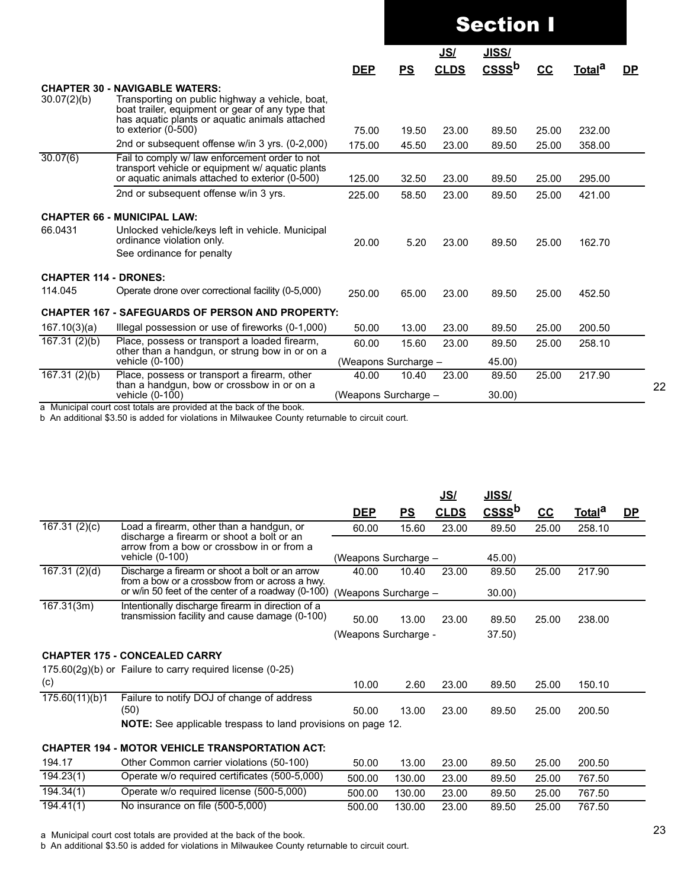# Section I

| | | DEP | PS | JS/ CLDS | JISS/ CSSS[b] | CC | Total[a] | DP |
|---|---|---|---|---|---|---|---|---|
| **CHAPTER 30 - NAVIGABLE WATERS:** | | | | | | | | |
| 30.07(2)(b) | Transporting on public highway a vehicle, boat, boat trailer, equipment or gear of any type that has aquatic plants or aquatic animals attached to exterior (0-500) | 75.00 | 19.50 | 23.00 | 89.50 | 25.00 | 232.00 | |
| | 2nd or subsequent offense w/in 3 yrs. (0-2,000) | 175.00 | 45.50 | 23.00 | 89.50 | 25.00 | 358.00 | |
| 30.07(6) | Fail to comply w/ law enforcement order to not transport vehicle or equipment w/ aquatic plants or aquatic animals attached to exterior (0-500) | 125.00 | 32.50 | 23.00 | 89.50 | 25.00 | 295.00 | |
| | 2nd or subsequent offense w/in 3 yrs. | 225.00 | 58.50 | 23.00 | 89.50 | 25.00 | 421.00 | |
| **CHAPTER 66 - MUNICIPAL LAW:** | | | | | | | | |
| 66.0431 | Unlocked vehicle/keys left in vehicle. Municipal ordinance violation only. See ordinance for penalty | 20.00 | 5.20 | 23.00 | 89.50 | 25.00 | 162.70 | |
| **CHAPTER 114 - DRONES:** | | | | | | | | |
| 114.045 | Operate drone over correctional facility (0-5,000) | 250.00 | 65.00 | 23.00 | 89.50 | 25.00 | 452.50 | |
| **CHAPTER 167 - SAFEGUARDS OF PERSON AND PROPERTY:** | | | | | | | | |
| 167.10(3)(a) | Illegal possession or use of fireworks (0-1,000) | 50.00 | 13.00 | 23.00 | 89.50 | 25.00 | 200.50 | |
| 167.31 (2)(b) | Place, possess or transport a loaded firearm, other than a handgun, or strung bow in or on a vehicle (0-100) | 60.00 | 15.60 | 23.00 | 89.50 | 25.00 | 258.10 | |
| | | (Weapons Surcharge – | | | 45.00) | | | |
| 167.31 (2)(b) | Place, possess or transport a firearm, other than a handgun, bow or crossbow in or on a vehicle (0-100) | 40.00 | 10.40 | 23.00 | 89.50 | 25.00 | 217.90 | |
| | | (Weapons Surcharge – | | | 30.00) | | | |

a Municipal court cost totals are provided at the back of the book.
b An additional $3.50 is added for violations in Milwaukee County returnable to circuit court.

| | | DEP | PS | JS/ CLDS | JISS/ CSSS[b] | CC | Total[a] | DP |
|---|---|---|---|---|---|---|---|---|
| 167.31 (2)(c) | Load a firearm, other than a handgun, or discharge a firearm or shoot a bolt or an arrow from a bow or crossbow in or from a vehicle (0-100) | 60.00 | 15.60 | 23.00 | 89.50 | 25.00 | 258.10 | |
| | | (Weapons Surcharge – | | | 45.00) | | | |
| 167.31 (2)(d) | Discharge a firearm or shoot a bolt or an arrow from a bow or a crossbow from or across a hwy. or w/in 50 feet of the center of a roadway (0-100) | 40.00 | 10.40 | 23.00 | 89.50 | 25.00 | 217.90 | |
| | | (Weapons Surcharge – | | | 30.00) | | | |
| 167.31(3m) | Intentionally discharge firearm in direction of a transmission facility and cause damage (0-100) | 50.00 | 13.00 | 23.00 | 89.50 | 25.00 | 238.00 | |
| | | (Weapons Surcharge - | | | 37.50) | | | |
| **CHAPTER 175 - CONCEALED CARRY** | | | | | | | | |
| 175.60(2g)(b) or (c) | Failure to carry required license (0-25) | 10.00 | 2.60 | 23.00 | 89.50 | 25.00 | 150.10 | |
| 175.60(11)(b)1 | Failure to notify DOJ of change of address (50) | 50.00 | 13.00 | 23.00 | 89.50 | 25.00 | 200.50 | |
| | **NOTE:** See applicable trespass to land provisions on page 12. | | | | | | | |
| **CHAPTER 194 - MOTOR VEHICLE TRANSPORTATION ACT:** | | | | | | | | |
| 194.17 | Other Common carrier violations (50-100) | 50.00 | 13.00 | 23.00 | 89.50 | 25.00 | 200.50 | |
| 194.23(1) | Operate w/o required certificates (500-5,000) | 500.00 | 130.00 | 23.00 | 89.50 | 25.00 | 767.50 | |
| 194.34(1) | Operate w/o required license (500-5,000) | 500.00 | 130.00 | 23.00 | 89.50 | 25.00 | 767.50 | |
| 194.41(1) | No insurance on file (500-5,000) | 500.00 | 130.00 | 23.00 | 89.50 | 25.00 | 767.50 | |

a Municipal court cost totals are provided at the back of the book.
b An additional $3.50 is added for violations in Milwaukee County returnable to circuit court.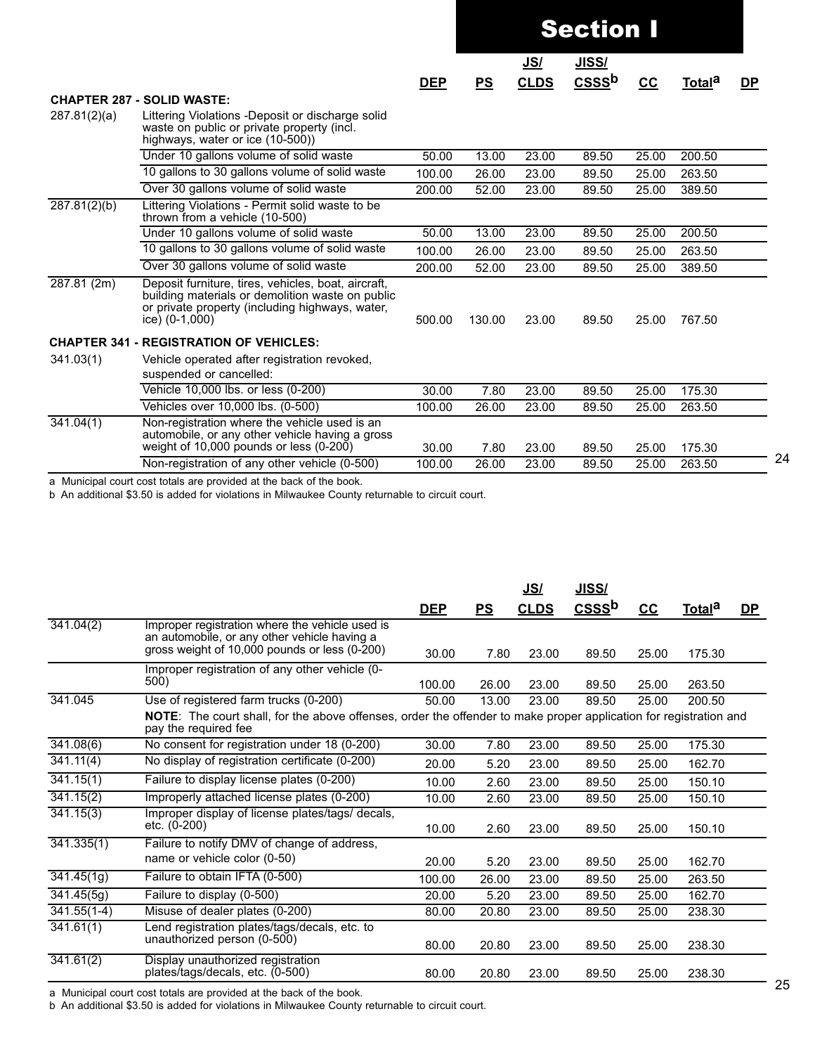# Section I

| | | DEP | PS | JS/ CLDS | JISS/ CSSS[b] | CC | Total[a] | DP |
|---|---|---|---|---|---|---|---|---|
| **CHAPTER 287 - SOLID WASTE:** | | | | | | | | |
| 287.81(2)(a) | Littering Violations -Deposit or discharge solid waste on public or private property (incl. highways, water or ice (10-500)) | | | | | | | |
| | Under 10 gallons volume of solid waste | 50.00 | 13.00 | 23.00 | 89.50 | 25.00 | 200.50 | |
| | 10 gallons to 30 gallons volume of solid waste | 100.00 | 26.00 | 23.00 | 89.50 | 25.00 | 263.50 | |
| | Over 30 gallons volume of solid waste | 200.00 | 52.00 | 23.00 | 89.50 | 25.00 | 389.50 | |
| 287.81(2)(b) | Littering Violations - Permit solid waste to be thrown from a vehicle (10-500) | | | | | | | |
| | Under 10 gallons volume of solid waste | 50.00 | 13.00 | 23.00 | 89.50 | 25.00 | 200.50 | |
| | 10 gallons to 30 gallons volume of solid waste | 100.00 | 26.00 | 23.00 | 89.50 | 25.00 | 263.50 | |
| | Over 30 gallons volume of solid waste | 200.00 | 52.00 | 23.00 | 89.50 | 25.00 | 389.50 | |
| 287.81 (2m) | Deposit furniture, tires, vehicles, boat, aircraft, building materials or demolition waste on public or private property (including highways, water, ice) (0-1,000) | 500.00 | 130.00 | 23.00 | 89.50 | 25.00 | 767.50 | |
| **CHAPTER 341 - REGISTRATION OF VEHICLES:** | | | | | | | | |
| 341.03(1) | Vehicle operated after registration revoked, suspended or cancelled: | | | | | | | |
| | Vehicle 10,000 lbs. or less (0-200) | 30.00 | 7.80 | 23.00 | 89.50 | 25.00 | 175.30 | |
| | Vehicles over 10,000 lbs. (0-500) | 100.00 | 26.00 | 23.00 | 89.50 | 25.00 | 263.50 | |
| 341.04(1) | Non-registration where the vehicle used is an automobile, or any other vehicle having a gross weight of 10,000 pounds or less (0-200) | 30.00 | 7.80 | 23.00 | 89.50 | 25.00 | 175.30 | |
| | Non-registration of any other vehicle (0-500) | 100.00 | 26.00 | 23.00 | 89.50 | 25.00 | 263.50 | |

a Municipal court cost totals are provided at the back of the book.
b An additional $3.50 is added for violations in Milwaukee County returnable to circuit court.

| | | DEP | PS | JS/ CLDS | JISS/ CSSS[b] | CC | Total[a] | DP |
|---|---|---|---|---|---|---|---|---|
| 341.04(2) | Improper registration where the vehicle used is an automobile, or any other vehicle having a gross weight of 10,000 pounds or less (0-200) | 30.00 | 7.80 | 23.00 | 89.50 | 25.00 | 175.30 | |
| | Improper registration of any other vehicle (0-500) | 100.00 | 26.00 | 23.00 | 89.50 | 25.00 | 263.50 | |
| 341.045 | Use of registered farm trucks (0-200) | 50.00 | 13.00 | 23.00 | 89.50 | 25.00 | 200.50 | |
| | **NOTE**: The court shall, for the above offenses, order the offender to make proper application for registration and pay the required fee | | | | | | | |
| 341.08(6) | No consent for registration under 18 (0-200) | 30.00 | 7.80 | 23.00 | 89.50 | 25.00 | 175.30 | |
| 341.11(4) | No display of registration certificate (0-200) | 20.00 | 5.20 | 23.00 | 89.50 | 25.00 | 162.70 | |
| 341.15(1) | Failure to display license plates (0-200) | 10.00 | 2.60 | 23.00 | 89.50 | 25.00 | 150.10 | |
| 341.15(2) | Improperly attached license plates (0-200) | 10.00 | 2.60 | 23.00 | 89.50 | 25.00 | 150.10 | |
| 341.15(3) | Improper display of license plates/tags/ decals, etc. (0-200) | 10.00 | 2.60 | 23.00 | 89.50 | 25.00 | 150.10 | |
| 341.335(1) | Failure to notify DMV of change of address, name or vehicle color (0-50) | 20.00 | 5.20 | 23.00 | 89.50 | 25.00 | 162.70 | |
| 341.45(1g) | Failure to obtain IFTA (0-500) | 100.00 | 26.00 | 23.00 | 89.50 | 25.00 | 263.50 | |
| 341.45(5g) | Failure to display (0-500) | 20.00 | 5.20 | 23.00 | 89.50 | 25.00 | 162.70 | |
| 341.55(1-4) | Misuse of dealer plates (0-200) | 80.00 | 20.80 | 23.00 | 89.50 | 25.00 | 238.30 | |
| 341.61(1) | Lend registration plates/tags/decals, etc. to unauthorized person (0-500) | 80.00 | 20.80 | 23.00 | 89.50 | 25.00 | 238.30 | |
| 341.61(2) | Display unauthorized registration plates/tags/decals, etc. (0-500) | 80.00 | 20.80 | 23.00 | 89.50 | 25.00 | 238.30 | |

a Municipal court cost totals are provided at the back of the book.
b An additional $3.50 is added for violations in Milwaukee County returnable to circuit court.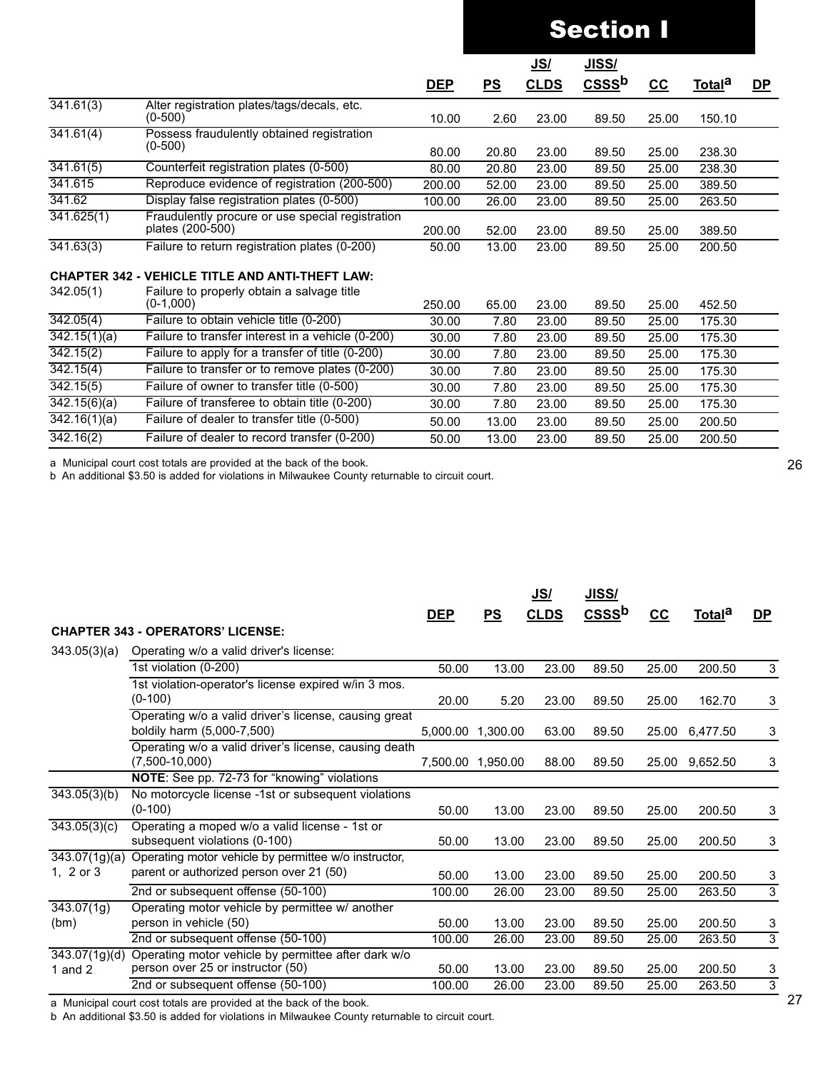# Section I

| | | DEP | PS | JS/ CLDS | JISS/ CSSS[b] | CC | Total[a] | DP |
|---|---|---|---|---|---|---|---|---|
| 341.61(3) | Alter registration plates/tags/decals, etc. (0-500) | 10.00 | 2.60 | 23.00 | 89.50 | 25.00 | 150.10 | |
| 341.61(4) | Possess fraudulently obtained registration (0-500) | 80.00 | 20.80 | 23.00 | 89.50 | 25.00 | 238.30 | |
| 341.61(5) | Counterfeit registration plates (0-500) | 80.00 | 20.80 | 23.00 | 89.50 | 25.00 | 238.30 | |
| 341.615 | Reproduce evidence of registration (200-500) | 200.00 | 52.00 | 23.00 | 89.50 | 25.00 | 389.50 | |
| 341.62 | Display false registration plates (0-500) | 100.00 | 26.00 | 23.00 | 89.50 | 25.00 | 263.50 | |
| 341.625(1) | Fraudulently procure or use special registration plates (200-500) | 200.00 | 52.00 | 23.00 | 89.50 | 25.00 | 389.50 | |
| 341.63(3) | Failure to return registration plates (0-200) | 50.00 | 13.00 | 23.00 | 89.50 | 25.00 | 200.50 | |
| **CHAPTER 342 - VEHICLE TITLE AND ANTI-THEFT LAW:** | | | | | | | | |
| 342.05(1) | Failure to properly obtain a salvage title (0-1,000) | 250.00 | 65.00 | 23.00 | 89.50 | 25.00 | 452.50 | |
| 342.05(4) | Failure to obtain vehicle title (0-200) | 30.00 | 7.80 | 23.00 | 89.50 | 25.00 | 175.30 | |
| 342.15(1)(a) | Failure to transfer interest in a vehicle (0-200) | 30.00 | 7.80 | 23.00 | 89.50 | 25.00 | 175.30 | |
| 342.15(2) | Failure to apply for a transfer of title (0-200) | 30.00 | 7.80 | 23.00 | 89.50 | 25.00 | 175.30 | |
| 342.15(4) | Failure to transfer or to remove plates (0-200) | 30.00 | 7.80 | 23.00 | 89.50 | 25.00 | 175.30 | |
| 342.15(5) | Failure of owner to transfer title (0-500) | 30.00 | 7.80 | 23.00 | 89.50 | 25.00 | 175.30 | |
| 342.15(6)(a) | Failure of transferee to obtain title (0-200) | 30.00 | 7.80 | 23.00 | 89.50 | 25.00 | 175.30 | |
| 342.16(1)(a) | Failure of dealer to transfer title (0-500) | 50.00 | 13.00 | 23.00 | 89.50 | 25.00 | 200.50 | |
| 342.16(2) | Failure of dealer to record transfer (0-200) | 50.00 | 13.00 | 23.00 | 89.50 | 25.00 | 200.50 | |

a Municipal court cost totals are provided at the back of the book.
b An additional $3.50 is added for violations in Milwaukee County returnable to circuit court.

| | | DEP | PS | JS/ CLDS | JISS/ CSSS[b] | CC | Total[a] | DP |
|---|---|---|---|---|---|---|---|---|
| **CHAPTER 343 - OPERATORS' LICENSE:** | | | | | | | | |
| 343.05(3)(a) | Operating w/o a valid driver's license: | | | | | | | |
| | 1st violation (0-200) | 50.00 | 13.00 | 23.00 | 89.50 | 25.00 | 200.50 | 3 |
| | 1st violation-operator's license expired w/in 3 mos. (0-100) | 20.00 | 5.20 | 23.00 | 89.50 | 25.00 | 162.70 | 3 |
| | Operating w/o a valid driver's license, causing great boldily harm (5,000-7,500) | 5,000.00 | 1,300.00 | 63.00 | 89.50 | 25.00 | 6,477.50 | 3 |
| | Operating w/o a valid driver's license, causing death (7,500-10,000) | 7,500.00 | 1,950.00 | 88.00 | 89.50 | 25.00 | 9,652.50 | 3 |
| | **NOTE**: See pp. 72-73 for "knowing" violations | | | | | | | |
| 343.05(3)(b) | No motorcycle license -1st or subsequent violations (0-100) | 50.00 | 13.00 | 23.00 | 89.50 | 25.00 | 200.50 | 3 |
| 343.05(3)(c) | Operating a moped w/o a valid license - 1st or subsequent violations (0-100) | 50.00 | 13.00 | 23.00 | 89.50 | 25.00 | 200.50 | 3 |
| 343.07(1g)(a) 1, 2 or 3 | Operating motor vehicle by permittee w/o instructor, parent or authorized person over 21 (50) | 50.00 | 13.00 | 23.00 | 89.50 | 25.00 | 200.50 | 3 |
| | 2nd or subsequent offense (50-100) | 100.00 | 26.00 | 23.00 | 89.50 | 25.00 | 263.50 | 3 |
| 343.07(1g) (bm) | Operating motor vehicle by permittee w/ another person in vehicle (50) | 50.00 | 13.00 | 23.00 | 89.50 | 25.00 | 200.50 | 3 |
| | 2nd or subsequent offense (50-100) | 100.00 | 26.00 | 23.00 | 89.50 | 25.00 | 263.50 | 3 |
| 343.07(1g)(d) 1 and 2 | Operating motor vehicle by permittee after dark w/o person over 25 or instructor (50) | 50.00 | 13.00 | 23.00 | 89.50 | 25.00 | 200.50 | 3 |
| | 2nd or subsequent offense (50-100) | 100.00 | 26.00 | 23.00 | 89.50 | 25.00 | 263.50 | 3 |

a Municipal court cost totals are provided at the back of the book.
b An additional $3.50 is added for violations in Milwaukee County returnable to circuit court.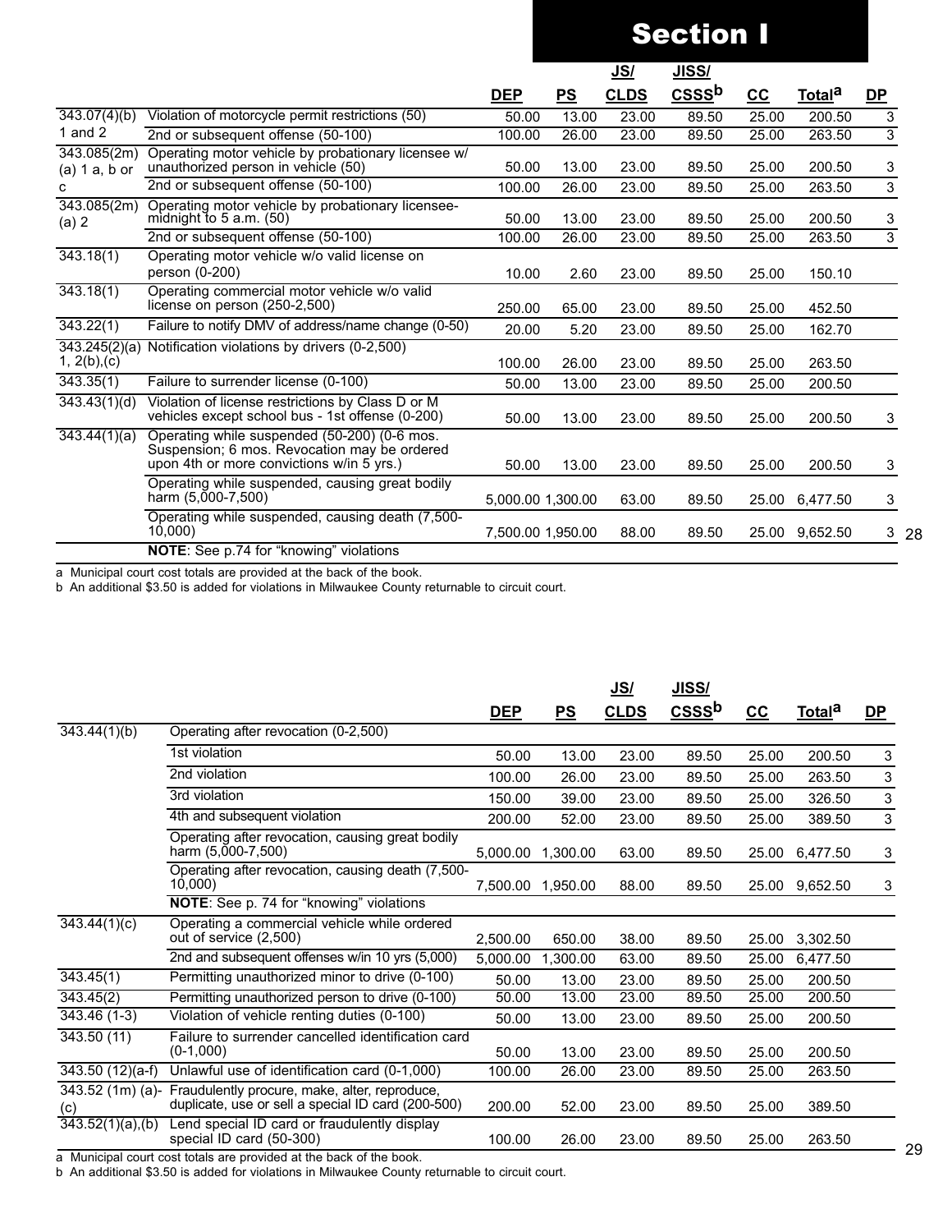# Section I

| | | DEP | PS | JS/ CLDS | JISS/ CSSS[b] | CC | Total[a] | DP |
|---|---|---|---|---|---|---|---|---|
| 343.07(4)(b) 1 and 2 | Violation of motorcycle permit restrictions (50) | 50.00 | 13.00 | 23.00 | 89.50 | 25.00 | 200.50 | 3 |
| | 2nd or subsequent offense (50-100) | 100.00 | 26.00 | 23.00 | 89.50 | 25.00 | 263.50 | 3 |
| 343.085(2m) (a) 1 a, b or c | Operating motor vehicle by probationary licensee w/ unauthorized person in vehicle (50) | 50.00 | 13.00 | 23.00 | 89.50 | 25.00 | 200.50 | 3 |
| | 2nd or subsequent offense (50-100) | 100.00 | 26.00 | 23.00 | 89.50 | 25.00 | 263.50 | 3 |
| 343.085(2m) (a) 2 | Operating motor vehicle by probationary licensee-midnight to 5 a.m. (50) | 50.00 | 13.00 | 23.00 | 89.50 | 25.00 | 200.50 | 3 |
| | 2nd or subsequent offense (50-100) | 100.00 | 26.00 | 23.00 | 89.50 | 25.00 | 263.50 | 3 |
| 343.18(1) | Operating motor vehicle w/o valid license on person (0-200) | 10.00 | 2.60 | 23.00 | 89.50 | 25.00 | 150.10 | |
| 343.18(1) | Operating commercial motor vehicle w/o valid license on person (250-2,500) | 250.00 | 65.00 | 23.00 | 89.50 | 25.00 | 452.50 | |
| 343.22(1) | Failure to notify DMV of address/name change (0-50) | 20.00 | 5.20 | 23.00 | 89.50 | 25.00 | 162.70 | |
| 343.245(2)(a) 1, 2(b),(c) | Notification violations by drivers (0-2,500) | 100.00 | 26.00 | 23.00 | 89.50 | 25.00 | 263.50 | |
| 343.35(1) | Failure to surrender license (0-100) | 50.00 | 13.00 | 23.00 | 89.50 | 25.00 | 200.50 | |
| 343.43(1)(d) | Violation of license restrictions by Class D or M vehicles except school bus - 1st offense (0-200) | 50.00 | 13.00 | 23.00 | 89.50 | 25.00 | 200.50 | 3 |
| 343.44(1)(a) | Operating while suspended (50-200) (0-6 mos. Suspension; 6 mos. Revocation may be ordered upon 4th or more convictions w/in 5 yrs.) | 50.00 | 13.00 | 23.00 | 89.50 | 25.00 | 200.50 | 3 |
| | Operating while suspended, causing great bodily harm (5,000-7,500) | 5,000.00 | 1,300.00 | 63.00 | 89.50 | 25.00 | 6,477.50 | 3 |
| | Operating while suspended, causing death (7,500-10,000) | 7,500.00 | 1,950.00 | 88.00 | 89.50 | 25.00 | 9,652.50 | 3 |
| | **NOTE**: See p.74 for "knowing" violations | | | | | | | |

a Municipal court cost totals are provided at the back of the book.
b An additional $3.50 is added for violations in Milwaukee County returnable to circuit court.

| | | DEP | PS | JS/ CLDS | JISS/ CSSS[b] | CC | Total[a] | DP |
|---|---|---|---|---|---|---|---|---|
| 343.44(1)(b) | Operating after revocation (0-2,500) | | | | | | | |
| | 1st violation | 50.00 | 13.00 | 23.00 | 89.50 | 25.00 | 200.50 | 3 |
| | 2nd violation | 100.00 | 26.00 | 23.00 | 89.50 | 25.00 | 263.50 | 3 |
| | 3rd violation | 150.00 | 39.00 | 23.00 | 89.50 | 25.00 | 326.50 | 3 |
| | 4th and subsequent violation | 200.00 | 52.00 | 23.00 | 89.50 | 25.00 | 389.50 | 3 |
| | Operating after revocation, causing great bodily harm (5,000-7,500) | 5,000.00 | 1,300.00 | 63.00 | 89.50 | 25.00 | 6,477.50 | 3 |
| | Operating after revocation, causing death (7,500-10,000) | 7,500.00 | 1,950.00 | 88.00 | 89.50 | 25.00 | 9,652.50 | 3 |
| | **NOTE**: See p. 74 for "knowing" violations | | | | | | | |
| 343.44(1)(c) | Operating a commercial vehicle while ordered out of service (2,500) | 2,500.00 | 650.00 | 38.00 | 89.50 | 25.00 | 3,302.50 | |
| | 2nd and subsequent offenses w/in 10 yrs (5,000) | 5,000.00 | 1,300.00 | 63.00 | 89.50 | 25.00 | 6,477.50 | |
| 343.45(1) | Permitting unauthorized minor to drive (0-100) | 50.00 | 13.00 | 23.00 | 89.50 | 25.00 | 200.50 | |
| 343.45(2) | Permitting unauthorized person to drive (0-100) | 50.00 | 13.00 | 23.00 | 89.50 | 25.00 | 200.50 | |
| 343.46 (1-3) | Violation of vehicle renting duties (0-100) | 50.00 | 13.00 | 23.00 | 89.50 | 25.00 | 200.50 | |
| 343.50 (11) | Failure to surrender cancelled identification card (0-1,000) | 50.00 | 13.00 | 23.00 | 89.50 | 25.00 | 200.50 | |
| 343.50 (12)(a-f) | Unlawful use of identification card (0-1,000) | 100.00 | 26.00 | 23.00 | 89.50 | 25.00 | 263.50 | |
| 343.52 (1m) (a)-(c) | Fraudulently procure, make, alter, reproduce, duplicate, use or sell a special ID card (200-500) | 200.00 | 52.00 | 23.00 | 89.50 | 25.00 | 389.50 | |
| 343.52(1)(a),(b) | Lend special ID card or fraudulently display special ID card (50-300) | 100.00 | 26.00 | 23.00 | 89.50 | 25.00 | 263.50 | |

a Municipal court cost totals are provided at the back of the book.
b An additional $3.50 is added for violations in Milwaukee County returnable to circuit court.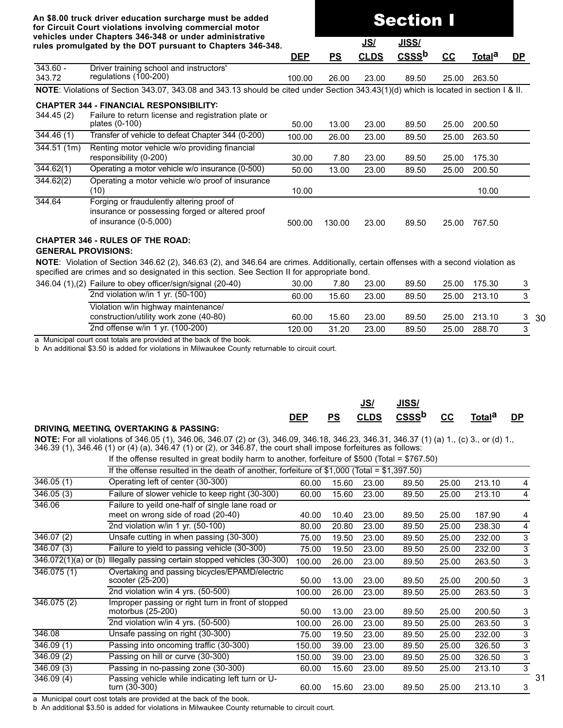An $8.00 truck driver education surcharge must be added for Circuit Court violations involving commercial motor vehicles under Chapters 346-348 or under administrative rules promulgated by the DOT pursuant to Chapters 346-348.

# Section I

| | | DEP | PS | JS/ CLDS | JISS/ CSSS[b] | CC | Total[a] | DP |
|---|---|---|---|---|---|---|---|---|
| 343.60 - 343.72 | Driver training school and instructors' regulations (100-200) | 100.00 | 26.00 | 23.00 | 89.50 | 25.00 | 263.50 | |

**NOTE**: Violations of Section 343.07, 343.08 and 343.13 should be cited under Section 343.43(1)(d) which is located in section I & II.

**CHAPTER 344 - FINANCIAL RESPONSIBILITY:**

| | | DEP | PS | JS/ CLDS | JISS/ CSSS[b] | CC | Total[a] | DP |
|---|---|---|---|---|---|---|---|---|
| 344.45 (2) | Failure to return license and registration plate or plates (0-100) | 50.00 | 13.00 | 23.00 | 89.50 | 25.00 | 200.50 | |
| 344.46 (1) | Transfer of vehicle to defeat Chapter 344 (0-200) | 100.00 | 26.00 | 23.00 | 89.50 | 25.00 | 263.50 | |
| 344.51 (1m) | Renting motor vehicle w/o providing financial responsibility (0-200) | 30.00 | 7.80 | 23.00 | 89.50 | 25.00 | 175.30 | |
| 344.62(1) | Operating a motor vehicle w/o insurance (0-500) | 50.00 | 13.00 | 23.00 | 89.50 | 25.00 | 200.50 | |
| 344.62(2) | Operating a motor vehicle w/o proof of insurance (10) | 10.00 | | | | | 10.00 | |
| 344.64 | Forging or fraudulently altering proof of insurance or possessing forged or altered proof of insurance (0-5,000) | 500.00 | 130.00 | 23.00 | 89.50 | 25.00 | 767.50 | |

**CHAPTER 346 - RULES OF THE ROAD:**

**GENERAL PROVISIONS:**

**NOTE**: Violation of Section 346.62 (2), 346.63 (2), and 346.64 are crimes. Additionally, certain offenses with a second violation as specified are crimes and so designated in this section. See Section II for appropriate bond.

| | | DEP | PS | JS/ CLDS | JISS/ CSSS[b] | CC | Total[a] | DP |
|---|---|---|---|---|---|---|---|---|
| 346.04 (1),(2) | Failure to obey officer/sign/signal (20-40) | 30.00 | 7.80 | 23.00 | 89.50 | 25.00 | 175.30 | 3 |
| | 2nd violation w/in 1 yr. (50-100) | 60.00 | 15.60 | 23.00 | 89.50 | 25.00 | 213.10 | 3 |
| | Violation w/in highway maintenance/ construction/utility work zone (40-80) | 60.00 | 15.60 | 23.00 | 89.50 | 25.00 | 213.10 | 3 |
| | 2nd offense w/in 1 yr. (100-200) | 120.00 | 31.20 | 23.00 | 89.50 | 25.00 | 288.70 | 3 |

a Municipal court cost totals are provided at the back of the book.

b An additional $3.50 is added for violations in Milwaukee County returnable to circuit court.

**DRIVING, MEETING, OVERTAKING & PASSING:**

**NOTE:** For all violations of 346.05 (1), 346.06, 346.07 (2) or (3), 346.09, 346.18, 346.23, 346.31, 346.37 (1) (a) 1., (c) 3., or (d) 1., 346.39 (1), 346.46 (1) or (4) (a), 346.47 (1) or (2), or 346.87, the court shall impose forfeitures as follows:

If the offense resulted in great bodily harm to another, forfeiture of $500 (Total = $767.50)

If the offense resulted in the death of another, forfeiture of $1,000 (Total = $1,397.50)

| | | DEP | PS | JS/ CLDS | JISS/ CSSS[b] | CC | Total[a] | DP |
|---|---|---|---|---|---|---|---|---|
| 346.05 (1) | Operating left of center (30-300) | 60.00 | 15.60 | 23.00 | 89.50 | 25.00 | 213.10 | 4 |
| 346.05 (3) | Failure of slower vehicle to keep right (30-300) | 60.00 | 15.60 | 23.00 | 89.50 | 25.00 | 213.10 | 4 |
| 346.06 | Failure to yeild one-half of single lane road or meet on wrong side of road (20-40) | 40.00 | 10.40 | 23.00 | 89.50 | 25.00 | 187.90 | 4 |
| | 2nd violation w/in 1 yr. (50-100) | 80.00 | 20.80 | 23.00 | 89.50 | 25.00 | 238.30 | 4 |
| 346.07 (2) | Unsafe cutting in when passing (30-300) | 75.00 | 19.50 | 23.00 | 89.50 | 25.00 | 232.00 | 3 |
| 346.07 (3) | Failure to yield to passing vehicle (30-300) | 75.00 | 19.50 | 23.00 | 89.50 | 25.00 | 232.00 | 3 |
| 346.072(1)(a) or (b) | Illegally passing certain stopped vehicles (30-300) | 100.00 | 26.00 | 23.00 | 89.50 | 25.00 | 263.50 | 3 |
| 346.075 (1) | Overtaking and passing bicycles/EPAMD/electric scooter (25-200) | 50.00 | 13.00 | 23.00 | 89.50 | 25.00 | 200.50 | 3 |
| | 2nd violation w/in 4 yrs. (50-500) | 100.00 | 26.00 | 23.00 | 89.50 | 25.00 | 263.50 | 3 |
| 346.075 (2) | Improper passing or right turn in front of stopped motorbus (25-200) | 50.00 | 13.00 | 23.00 | 89.50 | 25.00 | 200.50 | 3 |
| | 2nd violation w/in 4 yrs. (50-500) | 100.00 | 26.00 | 23.00 | 89.50 | 25.00 | 263.50 | 3 |
| 346.08 | Unsafe passing on right (30-300) | 75.00 | 19.50 | 23.00 | 89.50 | 25.00 | 232.00 | 3 |
| 346.09 (1) | Passing into oncoming traffic (30-300) | 150.00 | 39.00 | 23.00 | 89.50 | 25.00 | 326.50 | 3 |
| 346.09 (2) | Passing on hill or curve (30-300) | 150.00 | 39.00 | 23.00 | 89.50 | 25.00 | 326.50 | 3 |
| 346.09 (3) | Passing in no-passing zone (30-300) | 60.00 | 15.60 | 23.00 | 89.50 | 25.00 | 213.10 | 3 |
| 346.09 (4) | Passing vehicle while indicating left turn or U-turn (30-300) | 60.00 | 15.60 | 23.00 | 89.50 | 25.00 | 213.10 | 3 |

a Municipal court cost totals are provided at the back of the book.

b An additional $3.50 is added for violations in Milwaukee County returnable to circuit court.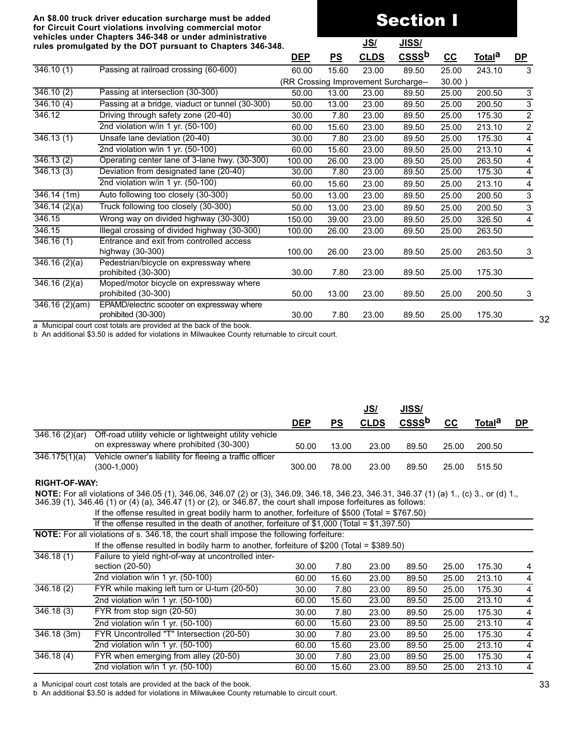**An $8.00 truck driver education surcharge must be added for Circuit Court violations involving commercial motor vehicles under Chapters 346-348 or under administrative rules promulgated by the DOT pursuant to Chapters 346-348.**

# Section I

| | | DEP | PS | JS/ CLDS | JISS/ CSSS[b] | CC | Total[a] | DP |
|---|---|---|---|---|---|---|---|---|
| 346.10 (1) | Passing at railroad crossing (60-600) | 60.00 | 15.60 | 23.00 | 89.50 | 25.00 | 243.10 | 3 |
| | | (RR Crossing Improvement Surcharge-- | | | | 30.00 ) | | |
| 346.10 (2) | Passing at intersection (30-300) | 50.00 | 13.00 | 23.00 | 89.50 | 25.00 | 200.50 | 3 |
| 346.10 (4) | Passing at a bridge, viaduct or tunnel (30-300) | 50.00 | 13.00 | 23.00 | 89.50 | 25.00 | 200.50 | 3 |
| 346.12 | Driving through safety zone (20-40) | 30.00 | 7.80 | 23.00 | 89.50 | 25.00 | 175.30 | 2 |
| | 2nd violation w/in 1 yr. (50-100) | 60.00 | 15.60 | 23.00 | 89.50 | 25.00 | 213.10 | 2 |
| 346.13 (1) | Unsafe lane deviation (20-40) | 30.00 | 7.80 | 23.00 | 89.50 | 25.00 | 175.30 | 4 |
| | 2nd violation w/in 1 yr. (50-100) | 60.00 | 15.60 | 23.00 | 89.50 | 25.00 | 213.10 | 4 |
| 346.13 (2) | Operating center lane of 3-lane hwy. (30-300) | 100.00 | 26.00 | 23.00 | 89.50 | 25.00 | 263.50 | 4 |
| 346.13 (3) | Deviation from designated lane (20-40) | 30.00 | 7.80 | 23.00 | 89.50 | 25.00 | 175.30 | 4 |
| | 2nd violation w/in 1 yr. (50-100) | 60.00 | 15.60 | 23.00 | 89.50 | 25.00 | 213.10 | 4 |
| 346.14 (1m) | Auto following too closely (30-300) | 50.00 | 13.00 | 23.00 | 89.50 | 25.00 | 200.50 | 3 |
| 346.14 (2)(a) | Truck following too closely (30-300) | 50.00 | 13.00 | 23.00 | 89.50 | 25.00 | 200.50 | 3 |
| 346.15 | Wrong way on divided highway (30-300) | 150.00 | 39.00 | 23.00 | 89.50 | 25.00 | 326.50 | 4 |
| 346.15 | Illegal crossing of divided highway (30-300) | 100.00 | 26.00 | 23.00 | 89.50 | 25.00 | 263.50 | |
| 346.16 (1) | Entrance and exit from controlled access highway (30-300) | 100.00 | 26.00 | 23.00 | 89.50 | 25.00 | 263.50 | 3 |
| 346.16 (2)(a) | Pedestrian/bicycle on expressway where prohibited (30-300) | 30.00 | 7.80 | 23.00 | 89.50 | 25.00 | 175.30 | |
| 346.16 (2)(a) | Moped/motor bicycle on expressway where prohibited (30-300) | 50.00 | 13.00 | 23.00 | 89.50 | 25.00 | 200.50 | 3 |
| 346.16 (2)(am) | EPAMD/electric scooter on expressway where prohibited (30-300) | 30.00 | 7.80 | 23.00 | 89.50 | 25.00 | 175.30 | |

a Municipal court cost totals are provided at the back of the book.
b An additional $3.50 is added for violations in Milwaukee County returnable to circuit court.

| | | DEP | PS | JS/ CLDS | JISS/ CSSS[b] | CC | Total[a] | DP |
|---|---|---|---|---|---|---|---|---|
| 346.16 (2)(ar) | Off-road utility vehicle or lightweight utility vehicle on expressway where prohibited (30-300) | 50.00 | 13.00 | 23.00 | 89.50 | 25.00 | 200.50 | |
| 346.175(1)(a) | Vehicle owner's liability for fleeing a traffic officer (300-1,000) | 300.00 | 78.00 | 23.00 | 89.50 | 25.00 | 515.50 | |

**RIGHT-OF-WAY:**

**NOTE:** For all violations of 346.05 (1), 346.06, 346.07 (2) or (3), 346.09, 346.18, 346.23, 346.31, 346.37 (1) (a) 1., (c) 3., or (d) 1., 346.39 (1), 346.46 (1) or (4) (a), 346.47 (1) or (2), or 346.87, the court shall impose forfeitures as follows:

If the offense resulted in great bodily harm to another, forfeiture of $500 (Total = $767.50)

If the offense resulted in the death of another, forfeiture of $1,000 (Total = $1,397.50)

**NOTE:** For all violations of s. 346.18, the court shall impose the following forfeiture:

If the offense resulted in bodily harm to another, forfeiture of $200 (Total = $389.50)

| | | DEP | PS | JS/ CLDS | JISS/ CSSS[b] | CC | Total[a] | DP |
|---|---|---|---|---|---|---|---|---|
| 346.18 (1) | Failure to yield right-of-way at uncontrolled intersection (20-50) | 30.00 | 7.80 | 23.00 | 89.50 | 25.00 | 175.30 | 4 |
| | 2nd violation w/in 1 yr. (50-100) | 60.00 | 15.60 | 23.00 | 89.50 | 25.00 | 213.10 | 4 |
| 346.18 (2) | FYR while making left turn or U-turn (20-50) | 30.00 | 7.80 | 23.00 | 89.50 | 25.00 | 175.30 | 4 |
| | 2nd violation w/in 1 yr. (50-100) | 60.00 | 15.60 | 23.00 | 89.50 | 25.00 | 213.10 | 4 |
| 346.18 (3) | FYR from stop sign (20-50) | 30.00 | 7.80 | 23.00 | 89.50 | 25.00 | 175.30 | 4 |
| | 2nd violation w/in 1 yr. (50-100) | 60.00 | 15.60 | 23.00 | 89.50 | 25.00 | 213.10 | 4 |
| 346.18 (3m) | FYR Uncontrolled "T" Intersection (20-50) | 30.00 | 7.80 | 23.00 | 89.50 | 25.00 | 175.30 | 4 |
| | 2nd violation w/in 1 yr. (50-100) | 60.00 | 15.60 | 23.00 | 89.50 | 25.00 | 213.10 | 4 |
| 346.18 (4) | FYR when emerging from alley (20-50) | 30.00 | 7.80 | 23.00 | 89.50 | 25.00 | 175.30 | 4 |
| | 2nd violation w/in 1 yr. (50-100) | 60.00 | 15.60 | 23.00 | 89.50 | 25.00 | 213.10 | 4 |

a Municipal court cost totals are provided at the back of the book.
b An additional $3.50 is added for violations in Milwaukee County returnable to circuit court.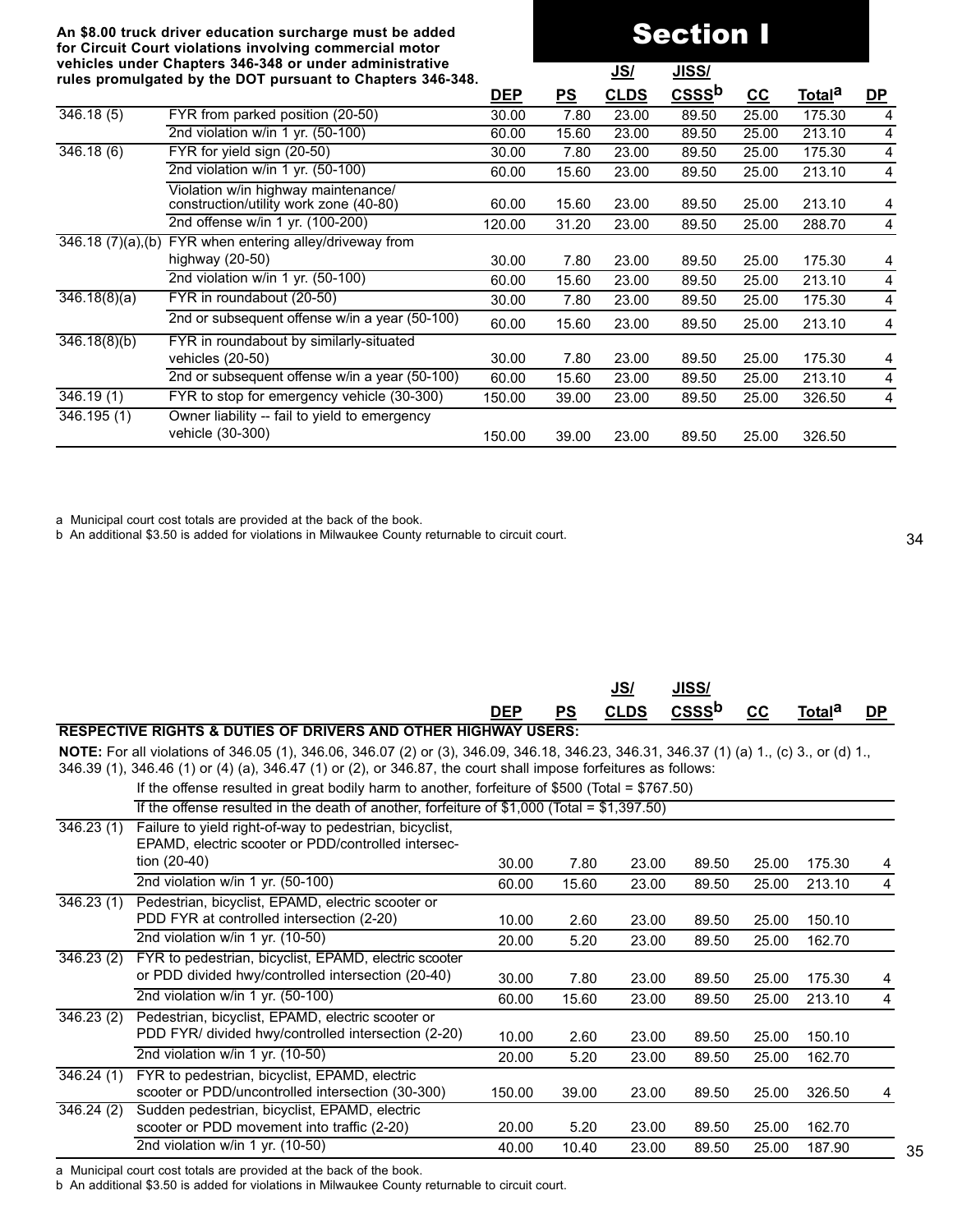**An $8.00 truck driver education surcharge must be added for Circuit Court violations involving commercial motor vehicles under Chapters 346-348 or under administrative rules promulgated by the DOT pursuant to Chapters 346-348.**

# Section I

| | | DEP | PS | JS/ CLDS | JISS/ CSSS[b] | CC | Total[a] | DP |
|---|---|---|---|---|---|---|---|---|
| 346.18 (5) | FYR from parked position (20-50) | 30.00 | 7.80 | 23.00 | 89.50 | 25.00 | 175.30 | 4 |
| | 2nd violation w/in 1 yr. (50-100) | 60.00 | 15.60 | 23.00 | 89.50 | 25.00 | 213.10 | 4 |
| 346.18 (6) | FYR for yield sign (20-50) | 30.00 | 7.80 | 23.00 | 89.50 | 25.00 | 175.30 | 4 |
| | 2nd violation w/in 1 yr. (50-100) | 60.00 | 15.60 | 23.00 | 89.50 | 25.00 | 213.10 | 4 |
| | Violation w/in highway maintenance/ construction/utility work zone (40-80) | 60.00 | 15.60 | 23.00 | 89.50 | 25.00 | 213.10 | 4 |
| | 2nd offense w/in 1 yr. (100-200) | 120.00 | 31.20 | 23.00 | 89.50 | 25.00 | 288.70 | 4 |
| 346.18 (7)(a),(b) | FYR when entering alley/driveway from highway (20-50) | 30.00 | 7.80 | 23.00 | 89.50 | 25.00 | 175.30 | 4 |
| | 2nd violation w/in 1 yr. (50-100) | 60.00 | 15.60 | 23.00 | 89.50 | 25.00 | 213.10 | 4 |
| 346.18(8)(a) | FYR in roundabout (20-50) | 30.00 | 7.80 | 23.00 | 89.50 | 25.00 | 175.30 | 4 |
| | 2nd or subsequent offense w/in a year (50-100) | 60.00 | 15.60 | 23.00 | 89.50 | 25.00 | 213.10 | 4 |
| 346.18(8)(b) | FYR in roundabout by similarly-situated vehicles (20-50) | 30.00 | 7.80 | 23.00 | 89.50 | 25.00 | 175.30 | 4 |
| | 2nd or subsequent offense w/in a year (50-100) | 60.00 | 15.60 | 23.00 | 89.50 | 25.00 | 213.10 | 4 |
| 346.19 (1) | FYR to stop for emergency vehicle (30-300) | 150.00 | 39.00 | 23.00 | 89.50 | 25.00 | 326.50 | 4 |
| 346.195 (1) | Owner liability -- fail to yield to emergency vehicle (30-300) | 150.00 | 39.00 | 23.00 | 89.50 | 25.00 | 326.50 | |

a Municipal court cost totals are provided at the back of the book.
b An additional $3.50 is added for violations in Milwaukee County returnable to circuit court.

| | | DEP | PS | JS/ CLDS | JISS/ CSSS[b] | CC | Total[a] | DP |
|---|---|---|---|---|---|---|---|---|
| **RESPECTIVE RIGHTS & DUTIES OF DRIVERS AND OTHER HIGHWAY USERS:** | | | | | | | | |

**NOTE:** For all violations of 346.05 (1), 346.06, 346.07 (2) or (3), 346.09, 346.18, 346.23, 346.31, 346.37 (1) (a) 1., (c) 3., or (d) 1., 346.39 (1), 346.46 (1) or (4) (a), 346.47 (1) or (2), or 346.87, the court shall impose forfeitures as follows:

If the offense resulted in great bodily harm to another, forfeiture of $500 (Total = $767.50)

If the offense resulted in the death of another, forfeiture of $1,000 (Total = $1,397.50)

| | | DEP | PS | JS/ CLDS | JISS/ CSSS[b] | CC | Total[a] | DP |
|---|---|---|---|---|---|---|---|---|
| 346.23 (1) | Failure to yield right-of-way to pedestrian, bicyclist, EPAMD, electric scooter or PDD/controlled intersection (20-40) | 30.00 | 7.80 | 23.00 | 89.50 | 25.00 | 175.30 | 4 |
| | 2nd violation w/in 1 yr. (50-100) | 60.00 | 15.60 | 23.00 | 89.50 | 25.00 | 213.10 | 4 |
| 346.23 (1) | Pedestrian, bicyclist, EPAMD, electric scooter or PDD FYR at controlled intersection (2-20) | 10.00 | 2.60 | 23.00 | 89.50 | 25.00 | 150.10 | |
| | 2nd violation w/in 1 yr. (10-50) | 20.00 | 5.20 | 23.00 | 89.50 | 25.00 | 162.70 | |
| 346.23 (2) | FYR to pedestrian, bicyclist, EPAMD, electric scooter or PDD divided hwy/controlled intersection (20-40) | 30.00 | 7.80 | 23.00 | 89.50 | 25.00 | 175.30 | 4 |
| | 2nd violation w/in 1 yr. (50-100) | 60.00 | 15.60 | 23.00 | 89.50 | 25.00 | 213.10 | 4 |
| 346.23 (2) | Pedestrian, bicyclist, EPAMD, electric scooter or PDD FYR/ divided hwy/controlled intersection (2-20) | 10.00 | 2.60 | 23.00 | 89.50 | 25.00 | 150.10 | |
| | 2nd violation w/in 1 yr. (10-50) | 20.00 | 5.20 | 23.00 | 89.50 | 25.00 | 162.70 | |
| 346.24 (1) | FYR to pedestrian, bicyclist, EPAMD, electric scooter or PDD/uncontrolled intersection (30-300) | 150.00 | 39.00 | 23.00 | 89.50 | 25.00 | 326.50 | 4 |
| 346.24 (2) | Sudden pedestrian, bicyclist, EPAMD, electric scooter or PDD movement into traffic (2-20) | 20.00 | 5.20 | 23.00 | 89.50 | 25.00 | 162.70 | |
| | 2nd violation w/in 1 yr. (10-50) | 40.00 | 10.40 | 23.00 | 89.50 | 25.00 | 187.90 | |

a Municipal court cost totals are provided at the back of the book.
b An additional $3.50 is added for violations in Milwaukee County returnable to circuit court.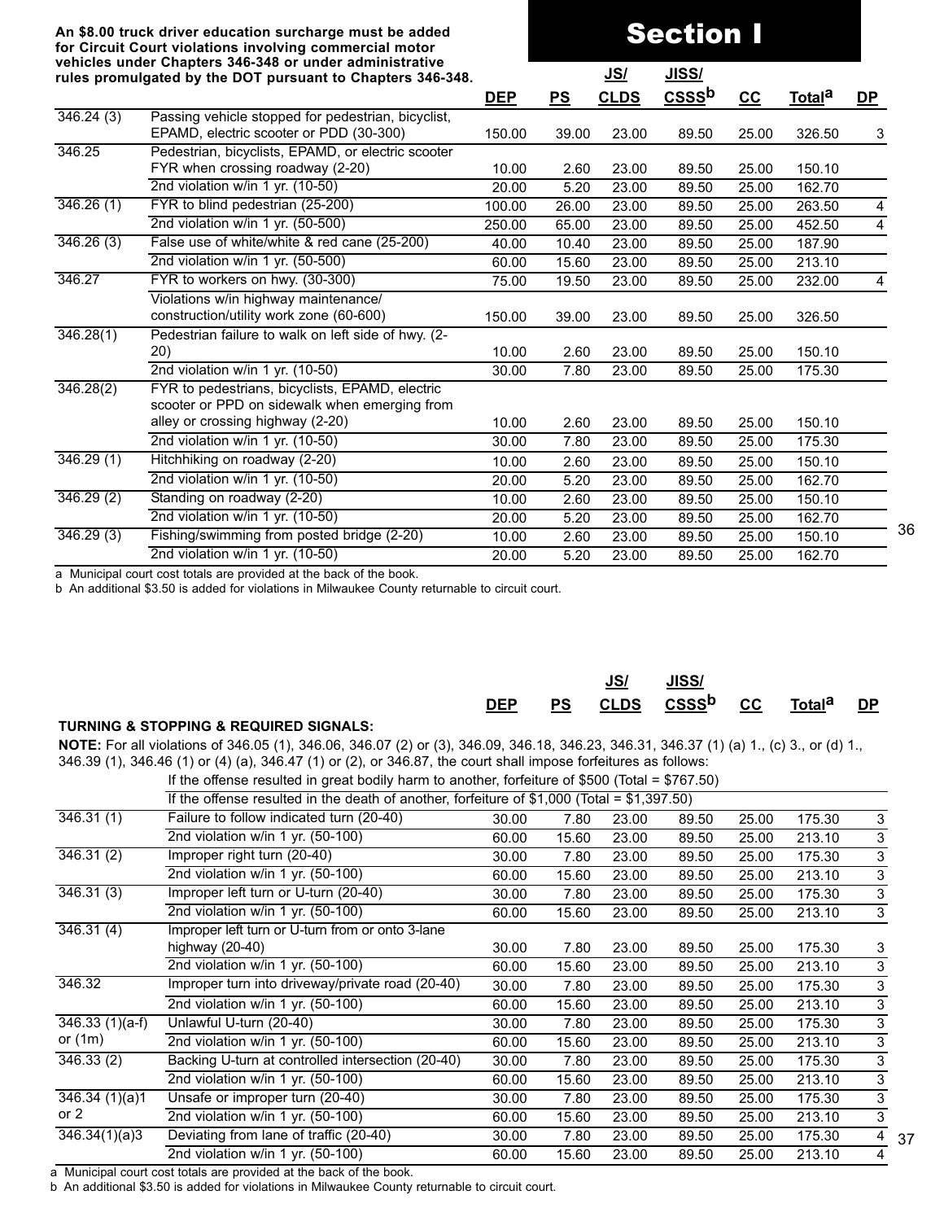An $8.00 truck driver education surcharge must be added for Circuit Court violations involving commercial motor vehicles under Chapters 346-348 or under administrative rules promulgated by the DOT pursuant to Chapters 346-348.

# Section I

| | | DEP | PS | JS/ CLDS | JISS/ CSSS[b] | CC | Total[a] | DP |
|---|---|---|---|---|---|---|---|---|
| 346.24 (3) | Passing vehicle stopped for pedestrian, bicyclist, EPAMD, electric scooter or PDD (30-300) | 150.00 | 39.00 | 23.00 | 89.50 | 25.00 | 326.50 | 3 |
| 346.25 | Pedestrian, bicyclists, EPAMD, or electric scooter FYR when crossing roadway (2-20) | 10.00 | 2.60 | 23.00 | 89.50 | 25.00 | 150.10 | |
| | 2nd violation w/in 1 yr. (10-50) | 20.00 | 5.20 | 23.00 | 89.50 | 25.00 | 162.70 | |
| 346.26 (1) | FYR to blind pedestrian (25-200) | 100.00 | 26.00 | 23.00 | 89.50 | 25.00 | 263.50 | 4 |
| | 2nd violation w/in 1 yr. (50-500) | 250.00 | 65.00 | 23.00 | 89.50 | 25.00 | 452.50 | 4 |
| 346.26 (3) | False use of white/white & red cane (25-200) | 40.00 | 10.40 | 23.00 | 89.50 | 25.00 | 187.90 | |
| | 2nd violation w/in 1 yr. (50-500) | 60.00 | 15.60 | 23.00 | 89.50 | 25.00 | 213.10 | |
| 346.27 | FYR to workers on hwy. (30-300) | 75.00 | 19.50 | 23.00 | 89.50 | 25.00 | 232.00 | 4 |
| | Violations w/in highway maintenance/ construction/utility work zone (60-600) | 150.00 | 39.00 | 23.00 | 89.50 | 25.00 | 326.50 | |
| 346.28(1) | Pedestrian failure to walk on left side of hwy. (2-20) | 10.00 | 2.60 | 23.00 | 89.50 | 25.00 | 150.10 | |
| | 2nd violation w/in 1 yr. (10-50) | 30.00 | 7.80 | 23.00 | 89.50 | 25.00 | 175.30 | |
| 346.28(2) | FYR to pedestrians, bicyclists, EPAMD, electric scooter or PPD on sidewalk when emerging from alley or crossing highway (2-20) | 10.00 | 2.60 | 23.00 | 89.50 | 25.00 | 150.10 | |
| | 2nd violation w/in 1 yr. (10-50) | 30.00 | 7.80 | 23.00 | 89.50 | 25.00 | 175.30 | |
| 346.29 (1) | Hitchhiking on roadway (2-20) | 10.00 | 2.60 | 23.00 | 89.50 | 25.00 | 150.10 | |
| | 2nd violation w/in 1 yr. (10-50) | 20.00 | 5.20 | 23.00 | 89.50 | 25.00 | 162.70 | |
| 346.29 (2) | Standing on roadway (2-20) | 10.00 | 2.60 | 23.00 | 89.50 | 25.00 | 150.10 | |
| | 2nd violation w/in 1 yr. (10-50) | 20.00 | 5.20 | 23.00 | 89.50 | 25.00 | 162.70 | |
| 346.29 (3) | Fishing/swimming from posted bridge (2-20) | 10.00 | 2.60 | 23.00 | 89.50 | 25.00 | 150.10 | |
| | 2nd violation w/in 1 yr. (10-50) | 20.00 | 5.20 | 23.00 | 89.50 | 25.00 | 162.70 | |

a Municipal court cost totals are provided at the back of the book.

b An additional $3.50 is added for violations in Milwaukee County returnable to circuit court.

**TURNING & STOPPING & REQUIRED SIGNALS:**

**NOTE:** For all violations of 346.05 (1), 346.06, 346.07 (2) or (3), 346.09, 346.18, 346.23, 346.31, 346.37 (1) (a) 1., (c) 3., or (d) 1., 346.39 (1), 346.46 (1) or (4) (a), 346.47 (1) or (2), or 346.87, the court shall impose forfeitures as follows:

If the offense resulted in great bodily harm to another, forfeiture of $500 (Total = $767.50)

If the offense resulted in the death of another, forfeiture of $1,000 (Total = $1,397.50)

| | | DEP | PS | JS/ CLDS | JISS/ CSSS[b] | CC | Total[a] | DP |
|---|---|---|---|---|---|---|---|---|
| 346.31 (1) | Failure to follow indicated turn (20-40) | 30.00 | 7.80 | 23.00 | 89.50 | 25.00 | 175.30 | 3 |
| | 2nd violation w/in 1 yr. (50-100) | 60.00 | 15.60 | 23.00 | 89.50 | 25.00 | 213.10 | 3 |
| 346.31 (2) | Improper right turn (20-40) | 30.00 | 7.80 | 23.00 | 89.50 | 25.00 | 175.30 | 3 |
| | 2nd violation w/in 1 yr. (50-100) | 60.00 | 15.60 | 23.00 | 89.50 | 25.00 | 213.10 | 3 |
| 346.31 (3) | Improper left turn or U-turn (20-40) | 30.00 | 7.80 | 23.00 | 89.50 | 25.00 | 175.30 | 3 |
| | 2nd violation w/in 1 yr. (50-100) | 60.00 | 15.60 | 23.00 | 89.50 | 25.00 | 213.10 | 3 |
| 346.31 (4) | Improper left turn or U-turn from or onto 3-lane highway (20-40) | 30.00 | 7.80 | 23.00 | 89.50 | 25.00 | 175.30 | 3 |
| | 2nd violation w/in 1 yr. (50-100) | 60.00 | 15.60 | 23.00 | 89.50 | 25.00 | 213.10 | 3 |
| 346.32 | Improper turn into driveway/private road (20-40) | 30.00 | 7.80 | 23.00 | 89.50 | 25.00 | 175.30 | 3 |
| | 2nd violation w/in 1 yr. (50-100) | 60.00 | 15.60 | 23.00 | 89.50 | 25.00 | 213.10 | 3 |
| 346.33 (1)(a-f) or (1m) | Unlawful U-turn (20-40) | 30.00 | 7.80 | 23.00 | 89.50 | 25.00 | 175.30 | 3 |
| | 2nd violation w/in 1 yr. (50-100) | 60.00 | 15.60 | 23.00 | 89.50 | 25.00 | 213.10 | 3 |
| 346.33 (2) | Backing U-turn at controlled intersection (20-40) | 30.00 | 7.80 | 23.00 | 89.50 | 25.00 | 175.30 | 3 |
| | 2nd violation w/in 1 yr. (50-100) | 60.00 | 15.60 | 23.00 | 89.50 | 25.00 | 213.10 | 3 |
| 346.34 (1)(a)1 or 2 | Unsafe or improper turn (20-40) | 30.00 | 7.80 | 23.00 | 89.50 | 25.00 | 175.30 | 3 |
| | 2nd violation w/in 1 yr. (50-100) | 60.00 | 15.60 | 23.00 | 89.50 | 25.00 | 213.10 | 3 |
| 346.34(1)(a)3 | Deviating from lane of traffic (20-40) | 30.00 | 7.80 | 23.00 | 89.50 | 25.00 | 175.30 | 4 |
| | 2nd violation w/in 1 yr. (50-100) | 60.00 | 15.60 | 23.00 | 89.50 | 25.00 | 213.10 | 4 |

a Municipal court cost totals are provided at the back of the book.

b An additional $3.50 is added for violations in Milwaukee County returnable to circuit court.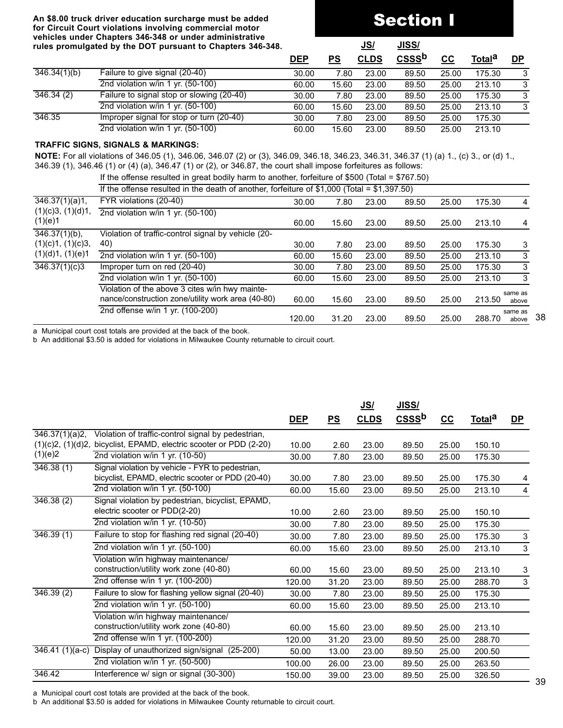**An $8.00 truck driver education surcharge must be added for Circuit Court violations involving commercial motor vehicles under Chapters 346-348 or under administrative rules promulgated by the DOT pursuant to Chapters 346-348.**

# Section I

| | | DEP | PS | JS/ CLDS | JISS/ CSSS[b] | CC | Total[a] | DP |
|---|---|---|---|---|---|---|---|---|
| 346.34(1)(b) | Failure to give signal (20-40) | 30.00 | 7.80 | 23.00 | 89.50 | 25.00 | 175.30 | 3 |
| | 2nd violation w/in 1 yr. (50-100) | 60.00 | 15.60 | 23.00 | 89.50 | 25.00 | 213.10 | 3 |
| 346.34 (2) | Failure to signal stop or slowing (20-40) | 30.00 | 7.80 | 23.00 | 89.50 | 25.00 | 175.30 | 3 |
| | 2nd violation w/in 1 yr. (50-100) | 60.00 | 15.60 | 23.00 | 89.50 | 25.00 | 213.10 | 3 |
| 346.35 | Improper signal for stop or turn (20-40) | 30.00 | 7.80 | 23.00 | 89.50 | 25.00 | 175.30 | |
| | 2nd violation w/in 1 yr. (50-100) | 60.00 | 15.60 | 23.00 | 89.50 | 25.00 | 213.10 | |

**TRAFFIC SIGNS, SIGNALS & MARKINGS:**

**NOTE:** For all violations of 346.05 (1), 346.06, 346.07 (2) or (3), 346.09, 346.18, 346.23, 346.31, 346.37 (1) (a) 1., (c) 3., or (d) 1., 346.39 (1), 346.46 (1) or (4) (a), 346.47 (1) or (2), or 346.87, the court shall impose forfeitures as follows:

If the offense resulted in great bodily harm to another, forfeiture of $500 (Total = $767.50)

If the offense resulted in the death of another, forfeiture of $1,000 (Total = $1,397.50)

| | | DEP | PS | JS/ CLDS | JISS/ CSSS[b] | CC | Total[a] | DP |
|---|---|---|---|---|---|---|---|---|
| 346.37(1)(a)1, (1)(c)3, (1)(d)1, (1)(e)1 | FYR violations (20-40) | 30.00 | 7.80 | 23.00 | 89.50 | 25.00 | 175.30 | 4 |
| | 2nd violation w/in 1 yr. (50-100) | 60.00 | 15.60 | 23.00 | 89.50 | 25.00 | 213.10 | 4 |
| 346.37(1)(b), (1)(c)1, (1)(c)3, (1)(d)1, (1)(e)1 | Violation of traffic-control signal by vehicle (20-40) | 30.00 | 7.80 | 23.00 | 89.50 | 25.00 | 175.30 | 3 |
| | 2nd violation w/in 1 yr. (50-100) | 60.00 | 15.60 | 23.00 | 89.50 | 25.00 | 213.10 | 3 |
| 346.37(1)(c)3 | Improper turn on red (20-40) | 30.00 | 7.80 | 23.00 | 89.50 | 25.00 | 175.30 | 3 |
| | 2nd violation w/in 1 yr. (50-100) | 60.00 | 15.60 | 23.00 | 89.50 | 25.00 | 213.10 | 3 |
| | Violation of the above 3 cites w/in hwy maintenance/construction zone/utility work area (40-80) | 60.00 | 15.60 | 23.00 | 89.50 | 25.00 | 213.50 | same as above |
| | 2nd offense w/in 1 yr. (100-200) | 120.00 | 31.20 | 23.00 | 89.50 | 25.00 | 288.70 | same as above |

a Municipal court cost totals are provided at the back of the book.
b An additional $3.50 is added for violations in Milwaukee County returnable to circuit court.

| | | DEP | PS | JS/ CLDS | JISS/ CSSS[b] | CC | Total[a] | DP |
|---|---|---|---|---|---|---|---|---|
| 346.37(1)(a)2, (1)(c)2, (1)(d)2, (1)(e)2 | Violation of traffic-control signal by pedestrian, bicyclist, EPAMD, electric scooter or PDD (2-20) | 10.00 | 2.60 | 23.00 | 89.50 | 25.00 | 150.10 | |
| | 2nd violation w/in 1 yr. (10-50) | 30.00 | 7.80 | 23.00 | 89.50 | 25.00 | 175.30 | |
| 346.38 (1) | Signal violation by vehicle - FYR to pedestrian, bicyclist, EPAMD, electric scooter or PDD (20-40) | 30.00 | 7.80 | 23.00 | 89.50 | 25.00 | 175.30 | 4 |
| | 2nd violation w/in 1 yr. (50-100) | 60.00 | 15.60 | 23.00 | 89.50 | 25.00 | 213.10 | 4 |
| 346.38 (2) | Signal violation by pedestrian, bicyclist, EPAMD, electric scooter or PDD(2-20) | 10.00 | 2.60 | 23.00 | 89.50 | 25.00 | 150.10 | |
| | 2nd violation w/in 1 yr. (10-50) | 30.00 | 7.80 | 23.00 | 89.50 | 25.00 | 175.30 | |
| 346.39 (1) | Failure to stop for flashing red signal (20-40) | 30.00 | 7.80 | 23.00 | 89.50 | 25.00 | 175.30 | 3 |
| | 2nd violation w/in 1 yr. (50-100) | 60.00 | 15.60 | 23.00 | 89.50 | 25.00 | 213.10 | 3 |
| | Violation w/in highway maintenance/ construction/utility work zone (40-80) | 60.00 | 15.60 | 23.00 | 89.50 | 25.00 | 213.10 | 3 |
| | 2nd offense w/in 1 yr. (100-200) | 120.00 | 31.20 | 23.00 | 89.50 | 25.00 | 288.70 | 3 |
| 346.39 (2) | Failure to slow for flashing yellow signal (20-40) | 30.00 | 7.80 | 23.00 | 89.50 | 25.00 | 175.30 | |
| | 2nd violation w/in 1 yr. (50-100) | 60.00 | 15.60 | 23.00 | 89.50 | 25.00 | 213.10 | |
| | Violation w/in highway maintenance/ construction/utility work zone (40-80) | 60.00 | 15.60 | 23.00 | 89.50 | 25.00 | 213.10 | |
| | 2nd offense w/in 1 yr. (100-200) | 120.00 | 31.20 | 23.00 | 89.50 | 25.00 | 288.70 | |
| 346.41 (1)(a-c) | Display of unauthorized sign/signal (25-200) | 50.00 | 13.00 | 23.00 | 89.50 | 25.00 | 200.50 | |
| | 2nd violation w/in 1 yr. (50-500) | 100.00 | 26.00 | 23.00 | 89.50 | 25.00 | 263.50 | |
| 346.42 | Interference w/ sign or signal (30-300) | 150.00 | 39.00 | 23.00 | 89.50 | 25.00 | 326.50 | |

a Municipal court cost totals are provided at the back of the book.
b An additional $3.50 is added for violations in Milwaukee County returnable to circuit court.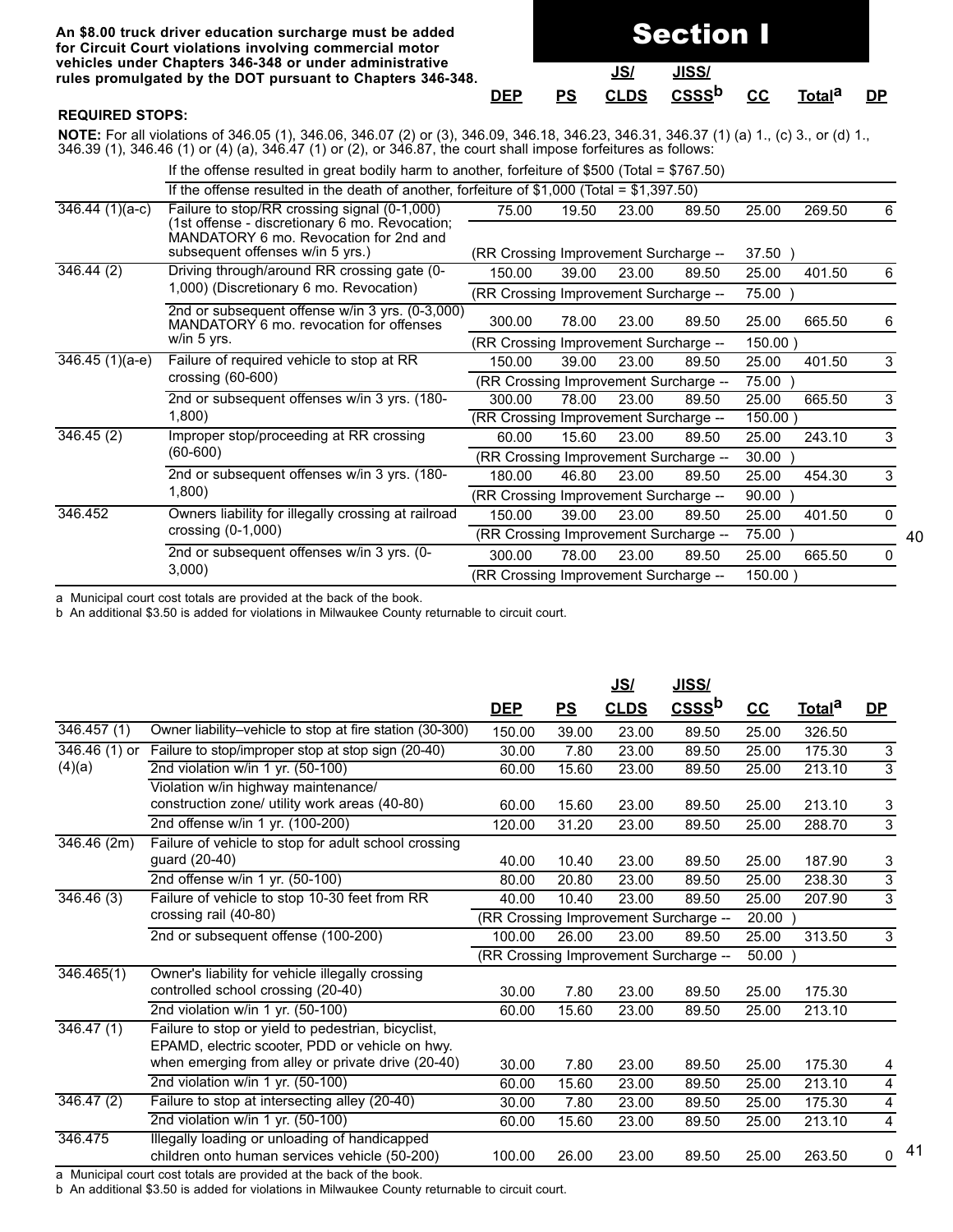An $8.00 truck driver education surcharge must be added for Circuit Court violations involving commercial motor vehicles under Chapters 346-348 or under administrative rules promulgated by the DOT pursuant to Chapters 346-348.

# Section I

**REQUIRED STOPS:**

**NOTE:** For all violations of 346.05 (1), 346.06, 346.07 (2) or (3), 346.09, 346.18, 346.23, 346.31, 346.37 (1) (a) 1., (c) 3., or (d) 1., 346.39 (1), 346.46 (1) or (4) (a), 346.47 (1) or (2), or 346.87, the court shall impose forfeitures as follows:

If the offense resulted in great bodily harm to another, forfeiture of $500 (Total = $767.50)

If the offense resulted in the death of another, forfeiture of $1,000 (Total = $1,397.50)

| | | DEP | PS | JS/ CLDS | JISS/ CSSS[b] | CC | Total[a] | DP |
|---|---|---|---|---|---|---|---|---|
| 346.44 (1)(a-c) | Failure to stop/RR crossing signal (0-1,000) (1st offense - discretionary 6 mo. Revocation; MANDATORY 6 mo. Revocation for 2nd and subsequent offenses w/in 5 yrs.) | 75.00 | 19.50 | 23.00 | 89.50 | 25.00 | 269.50 | 6 |
| | | (RR Crossing Improvement Surcharge -- | | | | 37.50 ) | | |
| 346.44 (2) | Driving through/around RR crossing gate (0-1,000) (Discretionary 6 mo. Revocation) | 150.00 | 39.00 | 23.00 | 89.50 | 25.00 | 401.50 | 6 |
| | | (RR Crossing Improvement Surcharge -- | | | | 75.00 ) | | |
| | 2nd or subsequent offense w/in 3 yrs. (0-3,000) MANDATORY 6 mo. revocation for offenses w/in 5 yrs. | 300.00 | 78.00 | 23.00 | 89.50 | 25.00 | 665.50 | 6 |
| | | (RR Crossing Improvement Surcharge -- | | | | 150.00 ) | | |
| 346.45 (1)(a-e) | Failure of required vehicle to stop at RR crossing (60-600) | 150.00 | 39.00 | 23.00 | 89.50 | 25.00 | 401.50 | 3 |
| | | (RR Crossing Improvement Surcharge -- | | | | 75.00 ) | | |
| | 2nd or subsequent offenses w/in 3 yrs. (180-1,800) | 300.00 | 78.00 | 23.00 | 89.50 | 25.00 | 665.50 | 3 |
| | | (RR Crossing Improvement Surcharge -- | | | | 150.00 ) | | |
| 346.45 (2) | Improper stop/proceeding at RR crossing (60-600) | 60.00 | 15.60 | 23.00 | 89.50 | 25.00 | 243.10 | 3 |
| | | (RR Crossing Improvement Surcharge -- | | | | 30.00 ) | | |
| | 2nd or subsequent offenses w/in 3 yrs. (180-1,800) | 180.00 | 46.80 | 23.00 | 89.50 | 25.00 | 454.30 | 3 |
| | | (RR Crossing Improvement Surcharge -- | | | | 90.00 ) | | |
| 346.452 | Owners liability for illegally crossing at railroad crossing (0-1,000) | 150.00 | 39.00 | 23.00 | 89.50 | 25.00 | 401.50 | 0 |
| | | (RR Crossing Improvement Surcharge -- | | | | 75.00 ) | | |
| | 2nd or subsequent offenses w/in 3 yrs. (0-3,000) | 300.00 | 78.00 | 23.00 | 89.50 | 25.00 | 665.50 | 0 |
| | | (RR Crossing Improvement Surcharge -- | | | | 150.00 ) | | |

a Municipal court cost totals are provided at the back of the book.
b An additional $3.50 is added for violations in Milwaukee County returnable to circuit court.

| | | DEP | PS | JS/ CLDS | JISS/ CSSS[b] | CC | Total[a] | DP |
|---|---|---|---|---|---|---|---|---|
| 346.457 (1) | Owner liability–vehicle to stop at fire station (30-300) | 150.00 | 39.00 | 23.00 | 89.50 | 25.00 | 326.50 | |
| 346.46 (1) or (4)(a) | Failure to stop/improper stop at stop sign (20-40) | 30.00 | 7.80 | 23.00 | 89.50 | 25.00 | 175.30 | 3 |
| | 2nd violation w/in 1 yr. (50-100) | 60.00 | 15.60 | 23.00 | 89.50 | 25.00 | 213.10 | 3 |
| | Violation w/in highway maintenance/ construction zone/ utility work areas (40-80) | 60.00 | 15.60 | 23.00 | 89.50 | 25.00 | 213.10 | 3 |
| | 2nd offense w/in 1 yr. (100-200) | 120.00 | 31.20 | 23.00 | 89.50 | 25.00 | 288.70 | 3 |
| 346.46 (2m) | Failure of vehicle to stop for adult school crossing guard (20-40) | 40.00 | 10.40 | 23.00 | 89.50 | 25.00 | 187.90 | 3 |
| | 2nd offense w/in 1 yr. (50-100) | 80.00 | 20.80 | 23.00 | 89.50 | 25.00 | 238.30 | 3 |
| 346.46 (3) | Failure of vehicle to stop 10-30 feet from RR crossing rail (40-80) | 40.00 | 10.40 | 23.00 | 89.50 | 25.00 | 207.90 | 3 |
| | | (RR Crossing Improvement Surcharge -- | | | | 20.00 ) | | |
| | 2nd or subsequent offense (100-200) | 100.00 | 26.00 | 23.00 | 89.50 | 25.00 | 313.50 | 3 |
| | | (RR Crossing Improvement Surcharge -- | | | | 50.00 ) | | |
| 346.465(1) | Owner's liability for vehicle illegally crossing controlled school crossing (20-40) | 30.00 | 7.80 | 23.00 | 89.50 | 25.00 | 175.30 | |
| | 2nd violation w/in 1 yr. (50-100) | 60.00 | 15.60 | 23.00 | 89.50 | 25.00 | 213.10 | |
| 346.47 (1) | Failure to stop or yield to pedestrian, bicyclist, EPAMD, electric scooter, PDD or vehicle on hwy. when emerging from alley or private drive (20-40) | 30.00 | 7.80 | 23.00 | 89.50 | 25.00 | 175.30 | 4 |
| | 2nd violation w/in 1 yr. (50-100) | 60.00 | 15.60 | 23.00 | 89.50 | 25.00 | 213.10 | 4 |
| 346.47 (2) | Failure to stop at intersecting alley (20-40) | 30.00 | 7.80 | 23.00 | 89.50 | 25.00 | 175.30 | 4 |
| | 2nd violation w/in 1 yr. (50-100) | 60.00 | 15.60 | 23.00 | 89.50 | 25.00 | 213.10 | 4 |
| 346.475 | Illegally loading or unloading of handicapped children onto human services vehicle (50-200) | 100.00 | 26.00 | 23.00 | 89.50 | 25.00 | 263.50 | 0 |

a Municipal court cost totals are provided at the back of the book.
b An additional $3.50 is added for violations in Milwaukee County returnable to circuit court.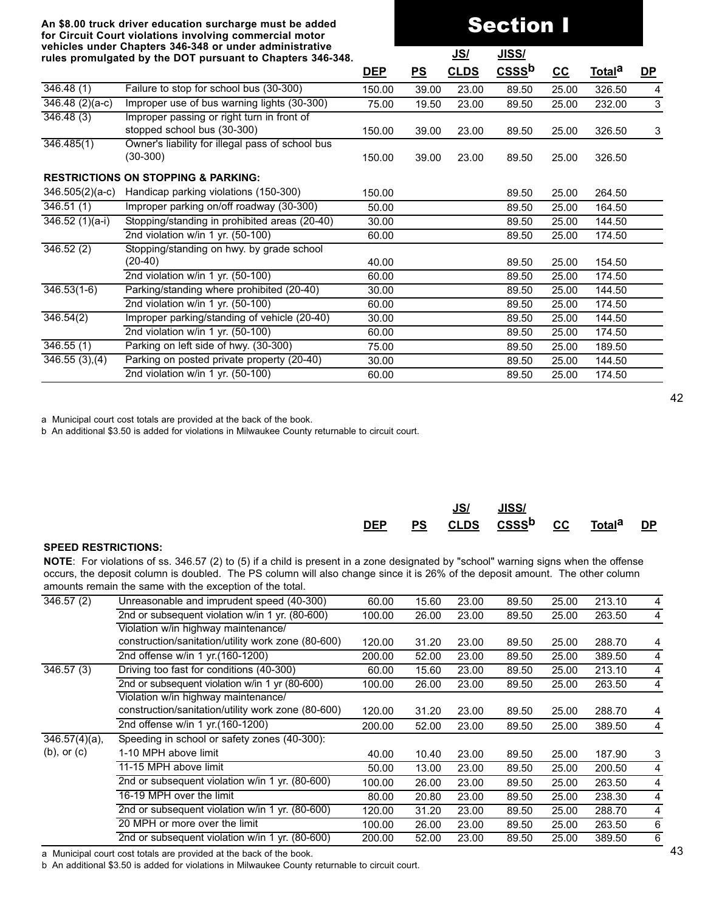**An $8.00 truck driver education surcharge must be added for Circuit Court violations involving commercial motor vehicles under Chapters 346-348 or under administrative rules promulgated by the DOT pursuant to Chapters 346-348.**

# Section I

| | | DEP | PS | JS/ CLDS | JISS/ CSSS[b] | CC | Total[a] | DP |
|---|---|---|---|---|---|---|---|---|
| 346.48 (1) | Failure to stop for school bus (30-300) | 150.00 | 39.00 | 23.00 | 89.50 | 25.00 | 326.50 | 4 |
| 346.48 (2)(a-c) | Improper use of bus warning lights (30-300) | 75.00 | 19.50 | 23.00 | 89.50 | 25.00 | 232.00 | 3 |
| 346.48 (3) | Improper passing or right turn in front of stopped school bus (30-300) | 150.00 | 39.00 | 23.00 | 89.50 | 25.00 | 326.50 | 3 |
| 346.485(1) | Owner's liability for illegal pass of school bus (30-300) | 150.00 | 39.00 | 23.00 | 89.50 | 25.00 | 326.50 | |
| **RESTRICTIONS ON STOPPING & PARKING:** | | | | | | | | |
| 346.505(2)(a-c) | Handicap parking violations (150-300) | 150.00 | | | 89.50 | 25.00 | 264.50 | |
| 346.51 (1) | Improper parking on/off roadway (30-300) | 50.00 | | | 89.50 | 25.00 | 164.50 | |
| 346.52 (1)(a-i) | Stopping/standing in prohibited areas (20-40) | 30.00 | | | 89.50 | 25.00 | 144.50 | |
| | 2nd violation w/in 1 yr. (50-100) | 60.00 | | | 89.50 | 25.00 | 174.50 | |
| 346.52 (2) | Stopping/standing on hwy. by grade school (20-40) | 40.00 | | | 89.50 | 25.00 | 154.50 | |
| | 2nd violation w/in 1 yr. (50-100) | 60.00 | | | 89.50 | 25.00 | 174.50 | |
| 346.53(1-6) | Parking/standing where prohibited (20-40) | 30.00 | | | 89.50 | 25.00 | 144.50 | |
| | 2nd violation w/in 1 yr. (50-100) | 60.00 | | | 89.50 | 25.00 | 174.50 | |
| 346.54(2) | Improper parking/standing of vehicle (20-40) | 30.00 | | | 89.50 | 25.00 | 144.50 | |
| | 2nd violation w/in 1 yr. (50-100) | 60.00 | | | 89.50 | 25.00 | 174.50 | |
| 346.55 (1) | Parking on left side of hwy. (30-300) | 75.00 | | | 89.50 | 25.00 | 189.50 | |
| 346.55 (3),(4) | Parking on posted private property (20-40) | 30.00 | | | 89.50 | 25.00 | 144.50 | |
| | 2nd violation w/in 1 yr. (50-100) | 60.00 | | | 89.50 | 25.00 | 174.50 | |

a Municipal court cost totals are provided at the back of the book.
b An additional $3.50 is added for violations in Milwaukee County returnable to circuit court.

**SPEED RESTRICTIONS:**

**NOTE**: For violations of ss. 346.57 (2) to (5) if a child is present in a zone designated by "school" warning signs when the offense occurs, the deposit column is doubled. The PS column will also change since it is 26% of the deposit amount. The other column amounts remain the same with the exception of the total.

| | | DEP | PS | JS/ CLDS | JISS/ CSSS[b] | CC | Total[a] | DP |
|---|---|---|---|---|---|---|---|---|
| 346.57 (2) | Unreasonable and imprudent speed (40-300) | 60.00 | 15.60 | 23.00 | 89.50 | 25.00 | 213.10 | 4 |
| | 2nd or subsequent violation w/in 1 yr. (80-600) | 100.00 | 26.00 | 23.00 | 89.50 | 25.00 | 263.50 | 4 |
| | Violation w/in highway maintenance/ construction/sanitation/utility work zone (80-600) | 120.00 | 31.20 | 23.00 | 89.50 | 25.00 | 288.70 | 4 |
| | 2nd offense w/in 1 yr.(160-1200) | 200.00 | 52.00 | 23.00 | 89.50 | 25.00 | 389.50 | 4 |
| 346.57 (3) | Driving too fast for conditions (40-300) | 60.00 | 15.60 | 23.00 | 89.50 | 25.00 | 213.10 | 4 |
| | 2nd or subsequent violation w/in 1 yr (80-600) | 100.00 | 26.00 | 23.00 | 89.50 | 25.00 | 263.50 | 4 |
| | Violation w/in highway maintenance/ construction/sanitation/utility work zone (80-600) | 120.00 | 31.20 | 23.00 | 89.50 | 25.00 | 288.70 | 4 |
| | 2nd offense w/in 1 yr.(160-1200) | 200.00 | 52.00 | 23.00 | 89.50 | 25.00 | 389.50 | 4 |
| 346.57(4)(a), (b), or (c) | Speeding in school or safety zones (40-300): 1-10 MPH above limit | 40.00 | 10.40 | 23.00 | 89.50 | 25.00 | 187.90 | 3 |
| | 11-15 MPH above limit | 50.00 | 13.00 | 23.00 | 89.50 | 25.00 | 200.50 | 4 |
| | 2nd or subsequent violation w/in 1 yr. (80-600) | 100.00 | 26.00 | 23.00 | 89.50 | 25.00 | 263.50 | 4 |
| | 16-19 MPH over the limit | 80.00 | 20.80 | 23.00 | 89.50 | 25.00 | 238.30 | 4 |
| | 2nd or subsequent violation w/in 1 yr. (80-600) | 120.00 | 31.20 | 23.00 | 89.50 | 25.00 | 288.70 | 4 |
| | 20 MPH or more over the limit | 100.00 | 26.00 | 23.00 | 89.50 | 25.00 | 263.50 | 6 |
| | 2nd or subsequent violation w/in 1 yr. (80-600) | 200.00 | 52.00 | 23.00 | 89.50 | 25.00 | 389.50 | 6 |

a Municipal court cost totals are provided at the back of the book.
b An additional $3.50 is added for violations in Milwaukee County returnable to circuit court.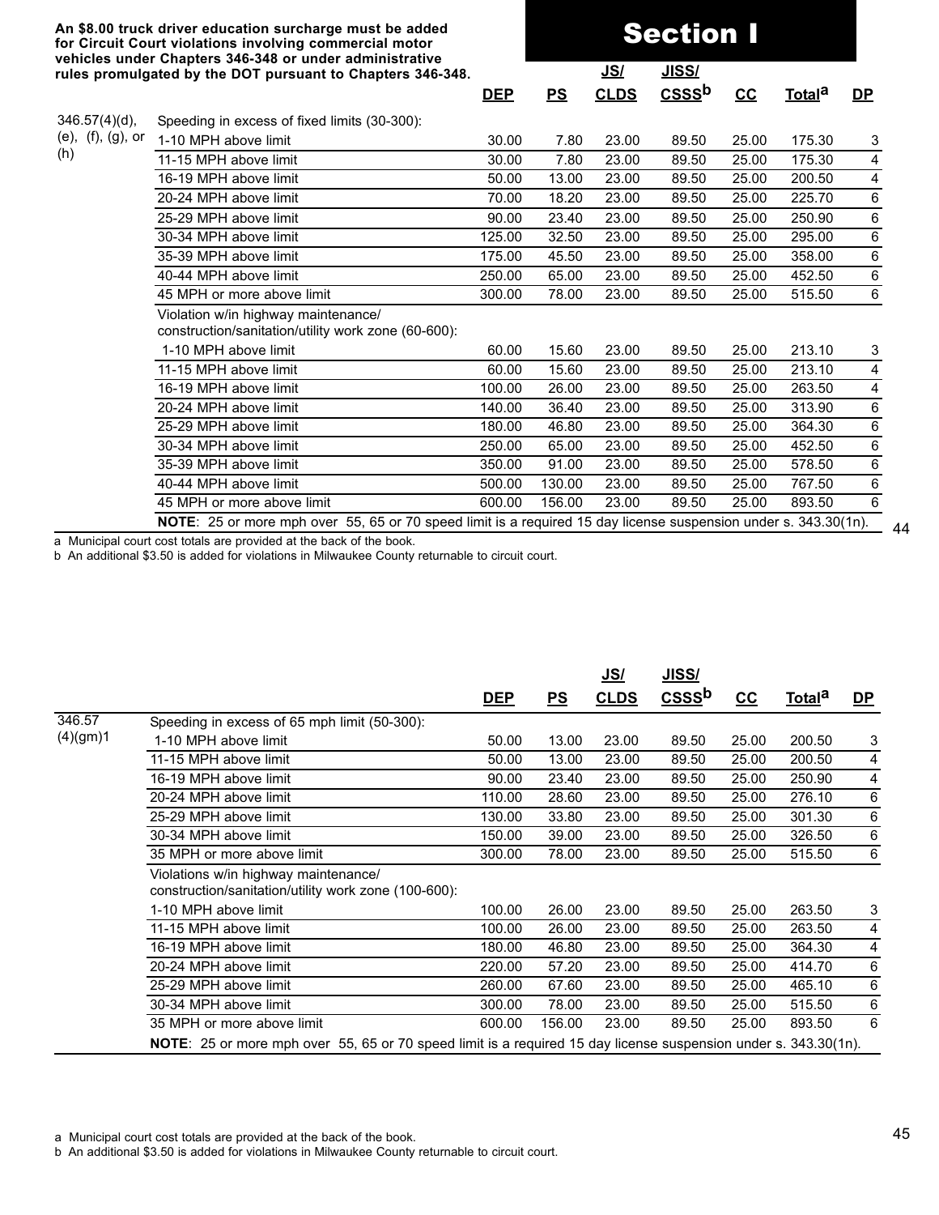**An $8.00 truck driver education surcharge must be added for Circuit Court violations involving commercial motor vehicles under Chapters 346-348 or under administrative rules promulgated by the DOT pursuant to Chapters 346-348.**

# Section I

| | | DEP | PS | JS/ CLDS | JISS/ CSSS[b] | CC | Total[a] | DP |
|---|---|---|---|---|---|---|---|---|
| 346.57(4)(d), (e), (f), (g), or (h) | Speeding in excess of fixed limits (30-300): | | | | | | | |
| | 1-10 MPH above limit | 30.00 | 7.80 | 23.00 | 89.50 | 25.00 | 175.30 | 3 |
| | 11-15 MPH above limit | 30.00 | 7.80 | 23.00 | 89.50 | 25.00 | 175.30 | 4 |
| | 16-19 MPH above limit | 50.00 | 13.00 | 23.00 | 89.50 | 25.00 | 200.50 | 4 |
| | 20-24 MPH above limit | 70.00 | 18.20 | 23.00 | 89.50 | 25.00 | 225.70 | 6 |
| | 25-29 MPH above limit | 90.00 | 23.40 | 23.00 | 89.50 | 25.00 | 250.90 | 6 |
| | 30-34 MPH above limit | 125.00 | 32.50 | 23.00 | 89.50 | 25.00 | 295.00 | 6 |
| | 35-39 MPH above limit | 175.00 | 45.50 | 23.00 | 89.50 | 25.00 | 358.00 | 6 |
| | 40-44 MPH above limit | 250.00 | 65.00 | 23.00 | 89.50 | 25.00 | 452.50 | 6 |
| | 45 MPH or more above limit | 300.00 | 78.00 | 23.00 | 89.50 | 25.00 | 515.50 | 6 |
| | Violation w/in highway maintenance/ construction/sanitation/utility work zone (60-600): | | | | | | | |
| | 1-10 MPH above limit | 60.00 | 15.60 | 23.00 | 89.50 | 25.00 | 213.10 | 3 |
| | 11-15 MPH above limit | 60.00 | 15.60 | 23.00 | 89.50 | 25.00 | 213.10 | 4 |
| | 16-19 MPH above limit | 100.00 | 26.00 | 23.00 | 89.50 | 25.00 | 263.50 | 4 |
| | 20-24 MPH above limit | 140.00 | 36.40 | 23.00 | 89.50 | 25.00 | 313.90 | 6 |
| | 25-29 MPH above limit | 180.00 | 46.80 | 23.00 | 89.50 | 25.00 | 364.30 | 6 |
| | 30-34 MPH above limit | 250.00 | 65.00 | 23.00 | 89.50 | 25.00 | 452.50 | 6 |
| | 35-39 MPH above limit | 350.00 | 91.00 | 23.00 | 89.50 | 25.00 | 578.50 | 6 |
| | 40-44 MPH above limit | 500.00 | 130.00 | 23.00 | 89.50 | 25.00 | 767.50 | 6 |
| | 45 MPH or more above limit | 600.00 | 156.00 | 23.00 | 89.50 | 25.00 | 893.50 | 6 |

**NOTE**: 25 or more mph over 55, 65 or 70 speed limit is a required 15 day license suspension under s. 343.30(1n).

a Municipal court cost totals are provided at the back of the book.
b An additional $3.50 is added for violations in Milwaukee County returnable to circuit court.

| | | DEP | PS | JS/ CLDS | JISS/ CSSS[b] | CC | Total[a] | DP |
|---|---|---|---|---|---|---|---|---|
| 346.57 (4)(gm)1 | Speeding in excess of 65 mph limit (50-300): | | | | | | | |
| | 1-10 MPH above limit | 50.00 | 13.00 | 23.00 | 89.50 | 25.00 | 200.50 | 3 |
| | 11-15 MPH above limit | 50.00 | 13.00 | 23.00 | 89.50 | 25.00 | 200.50 | 4 |
| | 16-19 MPH above limit | 90.00 | 23.40 | 23.00 | 89.50 | 25.00 | 250.90 | 4 |
| | 20-24 MPH above limit | 110.00 | 28.60 | 23.00 | 89.50 | 25.00 | 276.10 | 6 |
| | 25-29 MPH above limit | 130.00 | 33.80 | 23.00 | 89.50 | 25.00 | 301.30 | 6 |
| | 30-34 MPH above limit | 150.00 | 39.00 | 23.00 | 89.50 | 25.00 | 326.50 | 6 |
| | 35 MPH or more above limit | 300.00 | 78.00 | 23.00 | 89.50 | 25.00 | 515.50 | 6 |
| | Violations w/in highway maintenance/ construction/sanitation/utility work zone (100-600): | | | | | | | |
| | 1-10 MPH above limit | 100.00 | 26.00 | 23.00 | 89.50 | 25.00 | 263.50 | 3 |
| | 11-15 MPH above limit | 100.00 | 26.00 | 23.00 | 89.50 | 25.00 | 263.50 | 4 |
| | 16-19 MPH above limit | 180.00 | 46.80 | 23.00 | 89.50 | 25.00 | 364.30 | 4 |
| | 20-24 MPH above limit | 220.00 | 57.20 | 23.00 | 89.50 | 25.00 | 414.70 | 6 |
| | 25-29 MPH above limit | 260.00 | 67.60 | 23.00 | 89.50 | 25.00 | 465.10 | 6 |
| | 30-34 MPH above limit | 300.00 | 78.00 | 23.00 | 89.50 | 25.00 | 515.50 | 6 |
| | 35 MPH or more above limit | 600.00 | 156.00 | 23.00 | 89.50 | 25.00 | 893.50 | 6 |

**NOTE**: 25 or more mph over 55, 65 or 70 speed limit is a required 15 day license suspension under s. 343.30(1n).

a Municipal court cost totals are provided at the back of the book.
b An additional $3.50 is added for violations in Milwaukee County returnable to circuit court.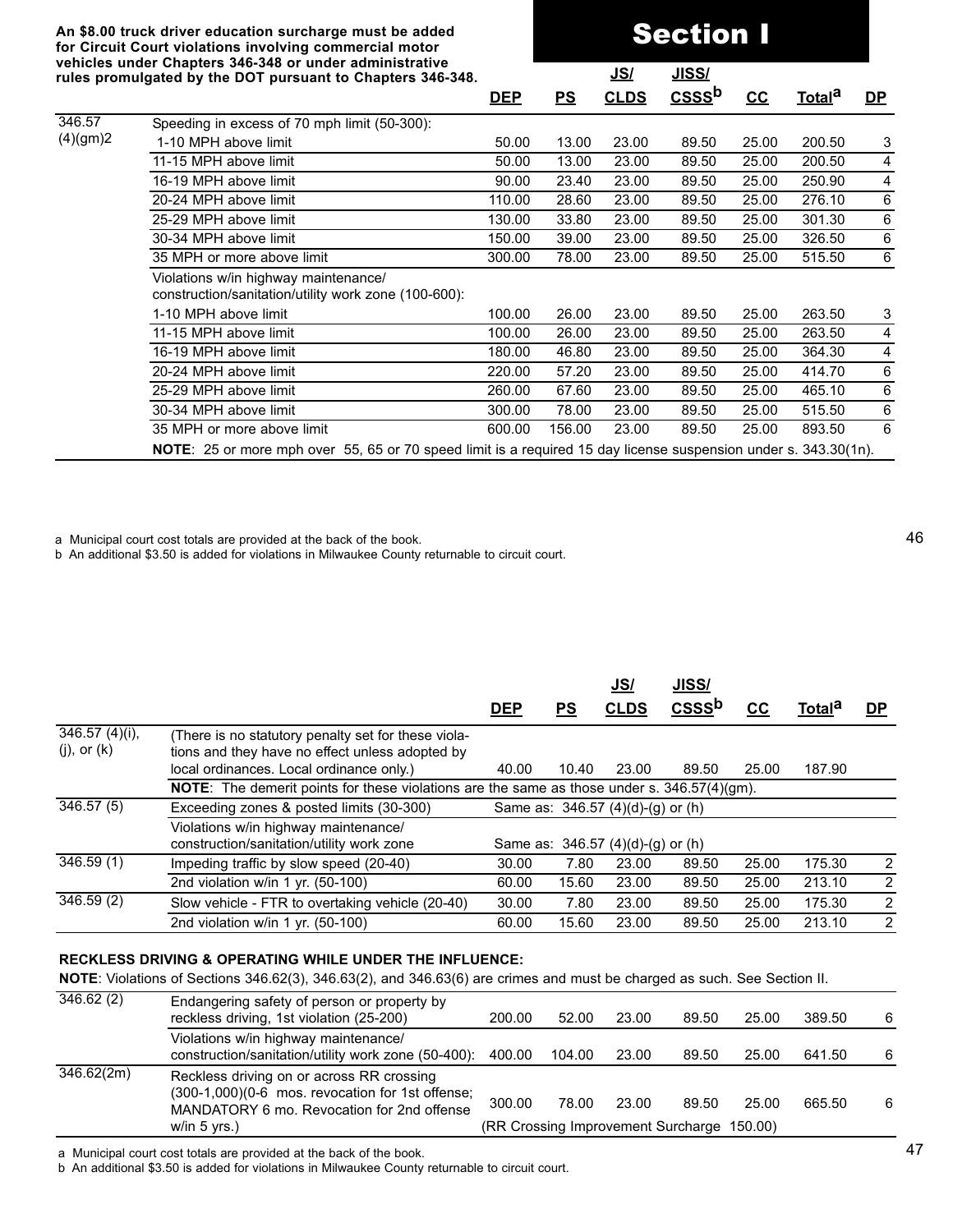**An $8.00 truck driver education surcharge must be added for Circuit Court violations involving commercial motor vehicles under Chapters 346-348 or under administrative rules promulgated by the DOT pursuant to Chapters 346-348.**

# Section I

| | | DEP | PS | JS/ CLDS | JISS/ CSSS[b] | CC | Total[a] | DP |
|---|---|---|---|---|---|---|---|---|
| 346.57 (4)(gm)2 | Speeding in excess of 70 mph limit (50-300): | | | | | | | |
| | 1-10 MPH above limit | 50.00 | 13.00 | 23.00 | 89.50 | 25.00 | 200.50 | 3 |
| | 11-15 MPH above limit | 50.00 | 13.00 | 23.00 | 89.50 | 25.00 | 200.50 | 4 |
| | 16-19 MPH above limit | 90.00 | 23.40 | 23.00 | 89.50 | 25.00 | 250.90 | 4 |
| | 20-24 MPH above limit | 110.00 | 28.60 | 23.00 | 89.50 | 25.00 | 276.10 | 6 |
| | 25-29 MPH above limit | 130.00 | 33.80 | 23.00 | 89.50 | 25.00 | 301.30 | 6 |
| | 30-34 MPH above limit | 150.00 | 39.00 | 23.00 | 89.50 | 25.00 | 326.50 | 6 |
| | 35 MPH or more above limit | 300.00 | 78.00 | 23.00 | 89.50 | 25.00 | 515.50 | 6 |
| | Violations w/in highway maintenance/ construction/sanitation/utility work zone (100-600): | | | | | | | |
| | 1-10 MPH above limit | 100.00 | 26.00 | 23.00 | 89.50 | 25.00 | 263.50 | 3 |
| | 11-15 MPH above limit | 100.00 | 26.00 | 23.00 | 89.50 | 25.00 | 263.50 | 4 |
| | 16-19 MPH above limit | 180.00 | 46.80 | 23.00 | 89.50 | 25.00 | 364.30 | 4 |
| | 20-24 MPH above limit | 220.00 | 57.20 | 23.00 | 89.50 | 25.00 | 414.70 | 6 |
| | 25-29 MPH above limit | 260.00 | 67.60 | 23.00 | 89.50 | 25.00 | 465.10 | 6 |
| | 30-34 MPH above limit | 300.00 | 78.00 | 23.00 | 89.50 | 25.00 | 515.50 | 6 |
| | 35 MPH or more above limit | 600.00 | 156.00 | 23.00 | 89.50 | 25.00 | 893.50 | 6 |
| | **NOTE**: 25 or more mph over 55, 65 or 70 speed limit is a required 15 day license suspension under s. 343.30(1n). | | | | | | | |

a Municipal court cost totals are provided at the back of the book.
b An additional $3.50 is added for violations in Milwaukee County returnable to circuit court.

| | | DEP | PS | JS/ CLDS | JISS/ CSSS[b] | CC | Total[a] | DP |
|---|---|---|---|---|---|---|---|---|
| 346.57 (4)(i), (j), or (k) | (There is no statutory penalty set for these violations and they have no effect unless adopted by local ordinances. Local ordinance only.) | 40.00 | 10.40 | 23.00 | 89.50 | 25.00 | 187.90 | |
| | **NOTE**: The demerit points for these violations are the same as those under s. 346.57(4)(gm). | | | | | | | |
| 346.57 (5) | Exceeding zones & posted limits (30-300) | Same as: 346.57 (4)(d)-(g) or (h) | | | | | | |
| | Violations w/in highway maintenance/ construction/sanitation/utility work zone | Same as: 346.57 (4)(d)-(g) or (h) | | | | | | |
| 346.59 (1) | Impeding traffic by slow speed (20-40) | 30.00 | 7.80 | 23.00 | 89.50 | 25.00 | 175.30 | 2 |
| | 2nd violation w/in 1 yr. (50-100) | 60.00 | 15.60 | 23.00 | 89.50 | 25.00 | 213.10 | 2 |
| 346.59 (2) | Slow vehicle - FTR to overtaking vehicle (20-40) | 30.00 | 7.80 | 23.00 | 89.50 | 25.00 | 175.30 | 2 |
| | 2nd violation w/in 1 yr. (50-100) | 60.00 | 15.60 | 23.00 | 89.50 | 25.00 | 213.10 | 2 |

**RECKLESS DRIVING & OPERATING WHILE UNDER THE INFLUENCE:**

**NOTE**: Violations of Sections 346.62(3), 346.63(2), and 346.63(6) are crimes and must be charged as such. See Section II.

| | | DEP | PS | JS/ CLDS | JISS/ CSSS[b] | CC | Total[a] | DP |
|---|---|---|---|---|---|---|---|---|
| 346.62 (2) | Endangering safety of person or property by reckless driving, 1st violation (25-200) | 200.00 | 52.00 | 23.00 | 89.50 | 25.00 | 389.50 | 6 |
| | Violations w/in highway maintenance/ construction/sanitation/utility work zone (50-400): | 400.00 | 104.00 | 23.00 | 89.50 | 25.00 | 641.50 | 6 |
| 346.62(2m) | Reckless driving on or across RR crossing (300-1,000)(0-6 mos. revocation for 1st offense; MANDATORY 6 mo. Revocation for 2nd offense w/in 5 yrs.) | 300.00 | 78.00 | 23.00 | 89.50 | 25.00 | 665.50 | 6 |
| | | (RR Crossing Improvement Surcharge 150.00) | | | | | | |

a Municipal court cost totals are provided at the back of the book.
b An additional $3.50 is added for violations in Milwaukee County returnable to circuit court.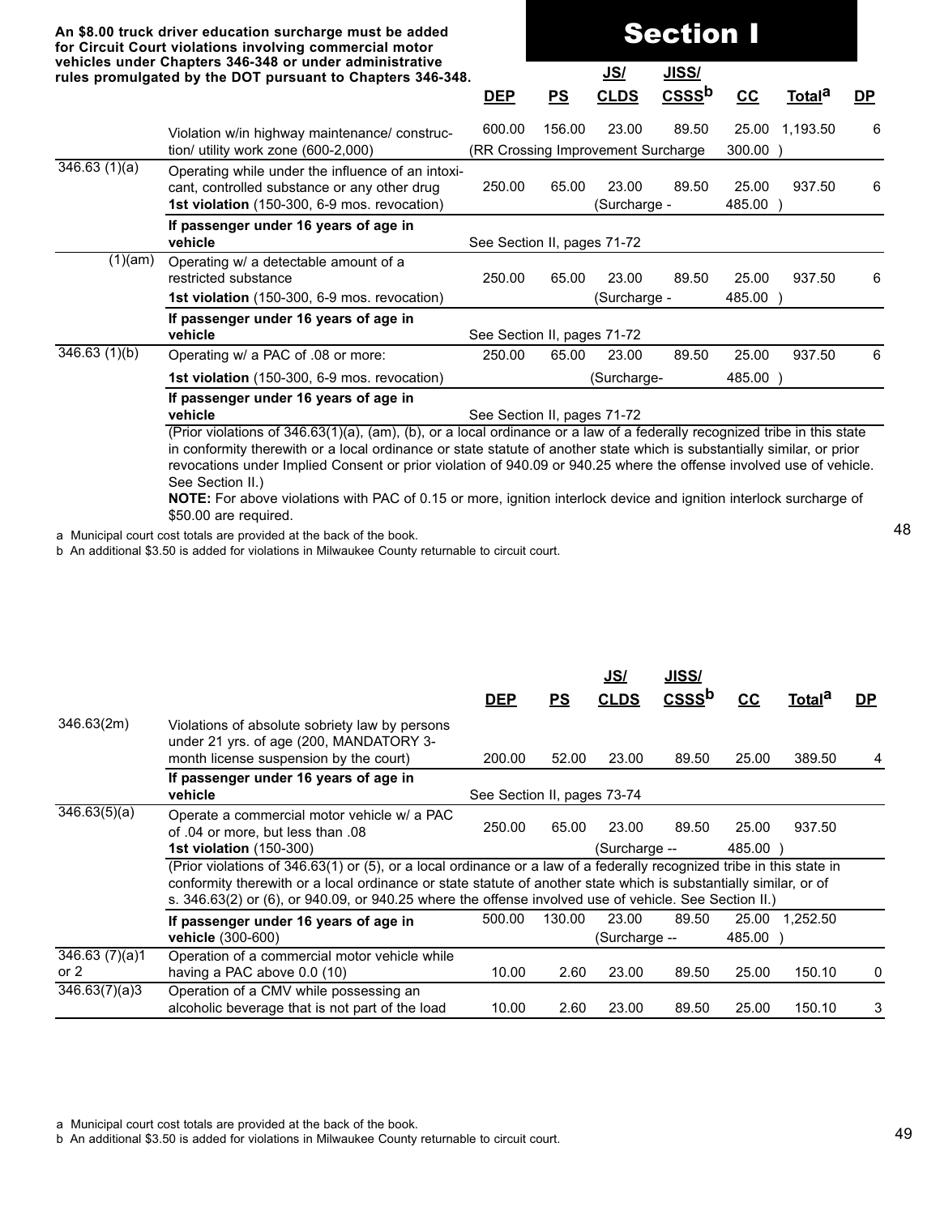An $8.00 truck driver education surcharge must be added for Circuit Court violations involving commercial motor vehicles under Chapters 346-348 or under administrative rules promulgated by the DOT pursuant to Chapters 346-348.

# Section I

| | | DEP | PS | JS/ CLDS | JISS/ CSSS[b] | CC | Total[a] | DP |
|---|---|---|---|---|---|---|---|---|
| | Violation w/in highway maintenance/ construction/ utility work zone (600-2,000) | 600.00 | 156.00 | 23.00 | 89.50 | 25.00 | 1,193.50 | 6 |
| | | (RR Crossing Improvement Surcharge | | | | 300.00 ) | | |
| 346.63 (1)(a) | Operating while under the influence of an intoxicant, controlled substance or any other drug **1st violation** (150-300, 6-9 mos. revocation) | 250.00 | 65.00 | 23.00 | 89.50 | 25.00 | 937.50 | 6 |
| | | | | (Surcharge - | | 485.00 ) | | |
| | **If passenger under 16 years of age in vehicle** | See Section II, pages 71-72 | | | | | | |
| (1)(am) | Operating w/ a detectable amount of a restricted substance **1st violation** (150-300, 6-9 mos. revocation) | 250.00 | 65.00 | 23.00 | 89.50 | 25.00 | 937.50 | 6 |
| | | | | (Surcharge - | | 485.00 ) | | |
| | **If passenger under 16 years of age in vehicle** | See Section II, pages 71-72 | | | | | | |
| 346.63 (1)(b) | Operating w/ a PAC of .08 or more: **1st violation** (150-300, 6-9 mos. revocation) | 250.00 | 65.00 | 23.00 | 89.50 | 25.00 | 937.50 | 6 |
| | | | | (Surcharge- | | 485.00 ) | | |
| | **If passenger under 16 years of age in vehicle** | See Section II, pages 71-72 | | | | | | |

(Prior violations of 346.63(1)(a), (am), (b), or a local ordinance or a law of a federally recognized tribe in this state in conformity therewith or a local ordinance or state statute of another state which is substantially similar, or prior revocations under Implied Consent or prior violation of 940.09 or 940.25 where the offense involved use of vehicle. See Section II.)

**NOTE:** For above violations with PAC of 0.15 or more, ignition interlock device and ignition interlock surcharge of $50.00 are required.

a Municipal court cost totals are provided at the back of the book.
b An additional $3.50 is added for violations in Milwaukee County returnable to circuit court.

| | | DEP | PS | JS/ CLDS | JISS/ CSSS[b] | CC | Total[a] | DP |
|---|---|---|---|---|---|---|---|---|
| 346.63(2m) | Violations of absolute sobriety law by persons under 21 yrs. of age (200, MANDATORY 3-month license suspension by the court) | 200.00 | 52.00 | 23.00 | 89.50 | 25.00 | 389.50 | 4 |
| | **If passenger under 16 years of age in vehicle** | See Section II, pages 73-74 | | | | | | |
| 346.63(5)(a) | Operate a commercial motor vehicle w/ a PAC of .04 or more, but less than .08 **1st violation** (150-300) | 250.00 | 65.00 | 23.00 | 89.50 | 25.00 | 937.50 | |
| | | | | (Surcharge -- | | 485.00 ) | | |
| | (Prior violations of 346.63(1) or (5), or a local ordinance or a law of a federally recognized tribe in this state in conformity therewith or a local ordinance or state statute of another state which is substantially similar, or of s. 346.63(2) or (6), or 940.09, or 940.25 where the offense involved use of vehicle. See Section II.) | | | | | | | |
| | **If passenger under 16 years of age in vehicle** (300-600) | 500.00 | 130.00 | 23.00 | 89.50 | 25.00 | 1,252.50 | |
| | | | | (Surcharge -- | | 485.00 ) | | |
| 346.63 (7)(a)1 or 2 | Operation of a commercial motor vehicle while having a PAC above 0.0 (10) | 10.00 | 2.60 | 23.00 | 89.50 | 25.00 | 150.10 | 0 |
| 346.63(7)(a)3 | Operation of a CMV while possessing an alcoholic beverage that is not part of the load | 10.00 | 2.60 | 23.00 | 89.50 | 25.00 | 150.10 | 3 |

a Municipal court cost totals are provided at the back of the book.
b An additional $3.50 is added for violations in Milwaukee County returnable to circuit court.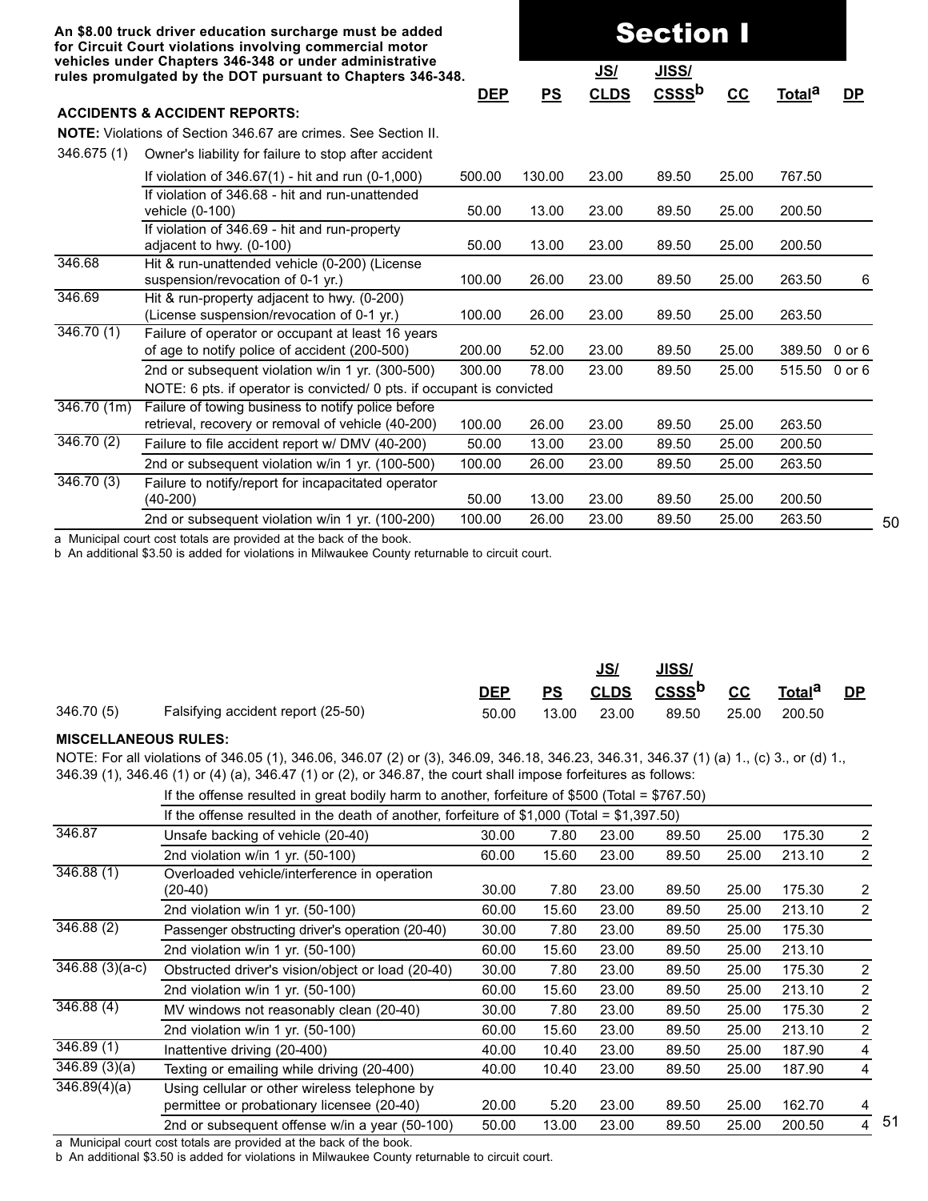**An $8.00 truck driver education surcharge must be added for Circuit Court violations involving commercial motor vehicles under Chapters 346-348 or under administrative rules promulgated by the DOT pursuant to Chapters 346-348.**

# Section I

| | | DEP | PS | JS/ CLDS | JISS/ CSSS[b] | CC | Total[a] | DP |
|---|---|---|---|---|---|---|---|---|
| **ACCIDENTS & ACCIDENT REPORTS:** | | | | | | | | |
| **NOTE:** Violations of Section 346.67 are crimes. See Section II. | | | | | | | | |
| 346.675 (1) | Owner's liability for failure to stop after accident | | | | | | | |
| | If violation of 346.67(1) - hit and run (0-1,000) | 500.00 | 130.00 | 23.00 | 89.50 | 25.00 | 767.50 | |
| | If violation of 346.68 - hit and run-unattended vehicle (0-100) | 50.00 | 13.00 | 23.00 | 89.50 | 25.00 | 200.50 | |
| | If violation of 346.69 - hit and run-property adjacent to hwy. (0-100) | 50.00 | 13.00 | 23.00 | 89.50 | 25.00 | 200.50 | |
| 346.68 | Hit & run-unattended vehicle (0-200) (License suspension/revocation of 0-1 yr.) | 100.00 | 26.00 | 23.00 | 89.50 | 25.00 | 263.50 | 6 |
| 346.69 | Hit & run-property adjacent to hwy. (0-200) (License suspension/revocation of 0-1 yr.) | 100.00 | 26.00 | 23.00 | 89.50 | 25.00 | 263.50 | |
| 346.70 (1) | Failure of operator or occupant at least 16 years of age to notify police of accident (200-500) | 200.00 | 52.00 | 23.00 | 89.50 | 25.00 | 389.50 | 0 or 6 |
| | 2nd or subsequent violation w/in 1 yr. (300-500) | 300.00 | 78.00 | 23.00 | 89.50 | 25.00 | 515.50 | 0 or 6 |
| | NOTE: 6 pts. if operator is convicted/ 0 pts. if occupant is convicted | | | | | | | |
| 346.70 (1m) | Failure of towing business to notify police before retrieval, recovery or removal of vehicle (40-200) | 100.00 | 26.00 | 23.00 | 89.50 | 25.00 | 263.50 | |
| 346.70 (2) | Failure to file accident report w/ DMV (40-200) | 50.00 | 13.00 | 23.00 | 89.50 | 25.00 | 200.50 | |
| | 2nd or subsequent violation w/in 1 yr. (100-500) | 100.00 | 26.00 | 23.00 | 89.50 | 25.00 | 263.50 | |
| 346.70 (3) | Failure to notify/report for incapacitated operator (40-200) | 50.00 | 13.00 | 23.00 | 89.50 | 25.00 | 200.50 | |
| | 2nd or subsequent violation w/in 1 yr. (100-200) | 100.00 | 26.00 | 23.00 | 89.50 | 25.00 | 263.50 | |

a Municipal court cost totals are provided at the back of the book.
b An additional $3.50 is added for violations in Milwaukee County returnable to circuit court.

| | | DEP | PS | JS/ CLDS | JISS/ CSSS[b] | CC | Total[a] | DP |
|---|---|---|---|---|---|---|---|---|
| 346.70 (5) | Falsifying accident report (25-50) | 50.00 | 13.00 | 23.00 | 89.50 | 25.00 | 200.50 | |

**MISCELLANEOUS RULES:**

NOTE: For all violations of 346.05 (1), 346.06, 346.07 (2) or (3), 346.09, 346.18, 346.23, 346.31, 346.37 (1) (a) 1., (c) 3., or (d) 1., 346.39 (1), 346.46 (1) or (4) (a), 346.47 (1) or (2), or 346.87, the court shall impose forfeitures as follows:

If the offense resulted in great bodily harm to another, forfeiture of $500 (Total = $767.50)

If the offense resulted in the death of another, forfeiture of $1,000 (Total = $1,397.50)

| | | DEP | PS | JS/ CLDS | JISS/ CSSS[b] | CC | Total[a] | DP |
|---|---|---|---|---|---|---|---|---|
| 346.87 | Unsafe backing of vehicle (20-40) | 30.00 | 7.80 | 23.00 | 89.50 | 25.00 | 175.30 | 2 |
| | 2nd violation w/in 1 yr. (50-100) | 60.00 | 15.60 | 23.00 | 89.50 | 25.00 | 213.10 | 2 |
| 346.88 (1) | Overloaded vehicle/interference in operation (20-40) | 30.00 | 7.80 | 23.00 | 89.50 | 25.00 | 175.30 | 2 |
| | 2nd violation w/in 1 yr. (50-100) | 60.00 | 15.60 | 23.00 | 89.50 | 25.00 | 213.10 | 2 |
| 346.88 (2) | Passenger obstructing driver's operation (20-40) | 30.00 | 7.80 | 23.00 | 89.50 | 25.00 | 175.30 | |
| | 2nd violation w/in 1 yr. (50-100) | 60.00 | 15.60 | 23.00 | 89.50 | 25.00 | 213.10 | |
| 346.88 (3)(a-c) | Obstructed driver's vision/object or load (20-40) | 30.00 | 7.80 | 23.00 | 89.50 | 25.00 | 175.30 | 2 |
| | 2nd violation w/in 1 yr. (50-100) | 60.00 | 15.60 | 23.00 | 89.50 | 25.00 | 213.10 | 2 |
| 346.88 (4) | MV windows not reasonably clean (20-40) | 30.00 | 7.80 | 23.00 | 89.50 | 25.00 | 175.30 | 2 |
| | 2nd violation w/in 1 yr. (50-100) | 60.00 | 15.60 | 23.00 | 89.50 | 25.00 | 213.10 | 2 |
| 346.89 (1) | Inattentive driving (20-400) | 40.00 | 10.40 | 23.00 | 89.50 | 25.00 | 187.90 | 4 |
| 346.89 (3)(a) | Texting or emailing while driving (20-400) | 40.00 | 10.40 | 23.00 | 89.50 | 25.00 | 187.90 | 4 |
| 346.89(4)(a) | Using cellular or other wireless telephone by permittee or probationary licensee (20-40) | 20.00 | 5.20 | 23.00 | 89.50 | 25.00 | 162.70 | 4 |
| | 2nd or subsequent offense w/in a year (50-100) | 50.00 | 13.00 | 23.00 | 89.50 | 25.00 | 200.50 | 4 |

a Municipal court cost totals are provided at the back of the book.
b An additional $3.50 is added for violations in Milwaukee County returnable to circuit court.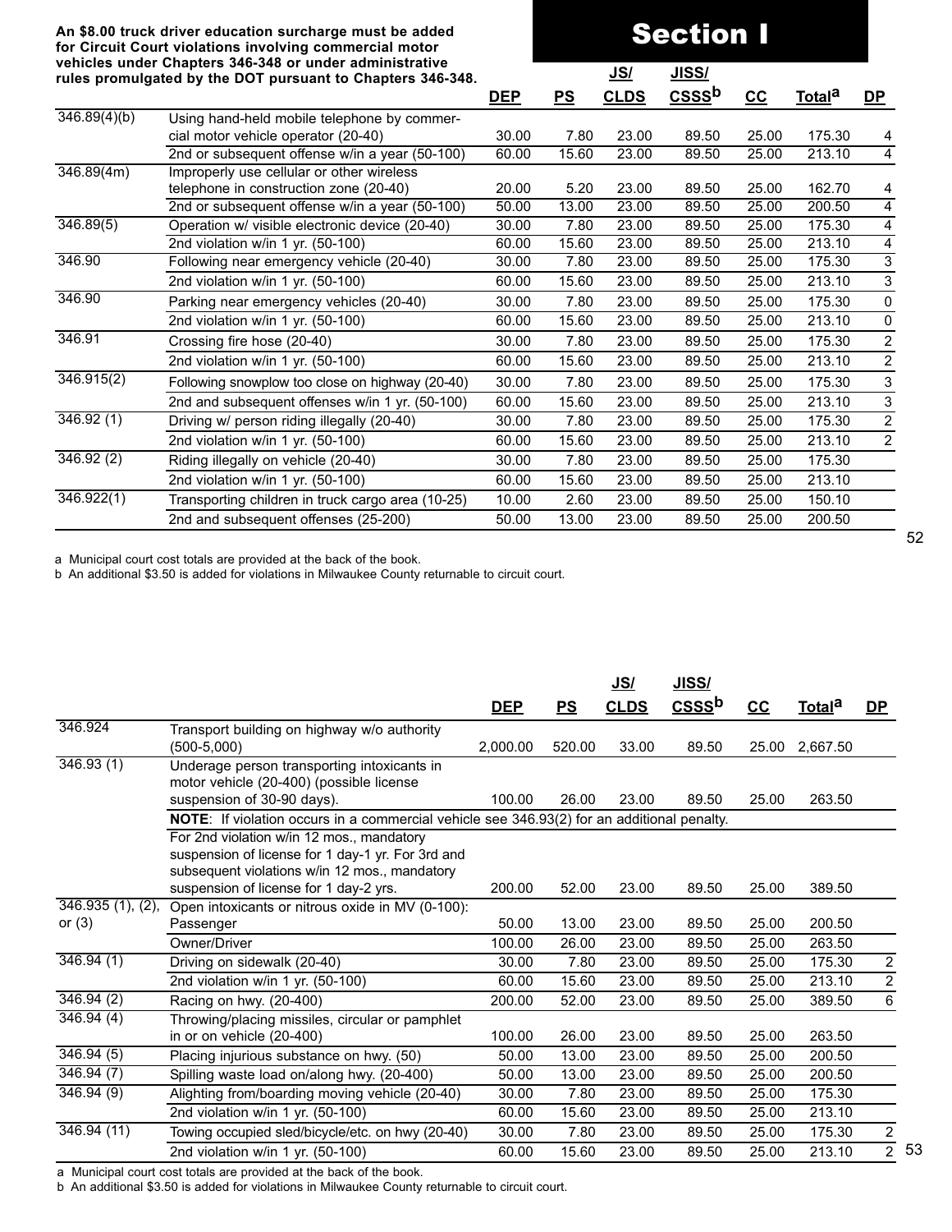**An $8.00 truck driver education surcharge must be added for Circuit Court violations involving commercial motor vehicles under Chapters 346-348 or under administrative rules promulgated by the DOT pursuant to Chapters 346-348.**

# Section I

| | | DEP | PS | JS/ CLDS | JISS/ CSSS[b] | CC | Total[a] | DP |
|---|---|---|---|---|---|---|---|---|
| 346.89(4)(b) | Using hand-held mobile telephone by commercial motor vehicle operator (20-40) | 30.00 | 7.80 | 23.00 | 89.50 | 25.00 | 175.30 | 4 |
| | 2nd or subsequent offense w/in a year (50-100) | 60.00 | 15.60 | 23.00 | 89.50 | 25.00 | 213.10 | 4 |
| 346.89(4m) | Improperly use cellular or other wireless telephone in construction zone (20-40) | 20.00 | 5.20 | 23.00 | 89.50 | 25.00 | 162.70 | 4 |
| | 2nd or subsequent offense w/in a year (50-100) | 50.00 | 13.00 | 23.00 | 89.50 | 25.00 | 200.50 | 4 |
| 346.89(5) | Operation w/ visible electronic device (20-40) | 30.00 | 7.80 | 23.00 | 89.50 | 25.00 | 175.30 | 4 |
| | 2nd violation w/in 1 yr. (50-100) | 60.00 | 15.60 | 23.00 | 89.50 | 25.00 | 213.10 | 4 |
| 346.90 | Following near emergency vehicle (20-40) | 30.00 | 7.80 | 23.00 | 89.50 | 25.00 | 175.30 | 3 |
| | 2nd violation w/in 1 yr. (50-100) | 60.00 | 15.60 | 23.00 | 89.50 | 25.00 | 213.10 | 3 |
| 346.90 | Parking near emergency vehicles (20-40) | 30.00 | 7.80 | 23.00 | 89.50 | 25.00 | 175.30 | 0 |
| | 2nd violation w/in 1 yr. (50-100) | 60.00 | 15.60 | 23.00 | 89.50 | 25.00 | 213.10 | 0 |
| 346.91 | Crossing fire hose (20-40) | 30.00 | 7.80 | 23.00 | 89.50 | 25.00 | 175.30 | 2 |
| | 2nd violation w/in 1 yr. (50-100) | 60.00 | 15.60 | 23.00 | 89.50 | 25.00 | 213.10 | 2 |
| 346.915(2) | Following snowplow too close on highway (20-40) | 30.00 | 7.80 | 23.00 | 89.50 | 25.00 | 175.30 | 3 |
| | 2nd and subsequent offenses w/in 1 yr. (50-100) | 60.00 | 15.60 | 23.00 | 89.50 | 25.00 | 213.10 | 3 |
| 346.92 (1) | Driving w/ person riding illegally (20-40) | 30.00 | 7.80 | 23.00 | 89.50 | 25.00 | 175.30 | 2 |
| | 2nd violation w/in 1 yr. (50-100) | 60.00 | 15.60 | 23.00 | 89.50 | 25.00 | 213.10 | 2 |
| 346.92 (2) | Riding illegally on vehicle (20-40) | 30.00 | 7.80 | 23.00 | 89.50 | 25.00 | 175.30 | |
| | 2nd violation w/in 1 yr. (50-100) | 60.00 | 15.60 | 23.00 | 89.50 | 25.00 | 213.10 | |
| 346.922(1) | Transporting children in truck cargo area (10-25) | 10.00 | 2.60 | 23.00 | 89.50 | 25.00 | 150.10 | |
| | 2nd and subsequent offenses (25-200) | 50.00 | 13.00 | 23.00 | 89.50 | 25.00 | 200.50 | |

a Municipal court cost totals are provided at the back of the book.
b An additional $3.50 is added for violations in Milwaukee County returnable to circuit court.

| | | DEP | PS | JS/ CLDS | JISS/ CSSS[b] | CC | Total[a] | DP |
|---|---|---|---|---|---|---|---|---|
| 346.924 | Transport building on highway w/o authority (500-5,000) | 2,000.00 | 520.00 | 33.00 | 89.50 | 25.00 | 2,667.50 | |
| 346.93 (1) | Underage person transporting intoxicants in motor vehicle (20-400) (possible license suspension of 30-90 days). | 100.00 | 26.00 | 23.00 | 89.50 | 25.00 | 263.50 | |
| | **NOTE**: If violation occurs in a commercial vehicle see 346.93(2) for an additional penalty. | | | | | | | |
| | For 2nd violation w/in 12 mos., mandatory suspension of license for 1 day-1 yr. For 3rd and subsequent violations w/in 12 mos., mandatory suspension of license for 1 day-2 yrs. | 200.00 | 52.00 | 23.00 | 89.50 | 25.00 | 389.50 | |
| 346.935 (1), (2), or (3) | Open intoxicants or nitrous oxide in MV (0-100): Passenger | 50.00 | 13.00 | 23.00 | 89.50 | 25.00 | 200.50 | |
| | Owner/Driver | 100.00 | 26.00 | 23.00 | 89.50 | 25.00 | 263.50 | |
| 346.94 (1) | Driving on sidewalk (20-40) | 30.00 | 7.80 | 23.00 | 89.50 | 25.00 | 175.30 | 2 |
| | 2nd violation w/in 1 yr. (50-100) | 60.00 | 15.60 | 23.00 | 89.50 | 25.00 | 213.10 | 2 |
| 346.94 (2) | Racing on hwy. (20-400) | 200.00 | 52.00 | 23.00 | 89.50 | 25.00 | 389.50 | 6 |
| 346.94 (4) | Throwing/placing missiles, circular or pamphlet in or on vehicle (20-400) | 100.00 | 26.00 | 23.00 | 89.50 | 25.00 | 263.50 | |
| 346.94 (5) | Placing injurious substance on hwy. (50) | 50.00 | 13.00 | 23.00 | 89.50 | 25.00 | 200.50 | |
| 346.94 (7) | Spilling waste load on/along hwy. (20-400) | 50.00 | 13.00 | 23.00 | 89.50 | 25.00 | 200.50 | |
| 346.94 (9) | Alighting from/boarding moving vehicle (20-40) | 30.00 | 7.80 | 23.00 | 89.50 | 25.00 | 175.30 | |
| | 2nd violation w/in 1 yr. (50-100) | 60.00 | 15.60 | 23.00 | 89.50 | 25.00 | 213.10 | |
| 346.94 (11) | Towing occupied sled/bicycle/etc. on hwy (20-40) | 30.00 | 7.80 | 23.00 | 89.50 | 25.00 | 175.30 | 2 |
| | 2nd violation w/in 1 yr. (50-100) | 60.00 | 15.60 | 23.00 | 89.50 | 25.00 | 213.10 | 2 |

a Municipal court cost totals are provided at the back of the book.
b An additional $3.50 is added for violations in Milwaukee County returnable to circuit court.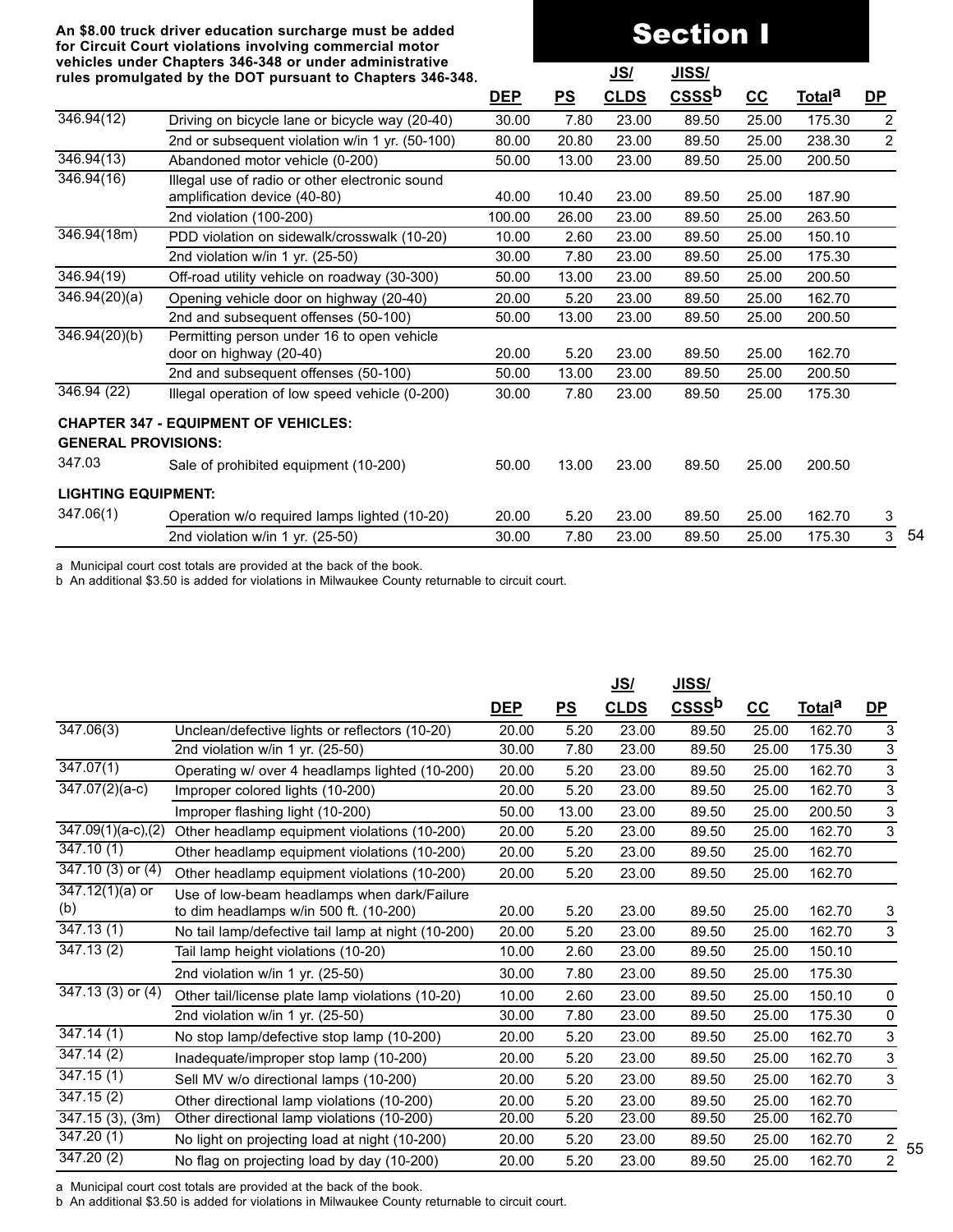**An $8.00 truck driver education surcharge must be added for Circuit Court violations involving commercial motor vehicles under Chapters 346-348 or under administrative rules promulgated by the DOT pursuant to Chapters 346-348.**

# Section I

| | | DEP | PS | JS/ CLDS | JISS/ CSSS[b] | CC | Total[a] | DP |
|---|---|---|---|---|---|---|---|---|
| 346.94(12) | Driving on bicycle lane or bicycle way (20-40) | 30.00 | 7.80 | 23.00 | 89.50 | 25.00 | 175.30 | 2 |
| | 2nd or subsequent violation w/in 1 yr. (50-100) | 80.00 | 20.80 | 23.00 | 89.50 | 25.00 | 238.30 | 2 |
| 346.94(13) | Abandoned motor vehicle (0-200) | 50.00 | 13.00 | 23.00 | 89.50 | 25.00 | 200.50 | |
| 346.94(16) | Illegal use of radio or other electronic sound amplification device (40-80) | 40.00 | 10.40 | 23.00 | 89.50 | 25.00 | 187.90 | |
| | 2nd violation (100-200) | 100.00 | 26.00 | 23.00 | 89.50 | 25.00 | 263.50 | |
| 346.94(18m) | PDD violation on sidewalk/crosswalk (10-20) | 10.00 | 2.60 | 23.00 | 89.50 | 25.00 | 150.10 | |
| | 2nd violation w/in 1 yr. (25-50) | 30.00 | 7.80 | 23.00 | 89.50 | 25.00 | 175.30 | |
| 346.94(19) | Off-road utility vehicle on roadway (30-300) | 50.00 | 13.00 | 23.00 | 89.50 | 25.00 | 200.50 | |
| 346.94(20)(a) | Opening vehicle door on highway (20-40) | 20.00 | 5.20 | 23.00 | 89.50 | 25.00 | 162.70 | |
| | 2nd and subsequent offenses (50-100) | 50.00 | 13.00 | 23.00 | 89.50 | 25.00 | 200.50 | |
| 346.94(20)(b) | Permitting person under 16 to open vehicle door on highway (20-40) | 20.00 | 5.20 | 23.00 | 89.50 | 25.00 | 162.70 | |
| | 2nd and subsequent offenses (50-100) | 50.00 | 13.00 | 23.00 | 89.50 | 25.00 | 200.50 | |
| 346.94 (22) | Illegal operation of low speed vehicle (0-200) | 30.00 | 7.80 | 23.00 | 89.50 | 25.00 | 175.30 | |
| **CHAPTER 347 - EQUIPMENT OF VEHICLES:** | | | | | | | | |
| **GENERAL PROVISIONS:** | | | | | | | | |
| 347.03 | Sale of prohibited equipment (10-200) | 50.00 | 13.00 | 23.00 | 89.50 | 25.00 | 200.50 | |
| **LIGHTING EQUIPMENT:** | | | | | | | | |
| 347.06(1) | Operation w/o required lamps lighted (10-20) | 20.00 | 5.20 | 23.00 | 89.50 | 25.00 | 162.70 | 3 |
| | 2nd violation w/in 1 yr. (25-50) | 30.00 | 7.80 | 23.00 | 89.50 | 25.00 | 175.30 | 3 |

a Municipal court cost totals are provided at the back of the book.
b An additional $3.50 is added for violations in Milwaukee County returnable to circuit court.

| | | DEP | PS | JS/ CLDS | JISS/ CSSS[b] | CC | Total[a] | DP |
|---|---|---|---|---|---|---|---|---|
| 347.06(3) | Unclean/defective lights or reflectors (10-20) | 20.00 | 5.20 | 23.00 | 89.50 | 25.00 | 162.70 | 3 |
| | 2nd violation w/in 1 yr. (25-50) | 30.00 | 7.80 | 23.00 | 89.50 | 25.00 | 175.30 | 3 |
| 347.07(1) | Operating w/ over 4 headlamps lighted (10-200) | 20.00 | 5.20 | 23.00 | 89.50 | 25.00 | 162.70 | 3 |
| 347.07(2)(a-c) | Improper colored lights (10-200) | 20.00 | 5.20 | 23.00 | 89.50 | 25.00 | 162.70 | 3 |
| | Improper flashing light (10-200) | 50.00 | 13.00 | 23.00 | 89.50 | 25.00 | 200.50 | 3 |
| 347.09(1)(a-c),(2) | Other headlamp equipment violations (10-200) | 20.00 | 5.20 | 23.00 | 89.50 | 25.00 | 162.70 | 3 |
| 347.10 (1) | Other headlamp equipment violations (10-200) | 20.00 | 5.20 | 23.00 | 89.50 | 25.00 | 162.70 | |
| 347.10 (3) or (4) | Other headlamp equipment violations (10-200) | 20.00 | 5.20 | 23.00 | 89.50 | 25.00 | 162.70 | |
| 347.12(1)(a) or (b) | Use of low-beam headlamps when dark/Failure to dim headlamps w/in 500 ft. (10-200) | 20.00 | 5.20 | 23.00 | 89.50 | 25.00 | 162.70 | 3 |
| 347.13 (1) | No tail lamp/defective tail lamp at night (10-200) | 20.00 | 5.20 | 23.00 | 89.50 | 25.00 | 162.70 | 3 |
| 347.13 (2) | Tail lamp height violations (10-20) | 10.00 | 2.60 | 23.00 | 89.50 | 25.00 | 150.10 | |
| | 2nd violation w/in 1 yr. (25-50) | 30.00 | 7.80 | 23.00 | 89.50 | 25.00 | 175.30 | |
| 347.13 (3) or (4) | Other tail/license plate lamp violations (10-20) | 10.00 | 2.60 | 23.00 | 89.50 | 25.00 | 150.10 | 0 |
| | 2nd violation w/in 1 yr. (25-50) | 30.00 | 7.80 | 23.00 | 89.50 | 25.00 | 175.30 | 0 |
| 347.14 (1) | No stop lamp/defective stop lamp (10-200) | 20.00 | 5.20 | 23.00 | 89.50 | 25.00 | 162.70 | 3 |
| 347.14 (2) | Inadequate/improper stop lamp (10-200) | 20.00 | 5.20 | 23.00 | 89.50 | 25.00 | 162.70 | 3 |
| 347.15 (1) | Sell MV w/o directional lamps (10-200) | 20.00 | 5.20 | 23.00 | 89.50 | 25.00 | 162.70 | 3 |
| 347.15 (2) | Other directional lamp violations (10-200) | 20.00 | 5.20 | 23.00 | 89.50 | 25.00 | 162.70 | |
| 347.15 (3), (3m) | Other directional lamp violations (10-200) | 20.00 | 5.20 | 23.00 | 89.50 | 25.00 | 162.70 | |
| 347.20 (1) | No light on projecting load at night (10-200) | 20.00 | 5.20 | 23.00 | 89.50 | 25.00 | 162.70 | 2 |
| 347.20 (2) | No flag on projecting load by day (10-200) | 20.00 | 5.20 | 23.00 | 89.50 | 25.00 | 162.70 | 2 |

a Municipal court cost totals are provided at the back of the book.
b An additional $3.50 is added for violations in Milwaukee County returnable to circuit court.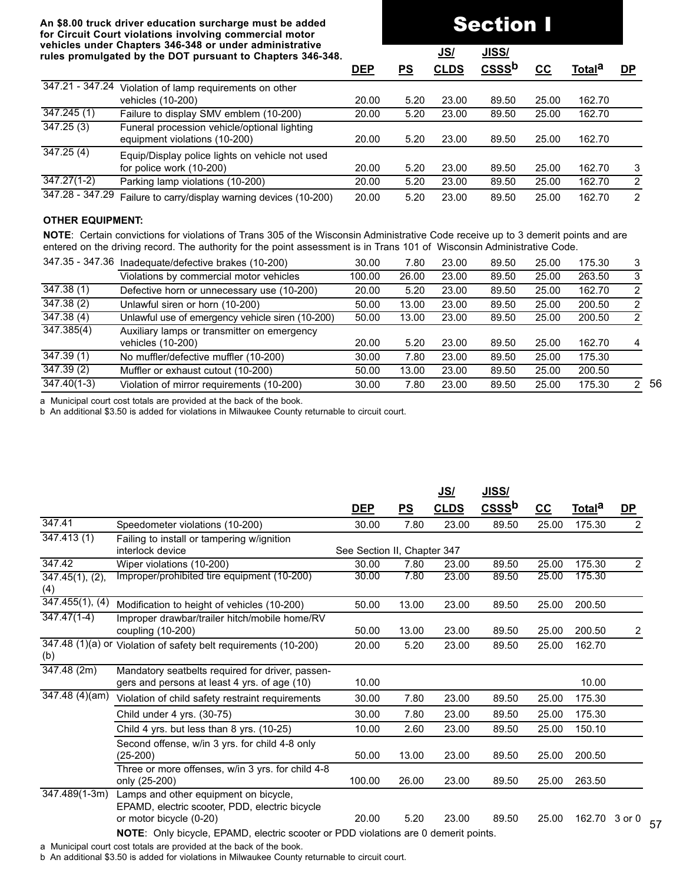**An $8.00 truck driver education surcharge must be added for Circuit Court violations involving commercial motor vehicles under Chapters 346-348 or under administrative rules promulgated by the DOT pursuant to Chapters 346-348.**

# Section I

| | | DEP | PS | JS/ CLDS | JISS/ CSSS[b] | CC | Total[a] | DP |
|---|---|---|---|---|---|---|---|---|
| 347.21 - 347.24 | Violation of lamp requirements on other vehicles (10-200) | 20.00 | 5.20 | 23.00 | 89.50 | 25.00 | 162.70 | |
| 347.245 (1) | Failure to display SMV emblem (10-200) | 20.00 | 5.20 | 23.00 | 89.50 | 25.00 | 162.70 | |
| 347.25 (3) | Funeral procession vehicle/optional lighting equipment violations (10-200) | 20.00 | 5.20 | 23.00 | 89.50 | 25.00 | 162.70 | |
| 347.25 (4) | Equip/Display police lights on vehicle not used for police work (10-200) | 20.00 | 5.20 | 23.00 | 89.50 | 25.00 | 162.70 | 3 |
| 347.27(1-2) | Parking lamp violations (10-200) | 20.00 | 5.20 | 23.00 | 89.50 | 25.00 | 162.70 | 2 |
| 347.28 - 347.29 | Failure to carry/display warning devices (10-200) | 20.00 | 5.20 | 23.00 | 89.50 | 25.00 | 162.70 | 2 |

**OTHER EQUIPMENT:**

**NOTE**: Certain convictions for violations of Trans 305 of the Wisconsin Administrative Code receive up to 3 demerit points and are entered on the driving record. The authority for the point assessment is in Trans 101 of Wisconsin Administrative Code.

| | | DEP | PS | JS/ CLDS | JISS/ CSSS[b] | CC | Total[a] | DP |
|---|---|---|---|---|---|---|---|---|
| 347.35 - 347.36 | Inadequate/defective brakes (10-200) | 30.00 | 7.80 | 23.00 | 89.50 | 25.00 | 175.30 | 3 |
| | Violations by commercial motor vehicles | 100.00 | 26.00 | 23.00 | 89.50 | 25.00 | 263.50 | 3 |
| 347.38 (1) | Defective horn or unnecessary use (10-200) | 20.00 | 5.20 | 23.00 | 89.50 | 25.00 | 162.70 | 2 |
| 347.38 (2) | Unlawful siren or horn (10-200) | 50.00 | 13.00 | 23.00 | 89.50 | 25.00 | 200.50 | 2 |
| 347.38 (4) | Unlawful use of emergency vehicle siren (10-200) | 50.00 | 13.00 | 23.00 | 89.50 | 25.00 | 200.50 | 2 |
| 347.385(4) | Auxiliary lamps or transmitter on emergency vehicles (10-200) | 20.00 | 5.20 | 23.00 | 89.50 | 25.00 | 162.70 | 4 |
| 347.39 (1) | No muffler/defective muffler (10-200) | 30.00 | 7.80 | 23.00 | 89.50 | 25.00 | 175.30 | |
| 347.39 (2) | Muffler or exhaust cutout (10-200) | 50.00 | 13.00 | 23.00 | 89.50 | 25.00 | 200.50 | |
| 347.40(1-3) | Violation of mirror requirements (10-200) | 30.00 | 7.80 | 23.00 | 89.50 | 25.00 | 175.30 | 2 |

a Municipal court cost totals are provided at the back of the book.
b An additional $3.50 is added for violations in Milwaukee County returnable to circuit court.

| | | DEP | PS | JS/ CLDS | JISS/ CSSS[b] | CC | Total[a] | DP |
|---|---|---|---|---|---|---|---|---|
| 347.41 | Speedometer violations (10-200) | 30.00 | 7.80 | 23.00 | 89.50 | 25.00 | 175.30 | 2 |
| 347.413 (1) | Failing to install or tampering w/ignition interlock device | See Section II, Chapter 347 | | | | | | |
| 347.42 | Wiper violations (10-200) | 30.00 | 7.80 | 23.00 | 89.50 | 25.00 | 175.30 | 2 |
| 347.45(1), (2), (4) | Improper/prohibited tire equipment (10-200) | 30.00 | 7.80 | 23.00 | 89.50 | 25.00 | 175.30 | |
| 347.455(1), (4) | Modification to height of vehicles (10-200) | 50.00 | 13.00 | 23.00 | 89.50 | 25.00 | 200.50 | |
| 347.47(1-4) | Improper drawbar/trailer hitch/mobile home/RV coupling (10-200) | 50.00 | 13.00 | 23.00 | 89.50 | 25.00 | 200.50 | 2 |
| 347.48 (1)(a) or (b) | Violation of safety belt requirements (10-200) | 20.00 | 5.20 | 23.00 | 89.50 | 25.00 | 162.70 | |
| 347.48 (2m) | Mandatory seatbelts required for driver, passengers and persons at least 4 yrs. of age (10) | 10.00 | | | | | 10.00 | |
| 347.48 (4)(am) | Violation of child safety restraint requirements | 30.00 | 7.80 | 23.00 | 89.50 | 25.00 | 175.30 | |
| | Child under 4 yrs. (30-75) | 30.00 | 7.80 | 23.00 | 89.50 | 25.00 | 175.30 | |
| | Child 4 yrs. but less than 8 yrs. (10-25) | 10.00 | 2.60 | 23.00 | 89.50 | 25.00 | 150.10 | |
| | Second offense, w/in 3 yrs. for child 4-8 only (25-200) | 50.00 | 13.00 | 23.00 | 89.50 | 25.00 | 200.50 | |
| | Three or more offenses, w/in 3 yrs. for child 4-8 only (25-200) | 100.00 | 26.00 | 23.00 | 89.50 | 25.00 | 263.50 | |
| 347.489(1-3m) | Lamps and other equipment on bicycle, EPAMD, electric scooter, PDD, electric bicycle or motor bicycle (0-20) | 20.00 | 5.20 | 23.00 | 89.50 | 25.00 | 162.70 | 3 or 0 |

**NOTE**: Only bicycle, EPAMD, electric scooter or PDD violations are 0 demerit points.

a Municipal court cost totals are provided at the back of the book.
b An additional $3.50 is added for violations in Milwaukee County returnable to circuit court.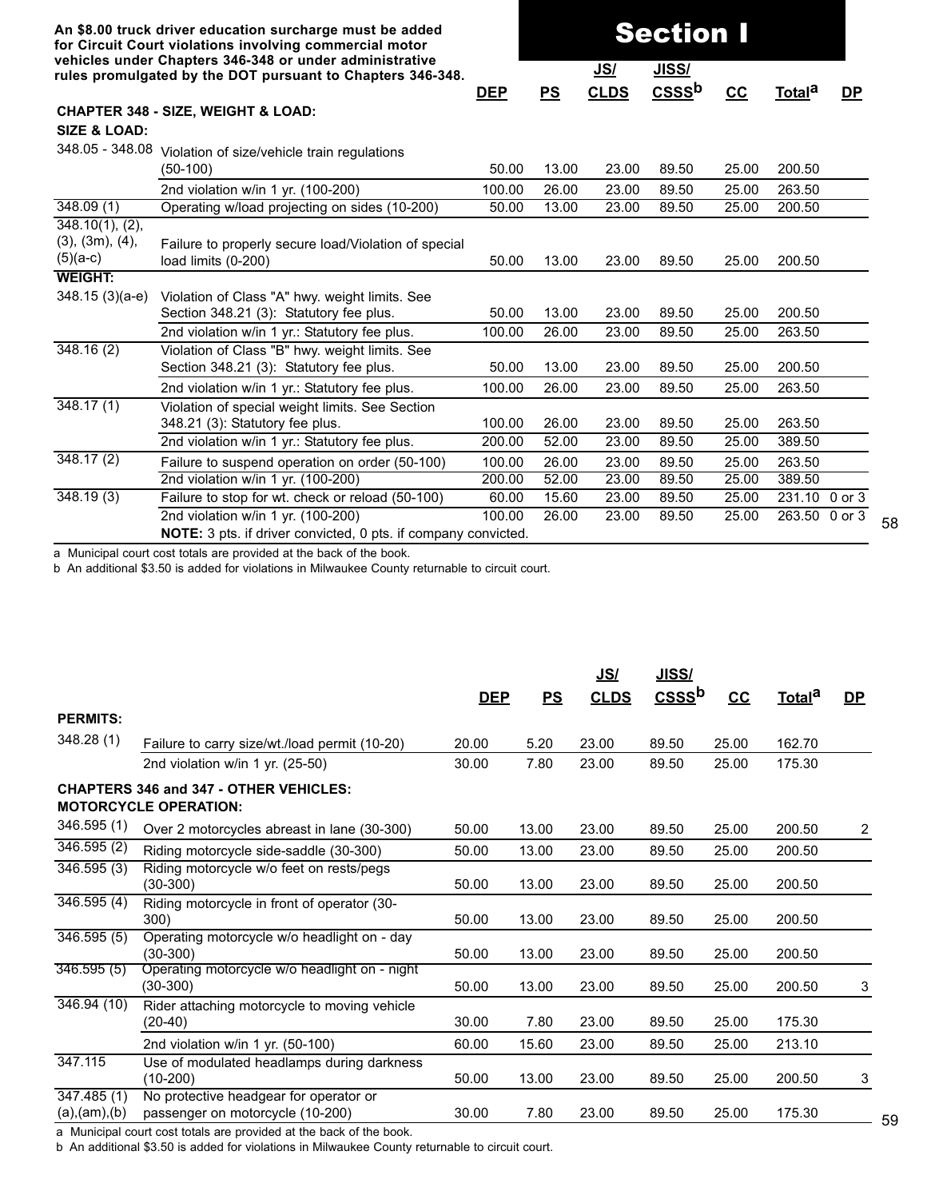**An $8.00 truck driver education surcharge must be added for Circuit Court violations involving commercial motor vehicles under Chapters 346-348 or under administrative rules promulgated by the DOT pursuant to Chapters 346-348.**

# Section I

| | | DEP | PS | JS/ CLDS | JISS/ CSSS[b] | CC | Total[a] | DP |
|---|---|---|---|---|---|---|---|---|
| **CHAPTER 348 - SIZE, WEIGHT & LOAD:** | | | | | | | | |
| **SIZE & LOAD:** | | | | | | | | |
| 348.05 - 348.08 | Violation of size/vehicle train regulations (50-100) | 50.00 | 13.00 | 23.00 | 89.50 | 25.00 | 200.50 | |
| | 2nd violation w/in 1 yr. (100-200) | 100.00 | 26.00 | 23.00 | 89.50 | 25.00 | 263.50 | |
| 348.09 (1) | Operating w/load projecting on sides (10-200) | 50.00 | 13.00 | 23.00 | 89.50 | 25.00 | 200.50 | |
| 348.10(1), (2), (3), (3m), (4), (5)(a-c) | Failure to properly secure load/Violation of special load limits (0-200) | 50.00 | 13.00 | 23.00 | 89.50 | 25.00 | 200.50 | |
| **WEIGHT:** | | | | | | | | |
| 348.15 (3)(a-e) | Violation of Class "A" hwy. weight limits. See Section 348.21 (3): Statutory fee plus. | 50.00 | 13.00 | 23.00 | 89.50 | 25.00 | 200.50 | |
| | 2nd violation w/in 1 yr.: Statutory fee plus. | 100.00 | 26.00 | 23.00 | 89.50 | 25.00 | 263.50 | |
| 348.16 (2) | Violation of Class "B" hwy. weight limits. See Section 348.21 (3): Statutory fee plus. | 50.00 | 13.00 | 23.00 | 89.50 | 25.00 | 200.50 | |
| | 2nd violation w/in 1 yr.: Statutory fee plus. | 100.00 | 26.00 | 23.00 | 89.50 | 25.00 | 263.50 | |
| 348.17 (1) | Violation of special weight limits. See Section 348.21 (3): Statutory fee plus. | 100.00 | 26.00 | 23.00 | 89.50 | 25.00 | 263.50 | |
| | 2nd violation w/in 1 yr.: Statutory fee plus. | 200.00 | 52.00 | 23.00 | 89.50 | 25.00 | 389.50 | |
| 348.17 (2) | Failure to suspend operation on order (50-100) | 100.00 | 26.00 | 23.00 | 89.50 | 25.00 | 263.50 | |
| | 2nd violation w/in 1 yr. (100-200) | 200.00 | 52.00 | 23.00 | 89.50 | 25.00 | 389.50 | |
| 348.19 (3) | Failure to stop for wt. check or reload (50-100) | 60.00 | 15.60 | 23.00 | 89.50 | 25.00 | 231.10 | 0 or 3 |
| | 2nd violation w/in 1 yr. (100-200) | 100.00 | 26.00 | 23.00 | 89.50 | 25.00 | 263.50 | 0 or 3 |
| | **NOTE:** 3 pts. if driver convicted, 0 pts. if company convicted. | | | | | | | |

a Municipal court cost totals are provided at the back of the book.
b An additional $3.50 is added for violations in Milwaukee County returnable to circuit court.

| | | DEP | PS | JS/ CLDS | JISS/ CSSS[b] | CC | Total[a] | DP |
|---|---|---|---|---|---|---|---|---|
| **PERMITS:** | | | | | | | | |
| 348.28 (1) | Failure to carry size/wt./load permit (10-20) | 20.00 | 5.20 | 23.00 | 89.50 | 25.00 | 162.70 | |
| | 2nd violation w/in 1 yr. (25-50) | 30.00 | 7.80 | 23.00 | 89.50 | 25.00 | 175.30 | |
| **CHAPTERS 346 and 347 - OTHER VEHICLES:** | | | | | | | | |
| **MOTORCYCLE OPERATION:** | | | | | | | | |
| 346.595 (1) | Over 2 motorcycles abreast in lane (30-300) | 50.00 | 13.00 | 23.00 | 89.50 | 25.00 | 200.50 | 2 |
| 346.595 (2) | Riding motorcycle side-saddle (30-300) | 50.00 | 13.00 | 23.00 | 89.50 | 25.00 | 200.50 | |
| 346.595 (3) | Riding motorcycle w/o feet on rests/pegs (30-300) | 50.00 | 13.00 | 23.00 | 89.50 | 25.00 | 200.50 | |
| 346.595 (4) | Riding motorcycle in front of operator (30-300) | 50.00 | 13.00 | 23.00 | 89.50 | 25.00 | 200.50 | |
| 346.595 (5) | Operating motorcycle w/o headlight on - day (30-300) | 50.00 | 13.00 | 23.00 | 89.50 | 25.00 | 200.50 | |
| 346.595 (5) | Operating motorcycle w/o headlight on - night (30-300) | 50.00 | 13.00 | 23.00 | 89.50 | 25.00 | 200.50 | 3 |
| 346.94 (10) | Rider attaching motorcycle to moving vehicle (20-40) | 30.00 | 7.80 | 23.00 | 89.50 | 25.00 | 175.30 | |
| | 2nd violation w/in 1 yr. (50-100) | 60.00 | 15.60 | 23.00 | 89.50 | 25.00 | 213.10 | |
| 347.115 | Use of modulated headlamps during darkness (10-200) | 50.00 | 13.00 | 23.00 | 89.50 | 25.00 | 200.50 | 3 |
| 347.485 (1) (a),(am),(b) | No protective headgear for operator or passenger on motorcycle (10-200) | 30.00 | 7.80 | 23.00 | 89.50 | 25.00 | 175.30 | |

a Municipal court cost totals are provided at the back of the book.
b An additional $3.50 is added for violations in Milwaukee County returnable to circuit court.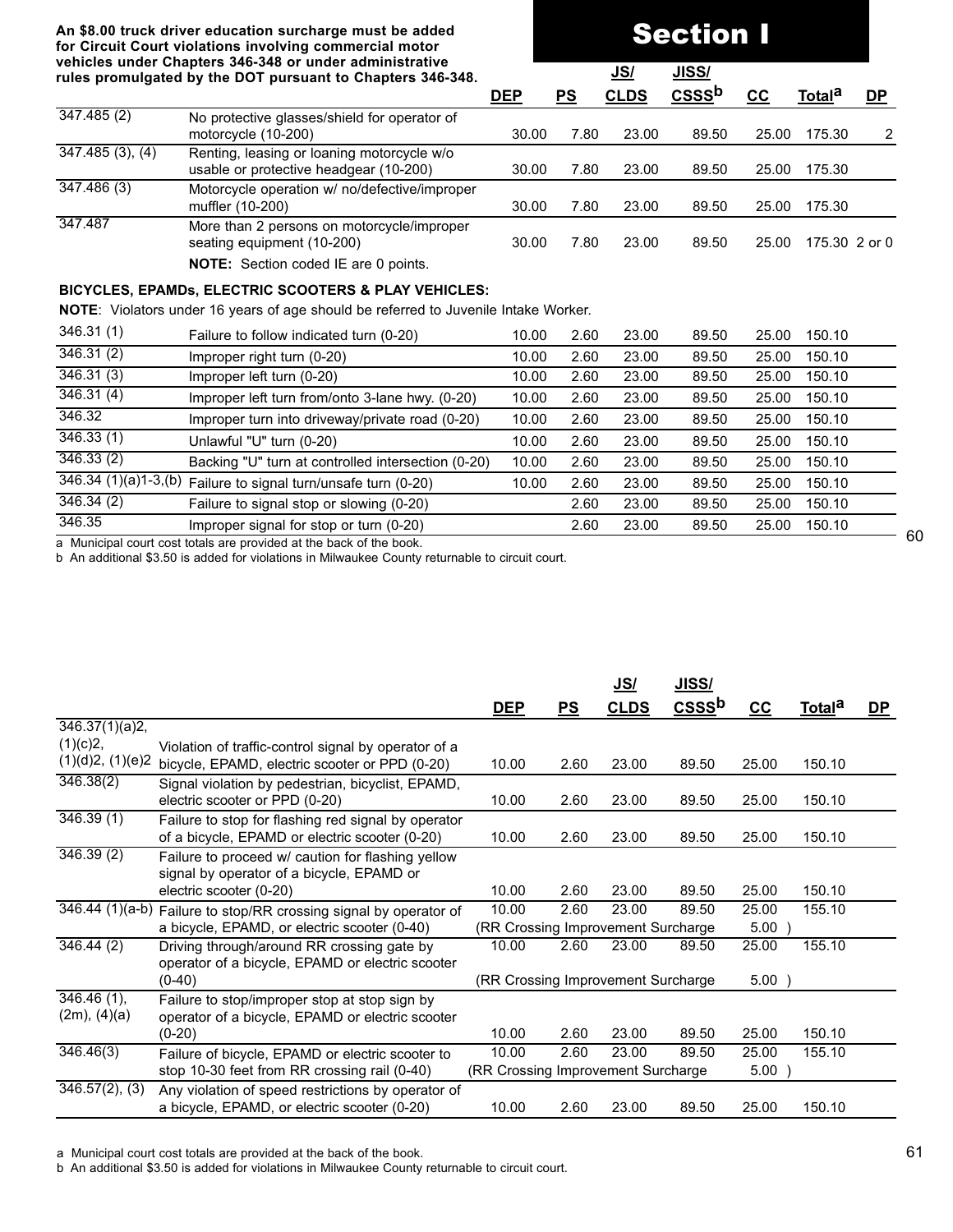**An $8.00 truck driver education surcharge must be added for Circuit Court violations involving commercial motor vehicles under Chapters 346-348 or under administrative rules promulgated by the DOT pursuant to Chapters 346-348.**

# Section I

| | | DEP | PS | JS/ CLDS | JISS/ CSSS[b] | CC | Total[a] | DP |
|---|---|---|---|---|---|---|---|---|
| 347.485 (2) | No protective glasses/shield for operator of motorcycle (10-200) | 30.00 | 7.80 | 23.00 | 89.50 | 25.00 | 175.30 | 2 |
| 347.485 (3), (4) | Renting, leasing or loaning motorcycle w/o usable or protective headgear (10-200) | 30.00 | 7.80 | 23.00 | 89.50 | 25.00 | 175.30 | |
| 347.486 (3) | Motorcycle operation w/ no/defective/improper muffler (10-200) | 30.00 | 7.80 | 23.00 | 89.50 | 25.00 | 175.30 | |
| 347.487 | More than 2 persons on motorcycle/improper seating equipment (10-200) | 30.00 | 7.80 | 23.00 | 89.50 | 25.00 | 175.30 | 2 or 0 |

**NOTE:** Section coded IE are 0 points.

**BICYCLES, EPAMDs, ELECTRIC SCOOTERS & PLAY VEHICLES:**

**NOTE**: Violators under 16 years of age should be referred to Juvenile Intake Worker.

| | | DEP | PS | JS/ CLDS | JISS/ CSSS[b] | CC | Total[a] | DP |
|---|---|---|---|---|---|---|---|---|
| 346.31 (1) | Failure to follow indicated turn (0-20) | 10.00 | 2.60 | 23.00 | 89.50 | 25.00 | 150.10 | |
| 346.31 (2) | Improper right turn (0-20) | 10.00 | 2.60 | 23.00 | 89.50 | 25.00 | 150.10 | |
| 346.31 (3) | Improper left turn (0-20) | 10.00 | 2.60 | 23.00 | 89.50 | 25.00 | 150.10 | |
| 346.31 (4) | Improper left turn from/onto 3-lane hwy. (0-20) | 10.00 | 2.60 | 23.00 | 89.50 | 25.00 | 150.10 | |
| 346.32 | Improper turn into driveway/private road (0-20) | 10.00 | 2.60 | 23.00 | 89.50 | 25.00 | 150.10 | |
| 346.33 (1) | Unlawful "U" turn (0-20) | 10.00 | 2.60 | 23.00 | 89.50 | 25.00 | 150.10 | |
| 346.33 (2) | Backing "U" turn at controlled intersection (0-20) | 10.00 | 2.60 | 23.00 | 89.50 | 25.00 | 150.10 | |
| 346.34 (1)(a)1-3,(b) | Failure to signal turn/unsafe turn (0-20) | 10.00 | 2.60 | 23.00 | 89.50 | 25.00 | 150.10 | |
| 346.34 (2) | Failure to signal stop or slowing (0-20) | | 2.60 | 23.00 | 89.50 | 25.00 | 150.10 | |
| 346.35 | Improper signal for stop or turn (0-20) | | 2.60 | 23.00 | 89.50 | 25.00 | 150.10 | |

a Municipal court cost totals are provided at the back of the book.
b An additional $3.50 is added for violations in Milwaukee County returnable to circuit court.

| | | DEP | PS | JS/ CLDS | JISS/ CSSS[b] | CC | Total[a] | DP |
|---|---|---|---|---|---|---|---|---|
| 346.37(1)(a)2, (1)(c)2, (1)(d)2, (1)(e)2 | Violation of traffic-control signal by operator of a bicycle, EPAMD, electric scooter or PPD (0-20) | 10.00 | 2.60 | 23.00 | 89.50 | 25.00 | 150.10 | |
| 346.38(2) | Signal violation by pedestrian, bicyclist, EPAMD, electric scooter or PPD (0-20) | 10.00 | 2.60 | 23.00 | 89.50 | 25.00 | 150.10 | |
| 346.39 (1) | Failure to stop for flashing red signal by operator of a bicycle, EPAMD or electric scooter (0-20) | 10.00 | 2.60 | 23.00 | 89.50 | 25.00 | 150.10 | |
| 346.39 (2) | Failure to proceed w/ caution for flashing yellow signal by operator of a bicycle, EPAMD or electric scooter (0-20) | 10.00 | 2.60 | 23.00 | 89.50 | 25.00 | 150.10 | |
| 346.44 (1)(a-b) | Failure to stop/RR crossing signal by operator of a bicycle, EPAMD, or electric scooter (0-40) | 10.00 (RR Crossing Improvement Surcharge | 2.60 | 23.00 | 89.50 | 25.00 5.00 ) | 155.10 | |
| 346.44 (2) | Driving through/around RR crossing gate by operator of a bicycle, EPAMD or electric scooter (0-40) | 10.00 (RR Crossing Improvement Surcharge | 2.60 | 23.00 | 89.50 | 25.00 5.00 ) | 155.10 | |
| 346.46 (1), (2m), (4)(a) | Failure to stop/improper stop at stop sign by operator of a bicycle, EPAMD or electric scooter (0-20) | 10.00 | 2.60 | 23.00 | 89.50 | 25.00 | 150.10 | |
| 346.46(3) | Failure of bicycle, EPAMD or electric scooter to stop 10-30 feet from RR crossing rail (0-40) | 10.00 (RR Crossing Improvement Surcharge | 2.60 | 23.00 | 89.50 | 25.00 5.00 ) | 155.10 | |
| 346.57(2), (3) | Any violation of speed restrictions by operator of a bicycle, EPAMD, or electric scooter (0-20) | 10.00 | 2.60 | 23.00 | 89.50 | 25.00 | 150.10 | |

a Municipal court cost totals are provided at the back of the book.
b An additional $3.50 is added for violations in Milwaukee County returnable to circuit court.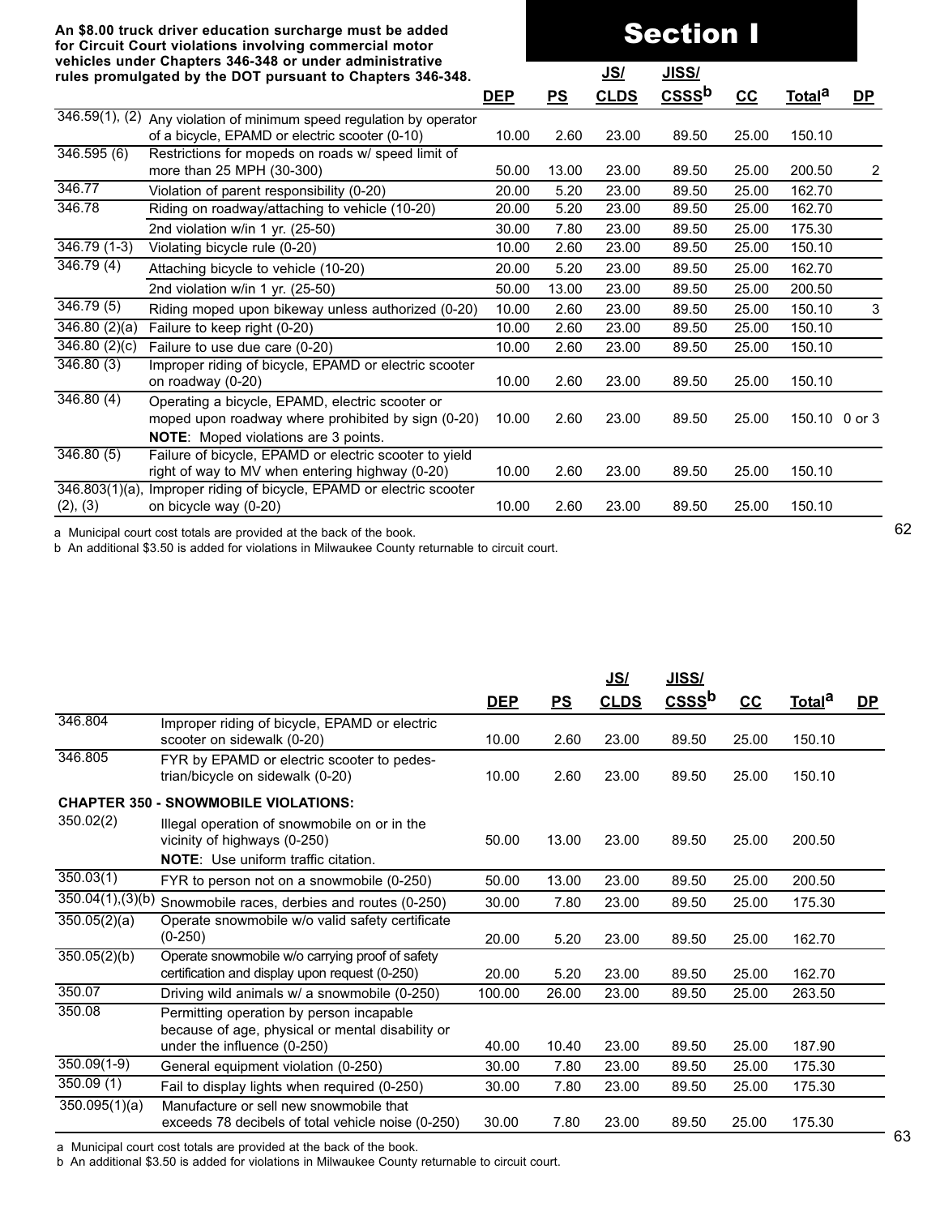**An $8.00 truck driver education surcharge must be added for Circuit Court violations involving commercial motor vehicles under Chapters 346-348 or under administrative rules promulgated by the DOT pursuant to Chapters 346-348.**

# Section I

| | | DEP | PS | JS/ CLDS | JISS/ CSSS[b] | CC | Total[a] | DP |
|---|---|---|---|---|---|---|---|---|
| 346.59(1), (2) | Any violation of minimum speed regulation by operator of a bicycle, EPAMD or electric scooter (0-10) | 10.00 | 2.60 | 23.00 | 89.50 | 25.00 | 150.10 | |
| 346.595 (6) | Restrictions for mopeds on roads w/ speed limit of more than 25 MPH (30-300) | 50.00 | 13.00 | 23.00 | 89.50 | 25.00 | 200.50 | 2 |
| 346.77 | Violation of parent responsibility (0-20) | 20.00 | 5.20 | 23.00 | 89.50 | 25.00 | 162.70 | |
| 346.78 | Riding on roadway/attaching to vehicle (10-20) | 20.00 | 5.20 | 23.00 | 89.50 | 25.00 | 162.70 | |
| | 2nd violation w/in 1 yr. (25-50) | 30.00 | 7.80 | 23.00 | 89.50 | 25.00 | 175.30 | |
| 346.79 (1-3) | Violating bicycle rule (0-20) | 10.00 | 2.60 | 23.00 | 89.50 | 25.00 | 150.10 | |
| 346.79 (4) | Attaching bicycle to vehicle (10-20) | 20.00 | 5.20 | 23.00 | 89.50 | 25.00 | 162.70 | |
| | 2nd violation w/in 1 yr. (25-50) | 50.00 | 13.00 | 23.00 | 89.50 | 25.00 | 200.50 | |
| 346.79 (5) | Riding moped upon bikeway unless authorized (0-20) | 10.00 | 2.60 | 23.00 | 89.50 | 25.00 | 150.10 | 3 |
| 346.80 (2)(a) | Failure to keep right (0-20) | 10.00 | 2.60 | 23.00 | 89.50 | 25.00 | 150.10 | |
| 346.80 (2)(c) | Failure to use due care (0-20) | 10.00 | 2.60 | 23.00 | 89.50 | 25.00 | 150.10 | |
| 346.80 (3) | Improper riding of bicycle, EPAMD or electric scooter on roadway (0-20) | 10.00 | 2.60 | 23.00 | 89.50 | 25.00 | 150.10 | |
| 346.80 (4) | Operating a bicycle, EPAMD, electric scooter or moped upon roadway where prohibited by sign (0-20) **NOTE**: Moped violations are 3 points. | 10.00 | 2.60 | 23.00 | 89.50 | 25.00 | 150.10 | 0 or 3 |
| 346.80 (5) | Failure of bicycle, EPAMD or electric scooter to yield right of way to MV when entering highway (0-20) | 10.00 | 2.60 | 23.00 | 89.50 | 25.00 | 150.10 | |
| 346.803(1)(a), (2), (3) | Improper riding of bicycle, EPAMD or electric scooter on bicycle way (0-20) | 10.00 | 2.60 | 23.00 | 89.50 | 25.00 | 150.10 | |

a Municipal court cost totals are provided at the back of the book.
b An additional $3.50 is added for violations in Milwaukee County returnable to circuit court.

| | | DEP | PS | JS/ CLDS | JISS/ CSSS[b] | CC | Total[a] | DP |
|---|---|---|---|---|---|---|---|---|
| 346.804 | Improper riding of bicycle, EPAMD or electric scooter on sidewalk (0-20) | 10.00 | 2.60 | 23.00 | 89.50 | 25.00 | 150.10 | |
| 346.805 | FYR by EPAMD or electric scooter to pedestrian/bicycle on sidewalk (0-20) | 10.00 | 2.60 | 23.00 | 89.50 | 25.00 | 150.10 | |
| **CHAPTER 350 - SNOWMOBILE VIOLATIONS:** | | | | | | | | |
| 350.02(2) | Illegal operation of snowmobile on or in the vicinity of highways (0-250) **NOTE**: Use uniform traffic citation. | 50.00 | 13.00 | 23.00 | 89.50 | 25.00 | 200.50 | |
| 350.03(1) | FYR to person not on a snowmobile (0-250) | 50.00 | 13.00 | 23.00 | 89.50 | 25.00 | 200.50 | |
| 350.04(1),(3)(b) | Snowmobile races, derbies and routes (0-250) | 30.00 | 7.80 | 23.00 | 89.50 | 25.00 | 175.30 | |
| 350.05(2)(a) | Operate snowmobile w/o valid safety certificate (0-250) | 20.00 | 5.20 | 23.00 | 89.50 | 25.00 | 162.70 | |
| 350.05(2)(b) | Operate snowmobile w/o carrying proof of safety certification and display upon request (0-250) | 20.00 | 5.20 | 23.00 | 89.50 | 25.00 | 162.70 | |
| 350.07 | Driving wild animals w/ a snowmobile (0-250) | 100.00 | 26.00 | 23.00 | 89.50 | 25.00 | 263.50 | |
| 350.08 | Permitting operation by person incapable because of age, physical or mental disability or under the influence (0-250) | 40.00 | 10.40 | 23.00 | 89.50 | 25.00 | 187.90 | |
| 350.09(1-9) | General equipment violation (0-250) | 30.00 | 7.80 | 23.00 | 89.50 | 25.00 | 175.30 | |
| 350.09 (1) | Fail to display lights when required (0-250) | 30.00 | 7.80 | 23.00 | 89.50 | 25.00 | 175.30 | |
| 350.095(1)(a) | Manufacture or sell new snowmobile that exceeds 78 decibels of total vehicle noise (0-250) | 30.00 | 7.80 | 23.00 | 89.50 | 25.00 | 175.30 | |

a Municipal court cost totals are provided at the back of the book.
b An additional $3.50 is added for violations in Milwaukee County returnable to circuit court.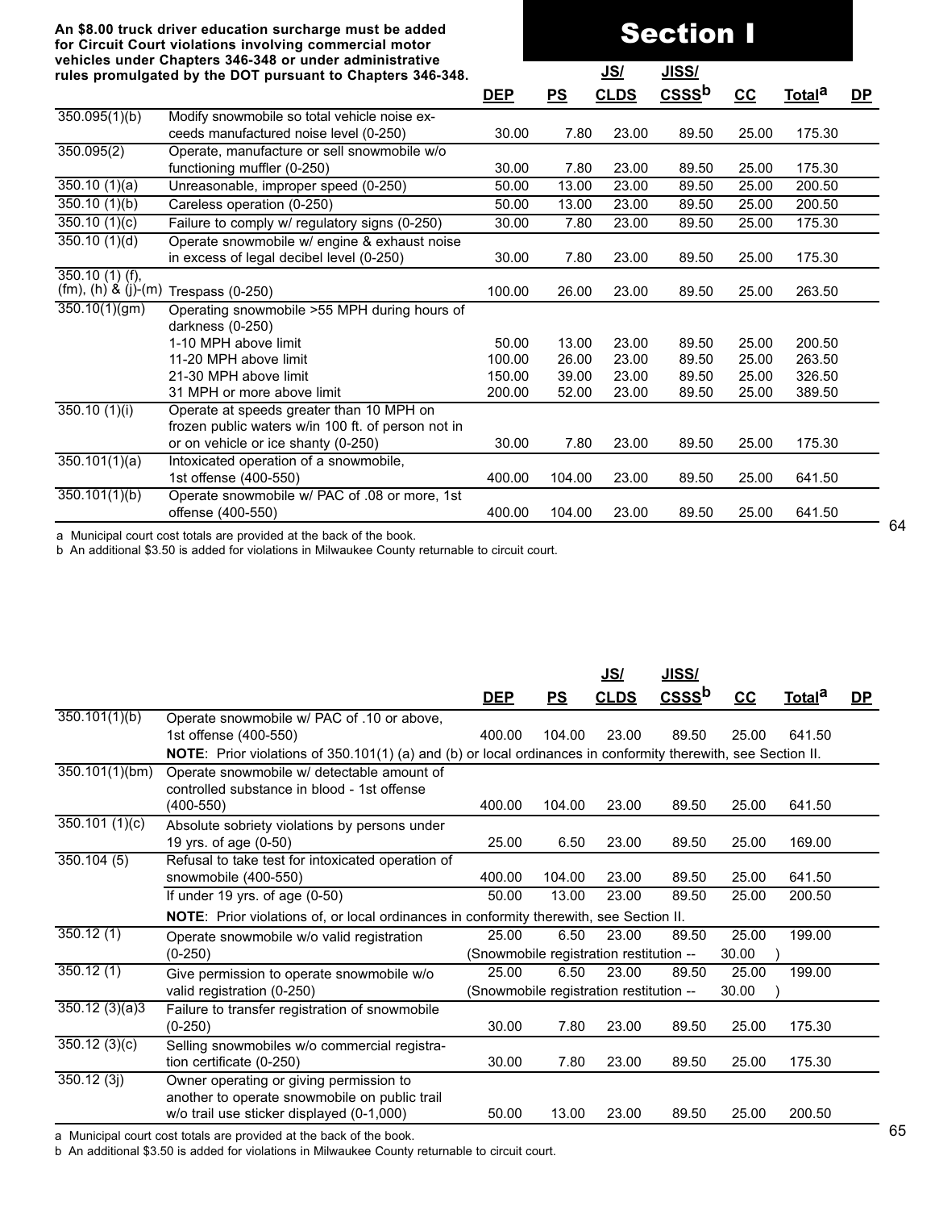**An $8.00 truck driver education surcharge must be added for Circuit Court violations involving commercial motor vehicles under Chapters 346-348 or under administrative rules promulgated by the DOT pursuant to Chapters 346-348.**

# Section I

| | | DEP | PS | JS/ CLDS | JISS/ CSSS[b] | CC | Total[a] | DP |
|---|---|---|---|---|---|---|---|---|
| 350.095(1)(b) | Modify snowmobile so total vehicle noise exceeds manufactured noise level (0-250) | 30.00 | 7.80 | 23.00 | 89.50 | 25.00 | 175.30 | |
| 350.095(2) | Operate, manufacture or sell snowmobile w/o functioning muffler (0-250) | 30.00 | 7.80 | 23.00 | 89.50 | 25.00 | 175.30 | |
| 350.10 (1)(a) | Unreasonable, improper speed (0-250) | 50.00 | 13.00 | 23.00 | 89.50 | 25.00 | 200.50 | |
| 350.10 (1)(b) | Careless operation (0-250) | 50.00 | 13.00 | 23.00 | 89.50 | 25.00 | 200.50 | |
| 350.10 (1)(c) | Failure to comply w/ regulatory signs (0-250) | 30.00 | 7.80 | 23.00 | 89.50 | 25.00 | 175.30 | |
| 350.10 (1)(d) | Operate snowmobile w/ engine & exhaust noise in excess of legal decibel level (0-250) | 30.00 | 7.80 | 23.00 | 89.50 | 25.00 | 175.30 | |
| 350.10 (1) (f), (fm), (h) & (j)-(m) | Trespass (0-250) | 100.00 | 26.00 | 23.00 | 89.50 | 25.00 | 263.50 | |
| 350.10(1)(gm) | Operating snowmobile >55 MPH during hours of darkness (0-250) | | | | | | | |
| | 1-10 MPH above limit | 50.00 | 13.00 | 23.00 | 89.50 | 25.00 | 200.50 | |
| | 11-20 MPH above limit | 100.00 | 26.00 | 23.00 | 89.50 | 25.00 | 263.50 | |
| | 21-30 MPH above limit | 150.00 | 39.00 | 23.00 | 89.50 | 25.00 | 326.50 | |
| | 31 MPH or more above limit | 200.00 | 52.00 | 23.00 | 89.50 | 25.00 | 389.50 | |
| 350.10 (1)(i) | Operate at speeds greater than 10 MPH on frozen public waters w/in 100 ft. of person not in or on vehicle or ice shanty (0-250) | 30.00 | 7.80 | 23.00 | 89.50 | 25.00 | 175.30 | |
| 350.101(1)(a) | Intoxicated operation of a snowmobile, 1st offense (400-550) | 400.00 | 104.00 | 23.00 | 89.50 | 25.00 | 641.50 | |
| 350.101(1)(b) | Operate snowmobile w/ PAC of .08 or more, 1st offense (400-550) | 400.00 | 104.00 | 23.00 | 89.50 | 25.00 | 641.50 | |

a Municipal court cost totals are provided at the back of the book.
b An additional $3.50 is added for violations in Milwaukee County returnable to circuit court.

| | | DEP | PS | JS/ CLDS | JISS/ CSSS[b] | CC | Total[a] | DP |
|---|---|---|---|---|---|---|---|---|
| 350.101(1)(b) | Operate snowmobile w/ PAC of .10 or above, 1st offense (400-550) | 400.00 | 104.00 | 23.00 | 89.50 | 25.00 | 641.50 | |
| | **NOTE**: Prior violations of 350.101(1) (a) and (b) or local ordinances in conformity therewith, see Section II. | | | | | | | |
| 350.101(1)(bm) | Operate snowmobile w/ detectable amount of controlled substance in blood - 1st offense (400-550) | 400.00 | 104.00 | 23.00 | 89.50 | 25.00 | 641.50 | |
| 350.101 (1)(c) | Absolute sobriety violations by persons under 19 yrs. of age (0-50) | 25.00 | 6.50 | 23.00 | 89.50 | 25.00 | 169.00 | |
| 350.104 (5) | Refusal to take test for intoxicated operation of snowmobile (400-550) | 400.00 | 104.00 | 23.00 | 89.50 | 25.00 | 641.50 | |
| | If under 19 yrs. of age (0-50) | 50.00 | 13.00 | 23.00 | 89.50 | 25.00 | 200.50 | |
| | **NOTE**: Prior violations of, or local ordinances in conformity therewith, see Section II. | | | | | | | |
| 350.12 (1) | Operate snowmobile w/o valid registration (0-250) | 25.00 | 6.50 | 23.00 | 89.50 | 25.00 | 199.00 | |
| | | (Snowmobile registration restitution -- | | | | 30.00 ) | | |
| 350.12 (1) | Give permission to operate snowmobile w/o valid registration (0-250) | 25.00 | 6.50 | 23.00 | 89.50 | 25.00 | 199.00 | |
| | | (Snowmobile registration restitution -- | | | | 30.00 ) | | |
| 350.12 (3)(a)3 | Failure to transfer registration of snowmobile (0-250) | 30.00 | 7.80 | 23.00 | 89.50 | 25.00 | 175.30 | |
| 350.12 (3)(c) | Selling snowmobiles w/o commercial registration certificate (0-250) | 30.00 | 7.80 | 23.00 | 89.50 | 25.00 | 175.30 | |
| 350.12 (3j) | Owner operating or giving permission to another to operate snowmobile on public trail w/o trail use sticker displayed (0-1,000) | 50.00 | 13.00 | 23.00 | 89.50 | 25.00 | 200.50 | |

a Municipal court cost totals are provided at the back of the book.
b An additional $3.50 is added for violations in Milwaukee County returnable to circuit court.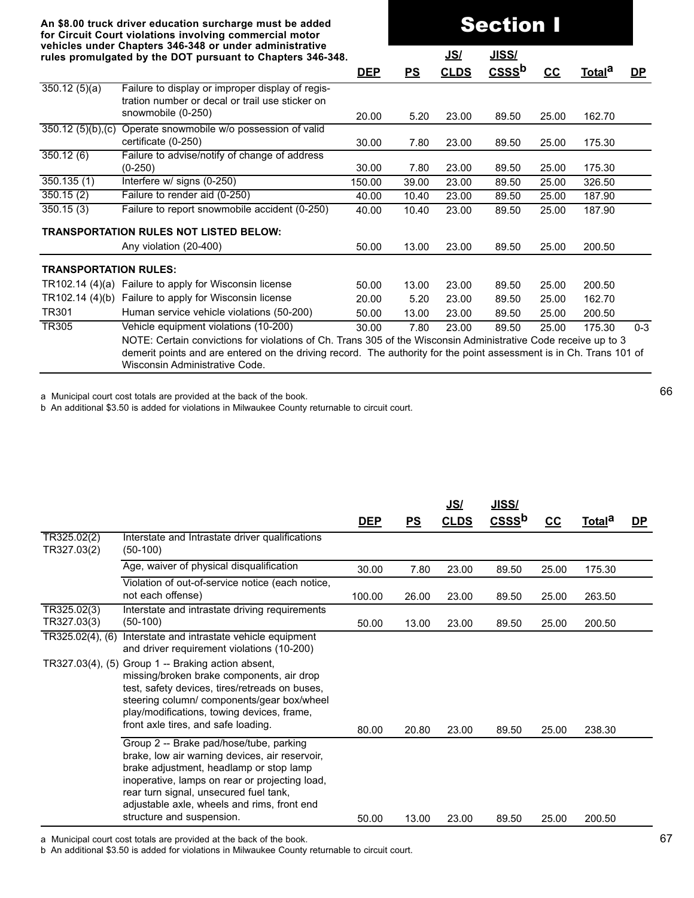An $8.00 truck driver education surcharge must be added for Circuit Court violations involving commercial motor vehicles under Chapters 346-348 or under administrative rules promulgated by the DOT pursuant to Chapters 346-348.

# Section I

| | | DEP | PS | JS/ CLDS | JISS/ CSSS[b] | CC | Total[a] | DP |
|---|---|---|---|---|---|---|---|---|
| 350.12 (5)(a) | Failure to display or improper display of registration number or decal or trail use sticker on snowmobile (0-250) | 20.00 | 5.20 | 23.00 | 89.50 | 25.00 | 162.70 | |
| 350.12 (5)(b),(c) | Operate snowmobile w/o possession of valid certificate (0-250) | 30.00 | 7.80 | 23.00 | 89.50 | 25.00 | 175.30 | |
| 350.12 (6) | Failure to advise/notify of change of address (0-250) | 30.00 | 7.80 | 23.00 | 89.50 | 25.00 | 175.30 | |
| 350.135 (1) | Interfere w/ signs (0-250) | 150.00 | 39.00 | 23.00 | 89.50 | 25.00 | 326.50 | |
| 350.15 (2) | Failure to render aid (0-250) | 40.00 | 10.40 | 23.00 | 89.50 | 25.00 | 187.90 | |
| 350.15 (3) | Failure to report snowmobile accident (0-250) | 40.00 | 10.40 | 23.00 | 89.50 | 25.00 | 187.90 | |
| **TRANSPORTATION RULES NOT LISTED BELOW:** | | | | | | | | |
| | Any violation (20-400) | 50.00 | 13.00 | 23.00 | 89.50 | 25.00 | 200.50 | |
| **TRANSPORTATION RULES:** | | | | | | | | |
| TR102.14 (4)(a) | Failure to apply for Wisconsin license | 50.00 | 13.00 | 23.00 | 89.50 | 25.00 | 200.50 | |
| TR102.14 (4)(b) | Failure to apply for Wisconsin license | 20.00 | 5.20 | 23.00 | 89.50 | 25.00 | 162.70 | |
| TR301 | Human service vehicle violations (50-200) | 50.00 | 13.00 | 23.00 | 89.50 | 25.00 | 200.50 | |
| TR305 | Vehicle equipment violations (10-200) | 30.00 | 7.80 | 23.00 | 89.50 | 25.00 | 175.30 | 0-3 |
| | NOTE: Certain convictions for violations of Ch. Trans 305 of the Wisconsin Administrative Code receive up to 3 demerit points and are entered on the driving record. The authority for the point assessment is in Ch. Trans 101 of Wisconsin Administrative Code. | | | | | | | |

a Municipal court cost totals are provided at the back of the book.
b An additional $3.50 is added for violations in Milwaukee County returnable to circuit court.

| | | DEP | PS | JS/ CLDS | JISS/ CSSS[b] | CC | Total[a] | DP |
|---|---|---|---|---|---|---|---|---|
| TR325.02(2) TR327.03(2) | Interstate and Intrastate driver qualifications (50-100) | | | | | | | |
| | Age, waiver of physical disqualification | 30.00 | 7.80 | 23.00 | 89.50 | 25.00 | 175.30 | |
| | Violation of out-of-service notice (each notice, not each offense) | 100.00 | 26.00 | 23.00 | 89.50 | 25.00 | 263.50 | |
| TR325.02(3) TR327.03(3) | Interstate and intrastate driving requirements (50-100) | 50.00 | 13.00 | 23.00 | 89.50 | 25.00 | 200.50 | |
| TR325.02(4), (6) | Interstate and intrastate vehicle equipment and driver requirement violations (10-200) | | | | | | | |
| TR327.03(4), (5) | Group 1 -- Braking action absent, missing/broken brake components, air drop test, safety devices, tires/retreads on buses, steering column/ components/gear box/wheel play/modifications, towing devices, frame, front axle tires, and safe loading. | 80.00 | 20.80 | 23.00 | 89.50 | 25.00 | 238.30 | |
| | Group 2 -- Brake pad/hose/tube, parking brake, low air warning devices, air reservoir, brake adjustment, headlamp or stop lamp inoperative, lamps on rear or projecting load, rear turn signal, unsecured fuel tank, adjustable axle, wheels and rims, front end structure and suspension. | 50.00 | 13.00 | 23.00 | 89.50 | 25.00 | 200.50 | |

a Municipal court cost totals are provided at the back of the book.
b An additional $3.50 is added for violations in Milwaukee County returnable to circuit court.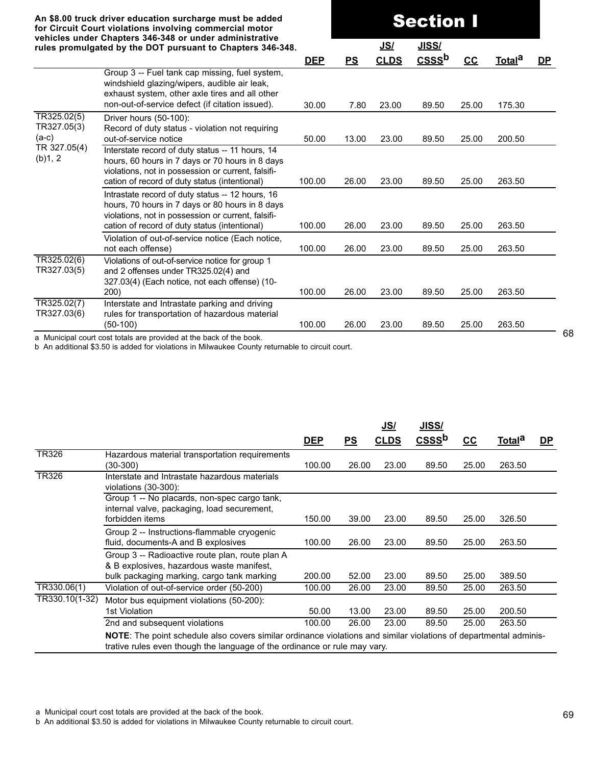**An $8.00 truck driver education surcharge must be added for Circuit Court violations involving commercial motor vehicles under Chapters 346-348 or under administrative rules promulgated by the DOT pursuant to Chapters 346-348.**

# Section I

| | | DEP | PS | JS/ CLDS | JISS/ CSSS[b] | CC | Total[a] | DP |
|---|---|---|---|---|---|---|---|---|
| | Group 3 -- Fuel tank cap missing, fuel system, windshield glazing/wipers, audible air leak, exhaust system, other axle tires and all other non-out-of-service defect (if citation issued). | 30.00 | 7.80 | 23.00 | 89.50 | 25.00 | 175.30 | |
| TR325.02(5) TR327.05(3) (a-c) TR 327.05(4) (b)1, 2 | Driver hours (50-100): Record of duty status - violation not requiring out-of-service notice | 50.00 | 13.00 | 23.00 | 89.50 | 25.00 | 200.50 | |
| | Interstate record of duty status -- 11 hours, 14 hours, 60 hours in 7 days or 70 hours in 8 days violations, not in possession or current, falsification of record of duty status (intentional) | 100.00 | 26.00 | 23.00 | 89.50 | 25.00 | 263.50 | |
| | Intrastate record of duty status -- 12 hours, 16 hours, 70 hours in 7 days or 80 hours in 8 days violations, not in possession or current, falsification of record of duty status (intentional) | 100.00 | 26.00 | 23.00 | 89.50 | 25.00 | 263.50 | |
| | Violation of out-of-service notice (Each notice, not each offense) | 100.00 | 26.00 | 23.00 | 89.50 | 25.00 | 263.50 | |
| TR325.02(6) TR327.03(5) | Violations of out-of-service notice for group 1 and 2 offenses under TR325.02(4) and 327.03(4) (Each notice, not each offense) (10-200) | 100.00 | 26.00 | 23.00 | 89.50 | 25.00 | 263.50 | |
| TR325.02(7) TR327.03(6) | Interstate and Intrastate parking and driving rules for transportation of hazardous material (50-100) | 100.00 | 26.00 | 23.00 | 89.50 | 25.00 | 263.50 | |

a Municipal court cost totals are provided at the back of the book.
b An additional $3.50 is added for violations in Milwaukee County returnable to circuit court.

| | | DEP | PS | JS/ CLDS | JISS/ CSSS[b] | CC | Total[a] | DP |
|---|---|---|---|---|---|---|---|---|
| TR326 | Hazardous material transportation requirements (30-300) | 100.00 | 26.00 | 23.00 | 89.50 | 25.00 | 263.50 | |
| TR326 | Interstate and Intrastate hazardous materials violations (30-300): | | | | | | | |
| | Group 1 -- No placards, non-spec cargo tank, internal valve, packaging, load securement, forbidden items | 150.00 | 39.00 | 23.00 | 89.50 | 25.00 | 326.50 | |
| | Group 2 -- Instructions-flammable cryogenic fluid, documents-A and B explosives | 100.00 | 26.00 | 23.00 | 89.50 | 25.00 | 263.50 | |
| | Group 3 -- Radioactive route plan, route plan A & B explosives, hazardous waste manifest, bulk packaging marking, cargo tank marking | 200.00 | 52.00 | 23.00 | 89.50 | 25.00 | 389.50 | |
| TR330.06(1) | Violation of out-of-service order (50-200) | 100.00 | 26.00 | 23.00 | 89.50 | 25.00 | 263.50 | |
| TR330.10(1-32) | Motor bus equipment violations (50-200): 1st Violation | 50.00 | 13.00 | 23.00 | 89.50 | 25.00 | 200.50 | |
| | 2nd and subsequent violations | 100.00 | 26.00 | 23.00 | 89.50 | 25.00 | 263.50 | |

**NOTE**: The point schedule also covers similar ordinance violations and similar violations of departmental administrative rules even though the language of the ordinance or rule may vary.

a Municipal court cost totals are provided at the back of the book.
b An additional $3.50 is added for violations in Milwaukee County returnable to circuit court.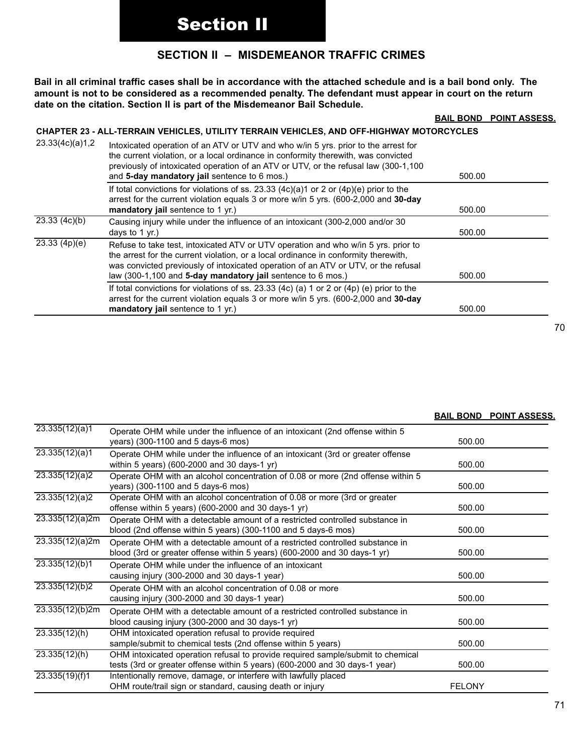# Section II

## SECTION II – MISDEMEANOR TRAFFIC CRIMES

**Bail in all criminal traffic cases shall be in accordance with the attached schedule and is a bail bond only. The amount is not to be considered as a recommended penalty. The defendant must appear in court on the return date on the citation. Section II is part of the Misdemeanor Bail Schedule.**

| | | BAIL BOND | POINT ASSESS. |
|---|---|---|---|
| **CHAPTER 23 - ALL-TERRAIN VEHICLES, UTILITY TERRAIN VEHICLES, AND OFF-HIGHWAY MOTORCYCLES** | | | |
| 23.33(4c)(a)1,2 | Intoxicated operation of an ATV or UTV and who w/in 5 yrs. prior to the arrest for the current violation, or a local ordinance in conformity therewith, was convicted previously of intoxicated operation of an ATV or UTV, or the refusal law (300-1,100 and **5-day mandatory jail** sentence to 6 mos.) | 500.00 | |
| | If total convictions for violations of ss. 23.33 (4c)(a)1 or 2 or (4p)(e) prior to the arrest for the current violation equals 3 or more w/in 5 yrs. (600-2,000 and **30-day mandatory jail** sentence to 1 yr.) | 500.00 | |
| 23.33 (4c)(b) | Causing injury while under the influence of an intoxicant (300-2,000 and/or 30 days to 1 yr.) | 500.00 | |
| 23.33 (4p)(e) | Refuse to take test, intoxicated ATV or UTV operation and who w/in 5 yrs. prior to the arrest for the current violation, or a local ordinance in conformity therewith, was convicted previously of intoxicated operation of an ATV or UTV, or the refusal law (300-1,100 and **5-day mandatory jail** sentence to 6 mos.) | 500.00 | |
| | If total convictions for violations of ss. 23.33 (4c) (a) 1 or 2 or (4p) (e) prior to the arrest for the current violation equals 3 or more w/in 5 yrs. (600-2,000 and **30-day mandatory jail** sentence to 1 yr.) | 500.00 | |

| | | BAIL BOND | POINT ASSESS. |
|---|---|---|---|
| 23.335(12)(a)1 | Operate OHM while under the influence of an intoxicant (2nd offense within 5 years) (300-1100 and 5 days-6 mos) | 500.00 | |
| 23.335(12)(a)1 | Operate OHM while under the influence of an intoxicant (3rd or greater offense within 5 years) (600-2000 and 30 days-1 yr) | 500.00 | |
| 23.335(12)(a)2 | Operate OHM with an alcohol concentration of 0.08 or more (2nd offense within 5 years) (300-1100 and 5 days-6 mos) | 500.00 | |
| 23.335(12)(a)2 | Operate OHM with an alcohol concentration of 0.08 or more (3rd or greater offense within 5 years) (600-2000 and 30 days-1 yr) | 500.00 | |
| 23.335(12)(a)2m | Operate OHM with a detectable amount of a restricted controlled substance in blood (2nd offense within 5 years) (300-1100 and 5 days-6 mos) | 500.00 | |
| 23.335(12)(a)2m | Operate OHM with a detectable amount of a restricted controlled substance in blood (3rd or greater offense within 5 years) (600-2000 and 30 days-1 yr) | 500.00 | |
| 23.335(12)(b)1 | Operate OHM while under the influence of an intoxicant causing injury (300-2000 and 30 days-1 year) | 500.00 | |
| 23.335(12)(b)2 | Operate OHM with an alcohol concentration of 0.08 or more causing injury (300-2000 and 30 days-1 year) | 500.00 | |
| 23.335(12)(b)2m | Operate OHM with a detectable amount of a restricted controlled substance in blood causing injury (300-2000 and 30 days-1 yr) | 500.00 | |
| 23.335(12)(h) | OHM intoxicated operation refusal to provide required sample/submit to chemical tests (2nd offense within 5 years) | 500.00 | |
| 23.335(12)(h) | OHM intoxicated operation refusal to provide required sample/submit to chemical tests (3rd or greater offense within 5 years) (600-2000 and 30 days-1 year) | 500.00 | |
| 23.335(19)(f)1 | Intentionally remove, damage, or interfere with lawfully placed OHM route/trail sign or standard, causing death or injury | FELONY | |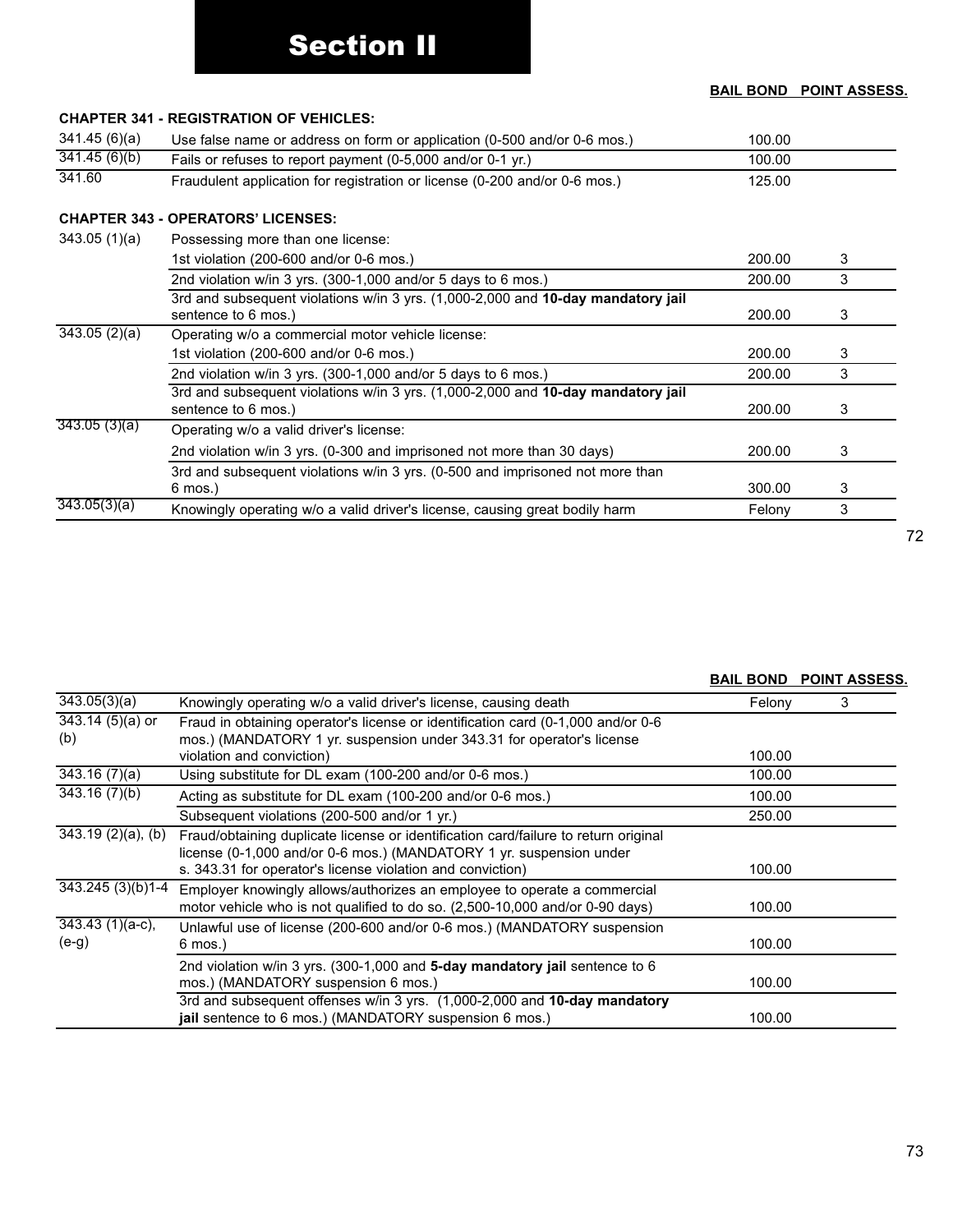# Section II

| | | BAIL BOND | POINT ASSESS. |
|---|---|---|---|
| **CHAPTER 341 - REGISTRATION OF VEHICLES:** | | | |
| 341.45 (6)(a) | Use false name or address on form or application (0-500 and/or 0-6 mos.) | 100.00 | |
| 341.45 (6)(b) | Fails or refuses to report payment (0-5,000 and/or 0-1 yr.) | 100.00 | |
| 341.60 | Fraudulent application for registration or license (0-200 and/or 0-6 mos.) | 125.00 | |
| **CHAPTER 343 - OPERATORS' LICENSES:** | | | |
| 343.05 (1)(a) | Possessing more than one license: | | |
| | 1st violation (200-600 and/or 0-6 mos.) | 200.00 | 3 |
| | 2nd violation w/in 3 yrs. (300-1,000 and/or 5 days to 6 mos.) | 200.00 | 3 |
| | 3rd and subsequent violations w/in 3 yrs. (1,000-2,000 and **10-day mandatory jail** sentence to 6 mos.) | 200.00 | 3 |
| 343.05 (2)(a) | Operating w/o a commercial motor vehicle license: | | |
| | 1st violation (200-600 and/or 0-6 mos.) | 200.00 | 3 |
| | 2nd violation w/in 3 yrs. (300-1,000 and/or 5 days to 6 mos.) | 200.00 | 3 |
| | 3rd and subsequent violations w/in 3 yrs. (1,000-2,000 and **10-day mandatory jail** sentence to 6 mos.) | 200.00 | 3 |
| 343.05 (3)(a) | Operating w/o a valid driver's license: | | |
| | 2nd violation w/in 3 yrs. (0-300 and imprisoned not more than 30 days) | 200.00 | 3 |
| | 3rd and subsequent violations w/in 3 yrs. (0-500 and imprisoned not more than 6 mos.) | 300.00 | 3 |
| 343.05(3)(a) | Knowingly operating w/o a valid driver's license, causing great bodily harm | Felony | 3 |

| | | BAIL BOND | POINT ASSESS. |
|---|---|---|---|
| 343.05(3)(a) | Knowingly operating w/o a valid driver's license, causing death | Felony | 3 |
| 343.14 (5)(a) or (b) | Fraud in obtaining operator's license or identification card (0-1,000 and/or 0-6 mos.) (MANDATORY 1 yr. suspension under 343.31 for operator's license violation and conviction) | 100.00 | |
| 343.16 (7)(a) | Using substitute for DL exam (100-200 and/or 0-6 mos.) | 100.00 | |
| 343.16 (7)(b) | Acting as substitute for DL exam (100-200 and/or 0-6 mos.) | 100.00 | |
| | Subsequent violations (200-500 and/or 1 yr.) | 250.00 | |
| 343.19 (2)(a), (b) | Fraud/obtaining duplicate license or identification card/failure to return original license (0-1,000 and/or 0-6 mos.) (MANDATORY 1 yr. suspension under s. 343.31 for operator's license violation and conviction) | 100.00 | |
| 343.245 (3)(b)1-4 | Employer knowingly allows/authorizes an employee to operate a commercial motor vehicle who is not qualified to do so. (2,500-10,000 and/or 0-90 days) | 100.00 | |
| 343.43 (1)(a-c), (e-g) | Unlawful use of license (200-600 and/or 0-6 mos.) (MANDATORY suspension 6 mos.) | 100.00 | |
| | 2nd violation w/in 3 yrs. (300-1,000 and **5-day mandatory jail** sentence to 6 mos.) (MANDATORY suspension 6 mos.) | 100.00 | |
| | 3rd and subsequent offenses w/in 3 yrs. (1,000-2,000 and **10-day mandatory jail** sentence to 6 mos.) (MANDATORY suspension 6 mos.) | 100.00 | |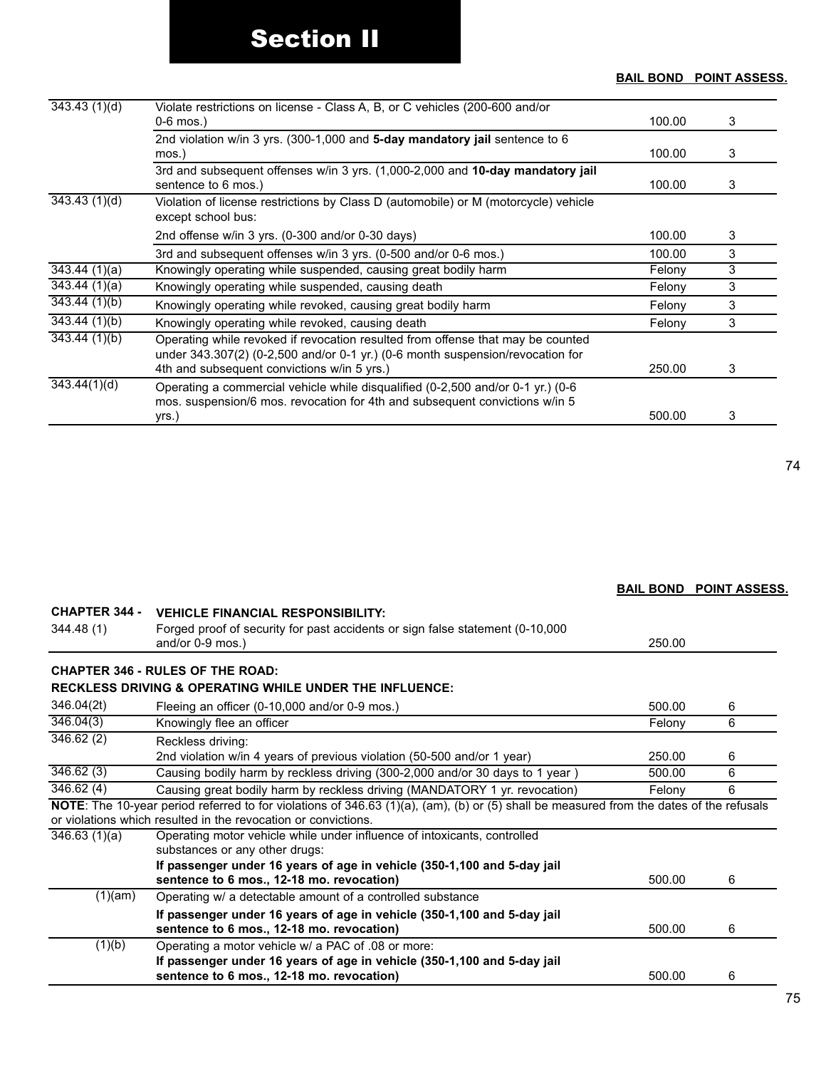# Section II

| | | BAIL BOND | POINT ASSESS. |
|---|---|---|---|
| 343.43 (1)(d) | Violate restrictions on license - Class A, B, or C vehicles (200-600 and/or 0-6 mos.) | 100.00 | 3 |
| | 2nd violation w/in 3 yrs. (300-1,000 and **5-day mandatory jail** sentence to 6 mos.) | 100.00 | 3 |
| | 3rd and subsequent offenses w/in 3 yrs. (1,000-2,000 and **10-day mandatory jail** sentence to 6 mos.) | 100.00 | 3 |
| 343.43 (1)(d) | Violation of license restrictions by Class D (automobile) or M (motorcycle) vehicle except school bus: | | |
| | 2nd offense w/in 3 yrs. (0-300 and/or 0-30 days) | 100.00 | 3 |
| | 3rd and subsequent offenses w/in 3 yrs. (0-500 and/or 0-6 mos.) | 100.00 | 3 |
| 343.44 (1)(a) | Knowingly operating while suspended, causing great bodily harm | Felony | 3 |
| 343.44 (1)(a) | Knowingly operating while suspended, causing death | Felony | 3 |
| 343.44 (1)(b) | Knowingly operating while revoked, causing great bodily harm | Felony | 3 |
| 343.44 (1)(b) | Knowingly operating while revoked, causing death | Felony | 3 |
| 343.44 (1)(b) | Operating while revoked if revocation resulted from offense that may be counted under 343.307(2) (0-2,500 and/or 0-1 yr.) (0-6 month suspension/revocation for 4th and subsequent convictions w/in 5 yrs.) | 250.00 | 3 |
| 343.44(1)(d) | Operating a commercial vehicle while disqualified (0-2,500 and/or 0-1 yr.) (0-6 mos. suspension/6 mos. revocation for 4th and subsequent convictions w/in 5 yrs.) | 500.00 | 3 |

| | | BAIL BOND | POINT ASSESS. |
|---|---|---|---|
| **CHAPTER 344 -** | **VEHICLE FINANCIAL RESPONSIBILITY:** | | |
| 344.48 (1) | Forged proof of security for past accidents or sign false statement (0-10,000 and/or 0-9 mos.) | 250.00 | |

**CHAPTER 346 - RULES OF THE ROAD:**

**RECKLESS DRIVING & OPERATING WHILE UNDER THE INFLUENCE:**

| | | BAIL BOND | POINT ASSESS. |
|---|---|---|---|
| 346.04(2t) | Fleeing an officer (0-10,000 and/or 0-9 mos.) | 500.00 | 6 |
| 346.04(3) | Knowingly flee an officer | Felony | 6 |
| 346.62 (2) | Reckless driving: 2nd violation w/in 4 years of previous violation (50-500 and/or 1 year) | 250.00 | 6 |
| 346.62 (3) | Causing bodily harm by reckless driving (300-2,000 and/or 30 days to 1 year ) | 500.00 | 6 |
| 346.62 (4) | Causing great bodily harm by reckless driving (MANDATORY 1 yr. revocation) | Felony | 6 |

**NOTE**: The 10-year period referred to for violations of 346.63 (1)(a), (am), (b) or (5) shall be measured from the dates of the refusals or violations which resulted in the revocation or convictions.

| | | BAIL BOND | POINT ASSESS. |
|---|---|---|---|
| 346.63 (1)(a) | Operating motor vehicle while under influence of intoxicants, controlled substances or any other drugs: **If passenger under 16 years of age in vehicle (350-1,100 and 5-day jail sentence to 6 mos., 12-18 mo. revocation)** | 500.00 | 6 |
| (1)(am) | Operating w/ a detectable amount of a controlled substance **If passenger under 16 years of age in vehicle (350-1,100 and 5-day jail sentence to 6 mos., 12-18 mo. revocation)** | 500.00 | 6 |
| (1)(b) | Operating a motor vehicle w/ a PAC of .08 or more: **If passenger under 16 years of age in vehicle (350-1,100 and 5-day jail sentence to 6 mos., 12-18 mo. revocation)** | 500.00 | 6 |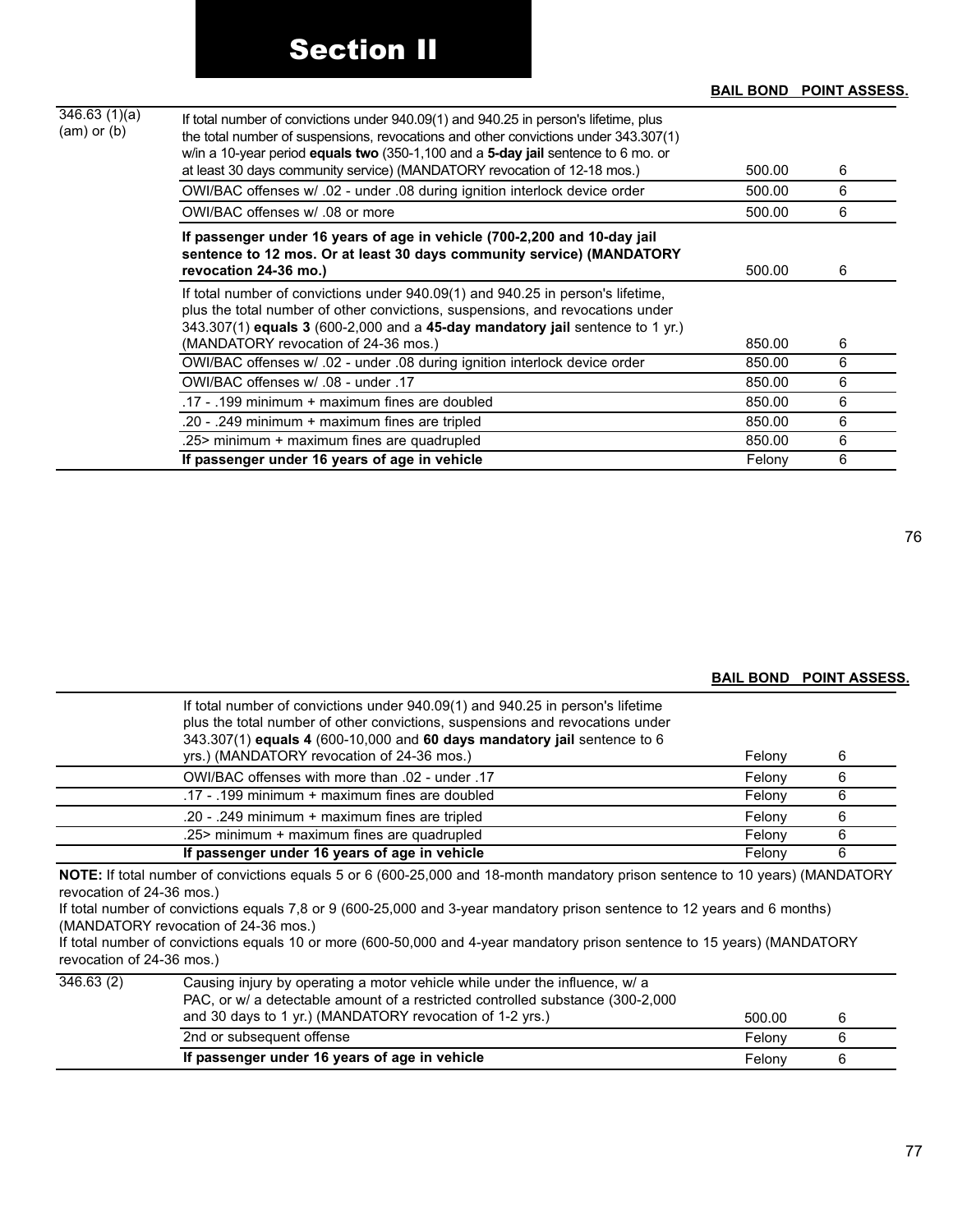# Section II

| | | BAIL BOND | POINT ASSESS. |
|---|---|---|---|
| 346.63 (1)(a) (am) or (b) | If total number of convictions under 940.09(1) and 940.25 in person's lifetime, plus the total number of suspensions, revocations and other convictions under 343.307(1) w/in a 10-year period **equals two** (350-1,100 and a **5-day jail** sentence to 6 mo. or at least 30 days community service) (MANDATORY revocation of 12-18 mos.) | 500.00 | 6 |
| | OWI/BAC offenses w/ .02 - under .08 during ignition interlock device order | 500.00 | 6 |
| | OWI/BAC offenses w/ .08 or more | 500.00 | 6 |
| | **If passenger under 16 years of age in vehicle (700-2,200 and 10-day jail sentence to 12 mos. Or at least 30 days community service) (MANDATORY revocation 24-36 mo.)** | 500.00 | 6 |
| | If total number of convictions under 940.09(1) and 940.25 in person's lifetime, plus the total number of other convictions, suspensions, and revocations under 343.307(1) **equals 3** (600-2,000 and a **45-day mandatory jail** sentence to 1 yr.) (MANDATORY revocation of 24-36 mos.) | 850.00 | 6 |
| | OWI/BAC offenses w/ .02 - under .08 during ignition interlock device order | 850.00 | 6 |
| | OWI/BAC offenses w/ .08 - under .17 | 850.00 | 6 |
| | .17 - .199 minimum + maximum fines are doubled | 850.00 | 6 |
| | .20 - .249 minimum + maximum fines are tripled | 850.00 | 6 |
| | .25> minimum + maximum fines are quadrupled | 850.00 | 6 |
| | **If passenger under 16 years of age in vehicle** | Felony | 6 |

| | | BAIL BOND | POINT ASSESS. |
|---|---|---|---|
| | If total number of convictions under 940.09(1) and 940.25 in person's lifetime plus the total number of other convictions, suspensions and revocations under 343.307(1) **equals 4** (600-10,000 and **60 days mandatory jail** sentence to 6 yrs.) (MANDATORY revocation of 24-36 mos.) | Felony | 6 |
| | OWI/BAC offenses with more than .02 - under .17 | Felony | 6 |
| | .17 - .199 minimum + maximum fines are doubled | Felony | 6 |
| | .20 - .249 minimum + maximum fines are tripled | Felony | 6 |
| | .25> minimum + maximum fines are quadrupled | Felony | 6 |
| | **If passenger under 16 years of age in vehicle** | Felony | 6 |

**NOTE:** If total number of convictions equals 5 or 6 (600-25,000 and 18-month mandatory prison sentence to 10 years) (MANDATORY revocation of 24-36 mos.)
If total number of convictions equals 7,8 or 9 (600-25,000 and 3-year mandatory prison sentence to 12 years and 6 months) (MANDATORY revocation of 24-36 mos.)
If total number of convictions equals 10 or more (600-50,000 and 4-year mandatory prison sentence to 15 years) (MANDATORY revocation of 24-36 mos.)

| | | BAIL BOND | POINT ASSESS. |
|---|---|---|---|
| 346.63 (2) | Causing injury by operating a motor vehicle while under the influence, w/ a PAC, or w/ a detectable amount of a restricted controlled substance (300-2,000 and 30 days to 1 yr.) (MANDATORY revocation of 1-2 yrs.) | 500.00 | 6 |
| | 2nd or subsequent offense | Felony | 6 |
| | **If passenger under 16 years of age in vehicle** | Felony | 6 |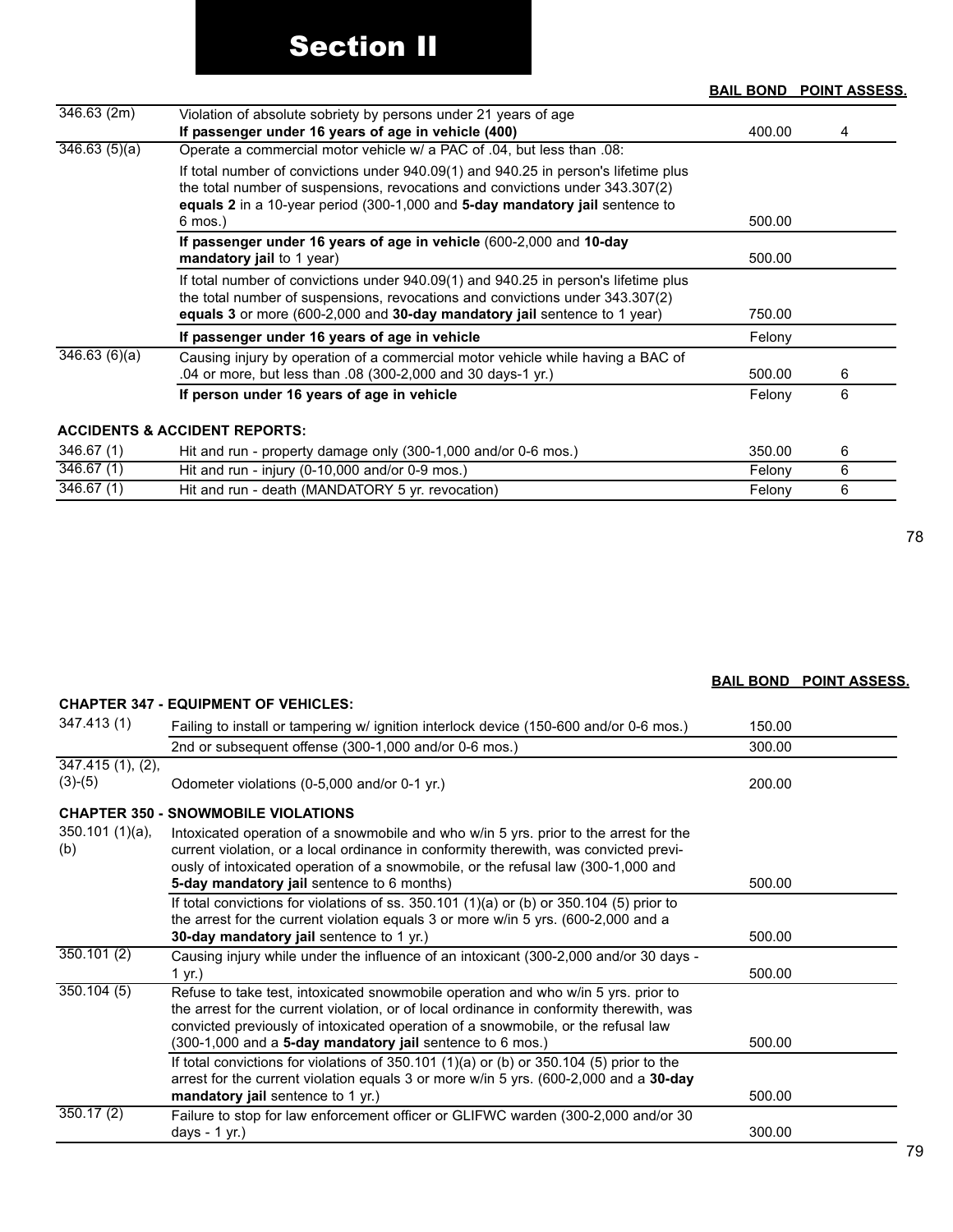# Section II

| | | BAIL BOND | POINT ASSESS. |
|---|---|---|---|
| 346.63 (2m) | Violation of absolute sobriety by persons under 21 years of age **If passenger under 16 years of age in vehicle (400)** | 400.00 | 4 |
| 346.63 (5)(a) | Operate a commercial motor vehicle w/ a PAC of .04, but less than .08: If total number of convictions under 940.09(1) and 940.25 in person's lifetime plus the total number of suspensions, revocations and convictions under 343.307(2) **equals 2** in a 10-year period (300-1,000 and **5-day mandatory jail** sentence to 6 mos.) | 500.00 | |
| | **If passenger under 16 years of age in vehicle** (600-2,000 and **10-day mandatory jail** to 1 year) | 500.00 | |
| | If total number of convictions under 940.09(1) and 940.25 in person's lifetime plus the total number of suspensions, revocations and convictions under 343.307(2) **equals 3** or more (600-2,000 and **30-day mandatory jail** sentence to 1 year) | 750.00 | |
| | **If passenger under 16 years of age in vehicle** | Felony | |
| 346.63 (6)(a) | Causing injury by operation of a commercial motor vehicle while having a BAC of .04 or more, but less than .08 (300-2,000 and 30 days-1 yr.) | 500.00 | 6 |
| | **If person under 16 years of age in vehicle** | Felony | 6 |

**ACCIDENTS & ACCIDENT REPORTS:**

| | | BAIL BOND | POINT ASSESS. |
|---|---|---|---|
| 346.67 (1) | Hit and run - property damage only (300-1,000 and/or 0-6 mos.) | 350.00 | 6 |
| 346.67 (1) | Hit and run - injury (0-10,000 and/or 0-9 mos.) | Felony | 6 |
| 346.67 (1) | Hit and run - death (MANDATORY 5 yr. revocation) | Felony | 6 |

**CHAPTER 347 - EQUIPMENT OF VEHICLES:**

| | | BAIL BOND | POINT ASSESS. |
|---|---|---|---|
| 347.413 (1) | Failing to install or tampering w/ ignition interlock device (150-600 and/or 0-6 mos.) | 150.00 | |
| | 2nd or subsequent offense (300-1,000 and/or 0-6 mos.) | 300.00 | |
| 347.415 (1), (2), (3)-(5) | Odometer violations (0-5,000 and/or 0-1 yr.) | 200.00 | |

**CHAPTER 350 - SNOWMOBILE VIOLATIONS**

| | | BAIL BOND | POINT ASSESS. |
|---|---|---|---|
| 350.101 (1)(a), (b) | Intoxicated operation of a snowmobile and who w/in 5 yrs. prior to the arrest for the current violation, or a local ordinance in conformity therewith, was convicted previously of intoxicated operation of a snowmobile, or the refusal law (300-1,000 and **5-day mandatory jail** sentence to 6 months) | 500.00 | |
| | If total convictions for violations of ss. 350.101 (1)(a) or (b) or 350.104 (5) prior to the arrest for the current violation equals 3 or more w/in 5 yrs. (600-2,000 and a **30-day mandatory jail** sentence to 1 yr.) | 500.00 | |
| 350.101 (2) | Causing injury while under the influence of an intoxicant (300-2,000 and/or 30 days - 1 yr.) | 500.00 | |
| 350.104 (5) | Refuse to take test, intoxicated snowmobile operation and who w/in 5 yrs. prior to the arrest for the current violation, or of local ordinance in conformity therewith, was convicted previously of intoxicated operation of a snowmobile, or the refusal law (300-1,000 and a **5-day mandatory jail** sentence to 6 mos.) | 500.00 | |
| | If total convictions for violations of 350.101 (1)(a) or (b) or 350.104 (5) prior to the arrest for the current violation equals 3 or more w/in 5 yrs. (600-2,000 and a **30-day mandatory jail** sentence to 1 yr.) | 500.00 | |
| 350.17 (2) | Failure to stop for law enforcement officer or GLIFWC warden (300-2,000 and/or 30 days - 1 yr.) | 300.00 | |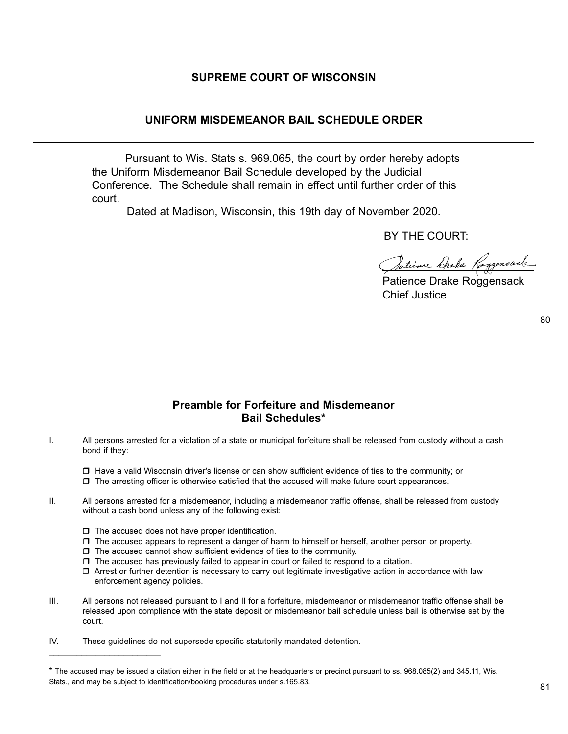## SUPREME COURT OF WISCONSIN

---

## UNIFORM MISDEMEANOR BAIL SCHEDULE ORDER

---

Pursuant to Wis. Stats s. 969.065, the court by order hereby adopts the Uniform Misdemeanor Bail Schedule developed by the Judicial Conference. The Schedule shall remain in effect until further order of this court.

Dated at Madison, Wisconsin, this 19th day of November 2020.

BY THE COURT:

Patience Drake Roggensack
Chief Justice

## Preamble for Forfeiture and Misdemeanor Bail Schedules*

I. All persons arrested for a violation of a state or municipal forfeiture shall be released from custody without a cash bond if they:

- ❒ Have a valid Wisconsin driver's license or can show sufficient evidence of ties to the community; or
- ❒ The arresting officer is otherwise satisfied that the accused will make future court appearances.

II. All persons arrested for a misdemeanor, including a misdemeanor traffic offense, shall be released from custody without a cash bond unless any of the following exist:

- ❒ The accused does not have proper identification.
- ❒ The accused appears to represent a danger of harm to himself or herself, another person or property.
- ❒ The accused cannot show sufficient evidence of ties to the community.
- ❒ The accused has previously failed to appear in court or failed to respond to a citation.
- ❒ Arrest or further detention is necessary to carry out legitimate investigative action in accordance with law enforcement agency policies.

III. All persons not released pursuant to I and II for a forfeiture, misdemeanor or misdemeanor traffic offense shall be released upon compliance with the state deposit or misdemeanor bail schedule unless bail is otherwise set by the court.

IV. These guidelines do not supersede specific statutorily mandated detention.

---

* The accused may be issued a citation either in the field or at the headquarters or precinct pursuant to ss. 968.085(2) and 345.11, Wis. Stats., and may be subject to identification/booking procedures under s.165.83.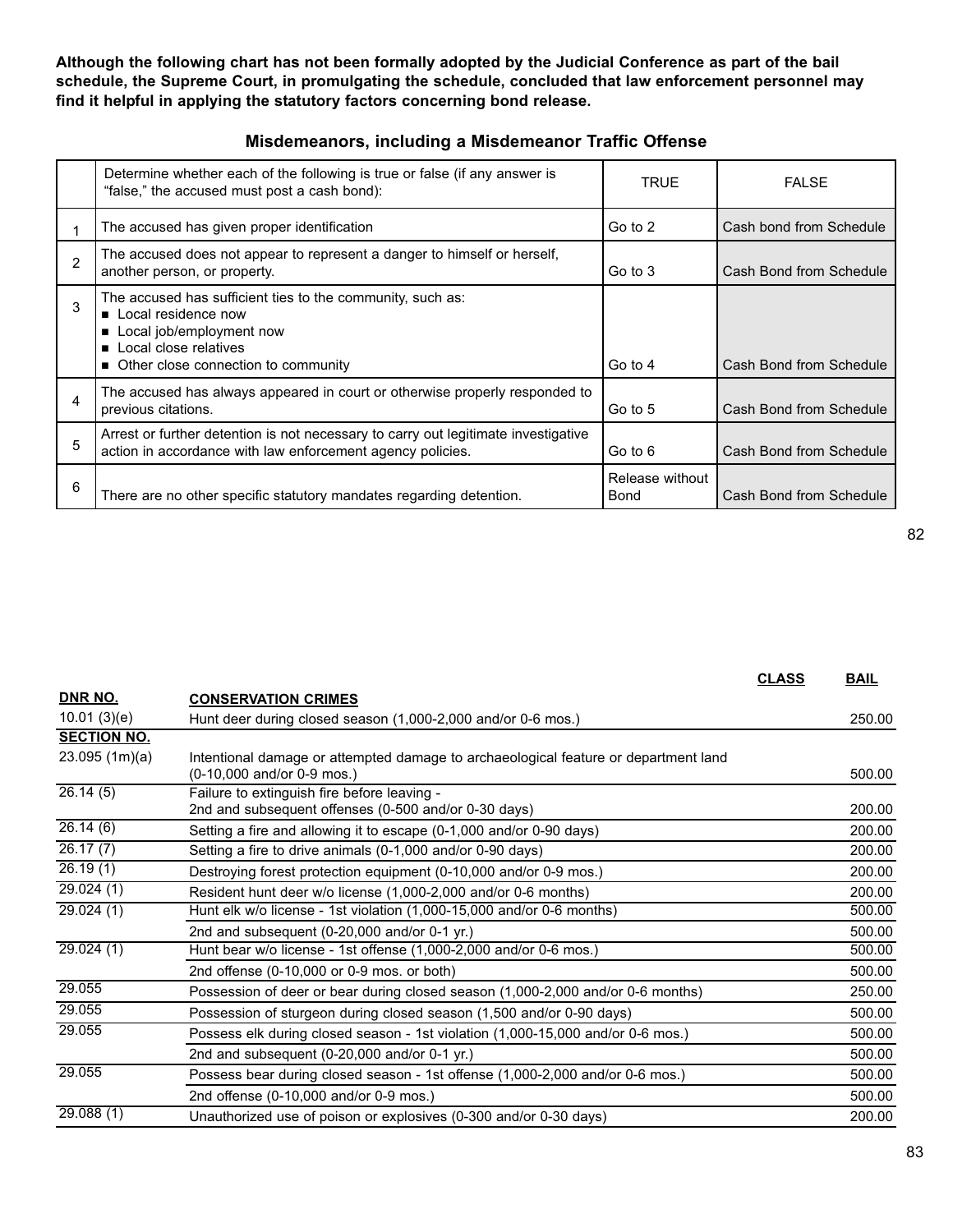**Although the following chart has not been formally adopted by the Judicial Conference as part of the bail schedule, the Supreme Court, in promulgating the schedule, concluded that law enforcement personnel may find it helpful in applying the statutory factors concerning bond release.**

### Misdemeanors, including a Misdemeanor Traffic Offense

| | Determine whether each of the following is true or false (if any answer is "false," the accused must post a cash bond): | TRUE | FALSE |
|---|---|---|---|
| 1 | The accused has given proper identification | Go to 2 | Cash bond from Schedule |
| 2 | The accused does not appear to represent a danger to himself or herself, another person, or property. | Go to 3 | Cash Bond from Schedule |
| 3 | The accused has sufficient ties to the community, such as: ■ Local residence now ■ Local job/employment now ■ Local close relatives ■ Other close connection to community | Go to 4 | Cash Bond from Schedule |
| 4 | The accused has always appeared in court or otherwise properly responded to previous citations. | Go to 5 | Cash Bond from Schedule |
| 5 | Arrest or further detention is not necessary to carry out legitimate investigative action in accordance with law enforcement agency policies. | Go to 6 | Cash Bond from Schedule |
| 6 | There are no other specific statutory mandates regarding detention. | Release without Bond | Cash Bond from Schedule |

| DNR NO. | CONSERVATION CRIMES | CLASS | BAIL |
|---|---|---|---|
| 10.01 (3)(e) | Hunt deer during closed season (1,000-2,000 and/or 0-6 mos.) | | 250.00 |
| **SECTION NO.** | | | |
| 23.095 (1m)(a) | Intentional damage or attempted damage to archaeological feature or department land (0-10,000 and/or 0-9 mos.) | | 500.00 |
| 26.14 (5) | Failure to extinguish fire before leaving - 2nd and subsequent offenses (0-500 and/or 0-30 days) | | 200.00 |
| 26.14 (6) | Setting a fire and allowing it to escape (0-1,000 and/or 0-90 days) | | 200.00 |
| 26.17 (7) | Setting a fire to drive animals (0-1,000 and/or 0-90 days) | | 200.00 |
| 26.19 (1) | Destroying forest protection equipment (0-10,000 and/or 0-9 mos.) | | 200.00 |
| 29.024 (1) | Resident hunt deer w/o license (1,000-2,000 and/or 0-6 months) | | 200.00 |
| 29.024 (1) | Hunt elk w/o license - 1st violation (1,000-15,000 and/or 0-6 months) | | 500.00 |
| | 2nd and subsequent (0-20,000 and/or 0-1 yr.) | | 500.00 |
| 29.024 (1) | Hunt bear w/o license - 1st offense (1,000-2,000 and/or 0-6 mos.) | | 500.00 |
| | 2nd offense (0-10,000 or 0-9 mos. or both) | | 500.00 |
| 29.055 | Possession of deer or bear during closed season (1,000-2,000 and/or 0-6 months) | | 250.00 |
| 29.055 | Possession of sturgeon during closed season (1,500 and/or 0-90 days) | | 500.00 |
| 29.055 | Possess elk during closed season - 1st violation (1,000-15,000 and/or 0-6 mos.) | | 500.00 |
| | 2nd and subsequent (0-20,000 and/or 0-1 yr.) | | 500.00 |
| 29.055 | Possess bear during closed season - 1st offense (1,000-2,000 and/or 0-6 mos.) | | 500.00 |
| | 2nd offense (0-10,000 and/or 0-9 mos.) | | 500.00 |
| 29.088 (1) | Unauthorized use of poison or explosives (0-300 and/or 0-30 days) | | 200.00 |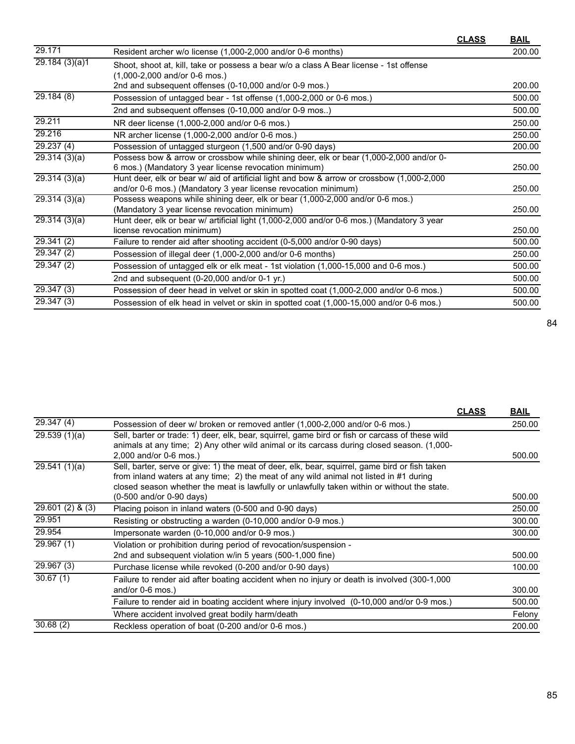| | | CLASS | BAIL |
|---|---|---|---|
| 29.171 | Resident archer w/o license (1,000-2,000 and/or 0-6 months) | | 200.00 |
| 29.184 (3)(a)1 | Shoot, shoot at, kill, take or possess a bear w/o a class A Bear license - 1st offense (1,000-2,000 and/or 0-6 mos.) 2nd and subsequent offenses (0-10,000 and/or 0-9 mos.) | | 200.00 |
| 29.184 (8) | Possession of untagged bear - 1st offense (1,000-2,000 or 0-6 mos.) | | 500.00 |
| | 2nd and subsequent offenses (0-10,000 and/or 0-9 mos..) | | 500.00 |
| 29.211 | NR deer license (1,000-2,000 and/or 0-6 mos.) | | 250.00 |
| 29.216 | NR archer license (1,000-2,000 and/or 0-6 mos.) | | 250.00 |
| 29.237 (4) | Possession of untagged sturgeon (1,500 and/or 0-90 days) | | 200.00 |
| 29.314 (3)(a) | Possess bow & arrow or crossbow while shining deer, elk or bear (1,000-2,000 and/or 0-6 mos.) (Mandatory 3 year license revocation minimum) | | 250.00 |
| 29.314 (3)(a) | Hunt deer, elk or bear w/ aid of artificial light and bow & arrow or crossbow (1,000-2,000 and/or 0-6 mos.) (Mandatory 3 year license revocation minimum) | | 250.00 |
| 29.314 (3)(a) | Possess weapons while shining deer, elk or bear (1,000-2,000 and/or 0-6 mos.) (Mandatory 3 year license revocation minimum) | | 250.00 |
| 29.314 (3)(a) | Hunt deer, elk or bear w/ artificial light (1,000-2,000 and/or 0-6 mos.) (Mandatory 3 year license revocation minimum) | | 250.00 |
| 29.341 (2) | Failure to render aid after shooting accident (0-5,000 and/or 0-90 days) | | 500.00 |
| 29.347 (2) | Possession of illegal deer (1,000-2,000 and/or 0-6 months) | | 250.00 |
| 29.347 (2) | Possession of untagged elk or elk meat - 1st violation (1,000-15,000 and 0-6 mos.) | | 500.00 |
| | 2nd and subsequent (0-20,000 and/or 0-1 yr.) | | 500.00 |
| 29.347 (3) | Possession of deer head in velvet or skin in spotted coat (1,000-2,000 and/or 0-6 mos.) | | 500.00 |
| 29.347 (3) | Possession of elk head in velvet or skin in spotted coat (1,000-15,000 and/or 0-6 mos.) | | 500.00 |

| | | CLASS | BAIL |
|---|---|---|---|
| 29.347 (4) | Possession of deer w/ broken or removed antler (1,000-2,000 and/or 0-6 mos.) | | 250.00 |
| 29.539 (1)(a) | Sell, barter or trade: 1) deer, elk, bear, squirrel, game bird or fish or carcass of these wild animals at any time; 2) Any other wild animal or its carcass during closed season. (1,000-2,000 and/or 0-6 mos.) | | 500.00 |
| 29.541 (1)(a) | Sell, barter, serve or give: 1) the meat of deer, elk, bear, squirrel, game bird or fish taken from inland waters at any time; 2) the meat of any wild animal not listed in #1 during closed season whether the meat is lawfully or unlawfully taken within or without the state. (0-500 and/or 0-90 days) | | 500.00 |
| 29.601 (2) & (3) | Placing poison in inland waters (0-500 and 0-90 days) | | 250.00 |
| 29.951 | Resisting or obstructing a warden (0-10,000 and/or 0-9 mos.) | | 300.00 |
| 29.954 | Impersonate warden (0-10,000 and/or 0-9 mos.) | | 300.00 |
| 29.967 (1) | Violation or prohibition during period of revocation/suspension - 2nd and subsequent violation w/in 5 years (500-1,000 fine) | | 500.00 |
| 29.967 (3) | Purchase license while revoked (0-200 and/or 0-90 days) | | 100.00 |
| 30.67 (1) | Failure to render aid after boating accident when no injury or death is involved (300-1,000 and/or 0-6 mos.) | | 300.00 |
| | Failure to render aid in boating accident where injury involved (0-10,000 and/or 0-9 mos.) | | 500.00 |
| | Where accident involved great bodily harm/death | | Felony |
| 30.68 (2) | Reckless operation of boat (0-200 and/or 0-6 mos.) | | 200.00 |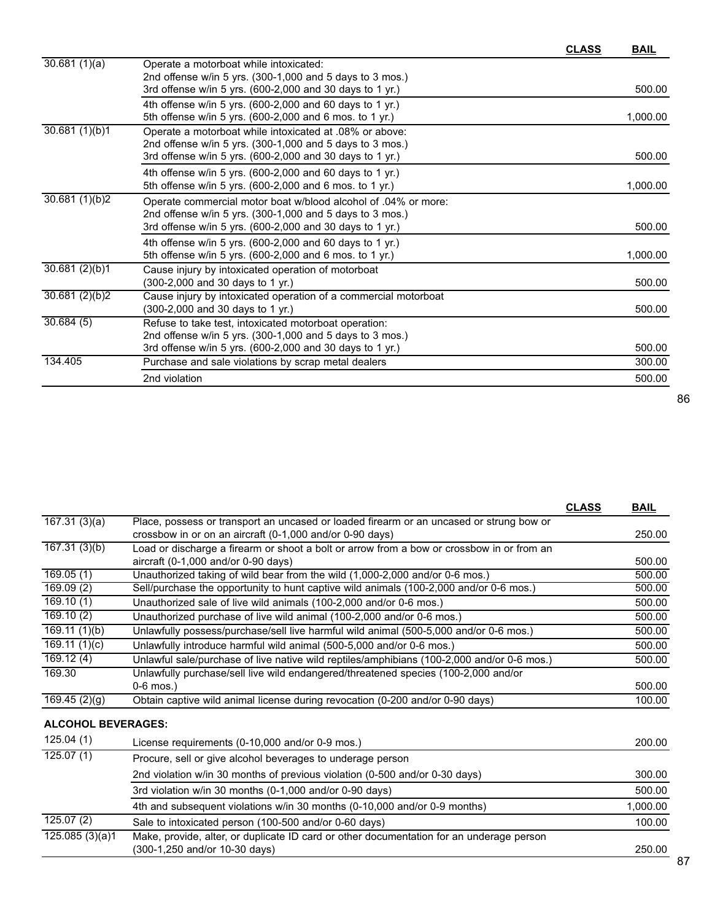| | | CLASS | BAIL |
|---|---|---|---|
| 30.681 (1)(a) | Operate a motorboat while intoxicated:<br>2nd offense w/in 5 yrs. (300-1,000 and 5 days to 3 mos.)<br>3rd offense w/in 5 yrs. (600-2,000 and 30 days to 1 yr.) | | 500.00 |
| | 4th offense w/in 5 yrs. (600-2,000 and 60 days to 1 yr.)<br>5th offense w/in 5 yrs. (600-2,000 and 6 mos. to 1 yr.) | | 1,000.00 |
| 30.681 (1)(b)1 | Operate a motorboat while intoxicated at .08% or above:<br>2nd offense w/in 5 yrs. (300-1,000 and 5 days to 3 mos.)<br>3rd offense w/in 5 yrs. (600-2,000 and 30 days to 1 yr.) | | 500.00 |
| | 4th offense w/in 5 yrs. (600-2,000 and 60 days to 1 yr.)<br>5th offense w/in 5 yrs. (600-2,000 and 6 mos. to 1 yr.) | | 1,000.00 |
| 30.681 (1)(b)2 | Operate commercial motor boat w/blood alcohol of .04% or more:<br>2nd offense w/in 5 yrs. (300-1,000 and 5 days to 3 mos.)<br>3rd offense w/in 5 yrs. (600-2,000 and 30 days to 1 yr.) | | 500.00 |
| | 4th offense w/in 5 yrs. (600-2,000 and 60 days to 1 yr.)<br>5th offense w/in 5 yrs. (600-2,000 and 6 mos. to 1 yr.) | | 1,000.00 |
| 30.681 (2)(b)1 | Cause injury by intoxicated operation of motorboat<br>(300-2,000 and 30 days to 1 yr.) | | 500.00 |
| 30.681 (2)(b)2 | Cause injury by intoxicated operation of a commercial motorboat<br>(300-2,000 and 30 days to 1 yr.) | | 500.00 |
| 30.684 (5) | Refuse to take test, intoxicated motorboat operation:<br>2nd offense w/in 5 yrs. (300-1,000 and 5 days to 3 mos.)<br>3rd offense w/in 5 yrs. (600-2,000 and 30 days to 1 yr.) | | 500.00 |
| 134.405 | Purchase and sale violations by scrap metal dealers | | 300.00 |
| | 2nd violation | | 500.00 |

| | | CLASS | BAIL |
|---|---|---|---|
| 167.31 (3)(a) | Place, possess or transport an uncased or loaded firearm or an uncased or strung bow or crossbow in or on an aircraft (0-1,000 and/or 0-90 days) | | 250.00 |
| 167.31 (3)(b) | Load or discharge a firearm or shoot a bolt or arrow from a bow or crossbow in or from an aircraft (0-1,000 and/or 0-90 days) | | 500.00 |
| 169.05 (1) | Unauthorized taking of wild bear from the wild (1,000-2,000 and/or 0-6 mos.) | | 500.00 |
| 169.09 (2) | Sell/purchase the opportunity to hunt captive wild animals (100-2,000 and/or 0-6 mos.) | | 500.00 |
| 169.10 (1) | Unauthorized sale of live wild animals (100-2,000 and/or 0-6 mos.) | | 500.00 |
| 169.10 (2) | Unauthorized purchase of live wild animal (100-2,000 and/or 0-6 mos.) | | 500.00 |
| 169.11 (1)(b) | Unlawfully possess/purchase/sell live harmful wild animal (500-5,000 and/or 0-6 mos.) | | 500.00 |
| 169.11 (1)(c) | Unlawfully introduce harmful wild animal (500-5,000 and/or 0-6 mos.) | | 500.00 |
| 169.12 (4) | Unlawful sale/purchase of live native wild reptiles/amphibians (100-2,000 and/or 0-6 mos.) | | 500.00 |
| 169.30 | Unlawfully purchase/sell live wild endangered/threatened species (100-2,000 and/or 0-6 mos.) | | 500.00 |
| 169.45 (2)(g) | Obtain captive wild animal license during revocation (0-200 and/or 0-90 days) | | 100.00 |
| **ALCOHOL BEVERAGES:** | | | |
| 125.04 (1) | License requirements (0-10,000 and/or 0-9 mos.) | | 200.00 |
| 125.07 (1) | Procure, sell or give alcohol beverages to underage person | | |
| | 2nd violation w/in 30 months of previous violation (0-500 and/or 0-30 days) | | 300.00 |
| | 3rd violation w/in 30 months (0-1,000 and/or 0-90 days) | | 500.00 |
| | 4th and subsequent violations w/in 30 months (0-10,000 and/or 0-9 months) | | 1,000.00 |
| 125.07 (2) | Sale to intoxicated person (100-500 and/or 0-60 days) | | 100.00 |
| 125.085 (3)(a)1 | Make, provide, alter, or duplicate ID card or other documentation for an underage person (300-1,250 and/or 10-30 days) | | 250.00 |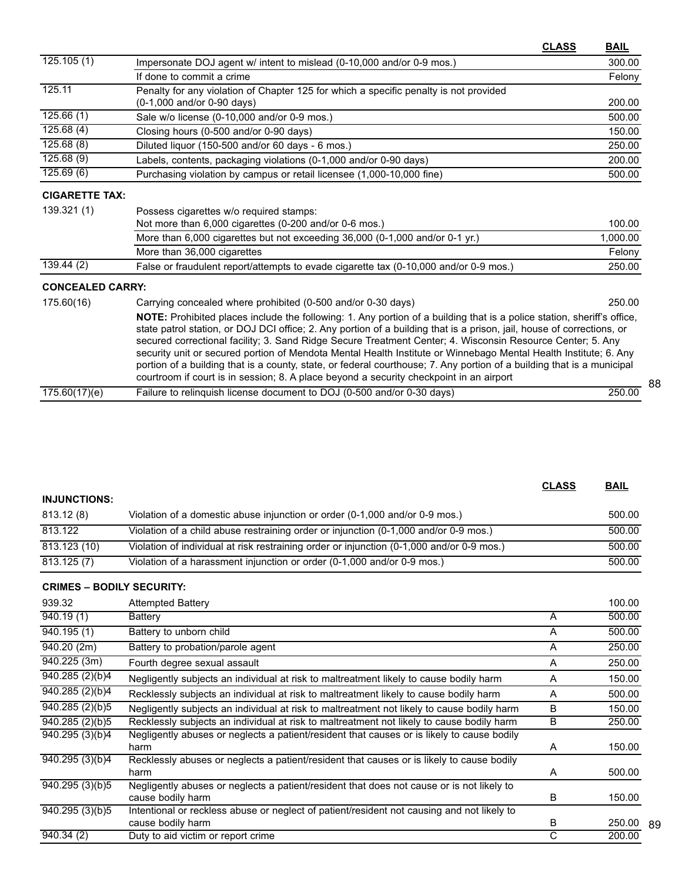| | | CLASS | BAIL |
|---|---|---|---|
| 125.105 (1) | Impersonate DOJ agent w/ intent to mislead (0-10,000 and/or 0-9 mos.) | | 300.00 |
| | If done to commit a crime | | Felony |
| 125.11 | Penalty for any violation of Chapter 125 for which a specific penalty is not provided (0-1,000 and/or 0-90 days) | | 200.00 |
| 125.66 (1) | Sale w/o license (0-10,000 and/or 0-9 mos.) | | 500.00 |
| 125.68 (4) | Closing hours (0-500 and/or 0-90 days) | | 150.00 |
| 125.68 (8) | Diluted liquor (150-500 and/or 60 days - 6 mos.) | | 250.00 |
| 125.68 (9) | Labels, contents, packaging violations (0-1,000 and/or 0-90 days) | | 200.00 |
| 125.69 (6) | Purchasing violation by campus or retail licensee (1,000-10,000 fine) | | 500.00 |

**CIGARETTE TAX:**

| | | | |
|---|---|---|---|
| 139.321 (1) | Possess cigarettes w/o required stamps: Not more than 6,000 cigarettes (0-200 and/or 0-6 mos.) | | 100.00 |
| | More than 6,000 cigarettes but not exceeding 36,000 (0-1,000 and/or 0-1 yr.) | | 1,000.00 |
| | More than 36,000 cigarettes | | Felony |
| 139.44 (2) | False or fraudulent report/attempts to evade cigarette tax (0-10,000 and/or 0-9 mos.) | | 250.00 |

**CONCEALED CARRY:**

| | | | |
|---|---|---|---|
| 175.60(16) | Carrying concealed where prohibited (0-500 and/or 0-30 days) | | 250.00 |
| | **NOTE:** Prohibited places include the following: 1. Any portion of a building that is a police station, sheriff's office, state patrol station, or DOJ DCI office; 2. Any portion of a building that is a prison, jail, house of corrections, or secured correctional facility; 3. Sand Ridge Secure Treatment Center; 4. Wisconsin Resource Center; 5. Any security unit or secured portion of Mendota Mental Health Institute or Winnebago Mental Health Institute; 6. Any portion of a building that is a county, state, or federal courthouse; 7. Any portion of a building that is a municipal courtroom if court is in session; 8. A place beyond a security checkpoint in an airport | | |
| 175.60(17)(e) | Failure to relinquish license document to DOJ (0-500 and/or 0-30 days) | | 250.00 |

| | | CLASS | BAIL |
|---|---|---|---|

**INJUNCTIONS:**

| | | | |
|---|---|---|---|
| 813.12 (8) | Violation of a domestic abuse injunction or order (0-1,000 and/or 0-9 mos.) | | 500.00 |
| 813.122 | Violation of a child abuse restraining order or injunction (0-1,000 and/or 0-9 mos.) | | 500.00 |
| 813.123 (10) | Violation of individual at risk restraining order or injunction (0-1,000 and/or 0-9 mos.) | | 500.00 |
| 813.125 (7) | Violation of a harassment injunction or order (0-1,000 and/or 0-9 mos.) | | 500.00 |

**CRIMES – BODILY SECURITY:**

| | | | |
|---|---|---|---|
| 939.32 | Attempted Battery | | 100.00 |
| 940.19 (1) | Battery | A | 500.00 |
| 940.195 (1) | Battery to unborn child | A | 500.00 |
| 940.20 (2m) | Battery to probation/parole agent | A | 250.00 |
| 940.225 (3m) | Fourth degree sexual assault | A | 250.00 |
| 940.285 (2)(b)4 | Negligently subjects an individual at risk to maltreatment likely to cause bodily harm | A | 150.00 |
| 940.285 (2)(b)4 | Recklessly subjects an individual at risk to maltreatment likely to cause bodily harm | A | 500.00 |
| 940.285 (2)(b)5 | Negligently subjects an individual at risk to maltreatment not likely to cause bodily harm | B | 150.00 |
| 940.285 (2)(b)5 | Recklessly subjects an individual at risk to maltreatment not likely to cause bodily harm | B | 250.00 |
| 940.295 (3)(b)4 | Negligently abuses or neglects a patient/resident that causes or is likely to cause bodily harm | A | 150.00 |
| 940.295 (3)(b)4 | Recklessly abuses or neglects a patient/resident that causes or is likely to cause bodily harm | A | 500.00 |
| 940.295 (3)(b)5 | Negligently abuses or neglects a patient/resident that does not cause or is not likely to cause bodily harm | B | 150.00 |
| 940.295 (3)(b)5 | Intentional or reckless abuse or neglect of patient/resident not causing and not likely to cause bodily harm | B | 250.00 |
| 940.34 (2) | Duty to aid victim or report crime | C | 200.00 |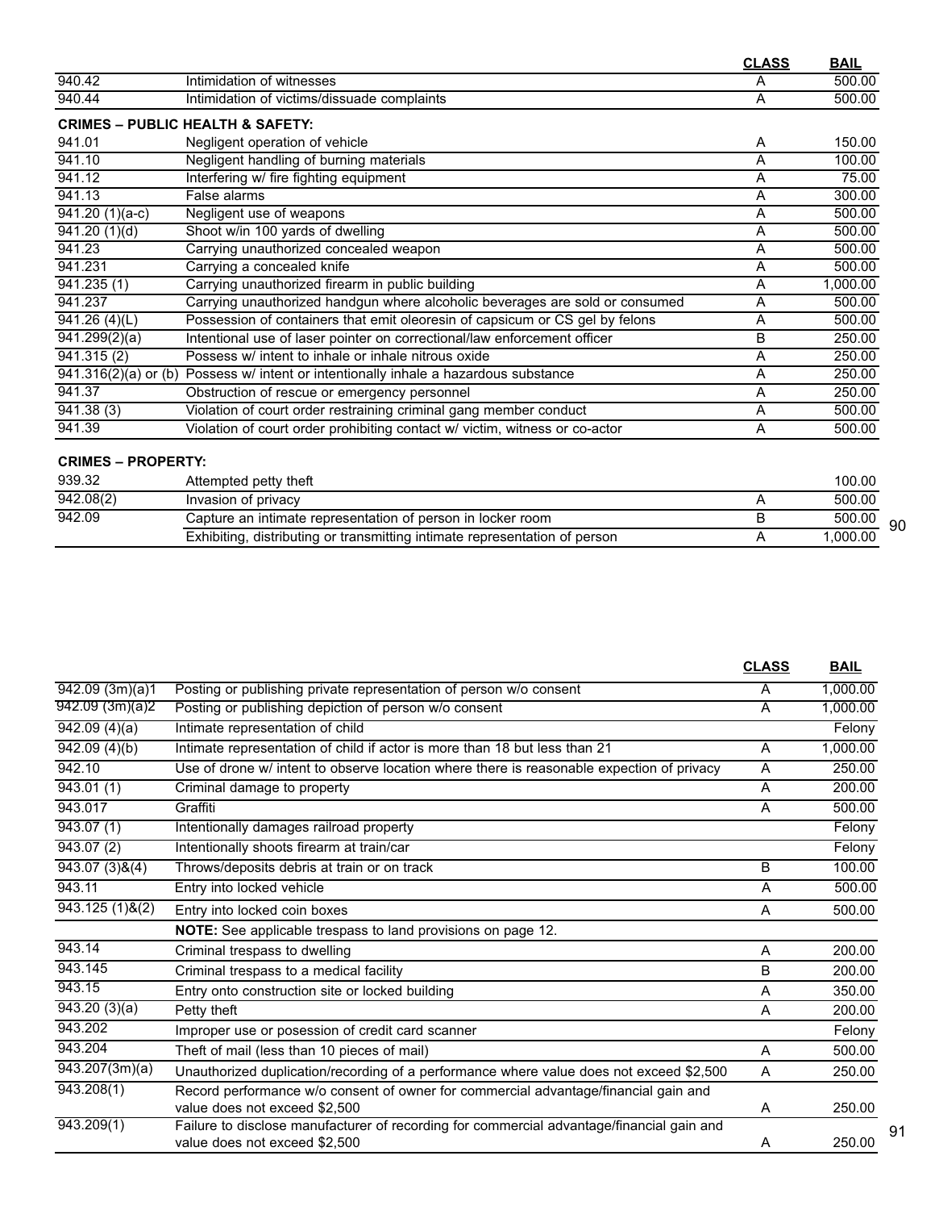| | | CLASS | BAIL |
|---|---|---|---|
| 940.42 | Intimidation of witnesses | A | 500.00 |
| 940.44 | Intimidation of victims/dissuade complaints | A | 500.00 |
| **CRIMES – PUBLIC HEALTH & SAFETY:** | | | |
| 941.01 | Negligent operation of vehicle | A | 150.00 |
| 941.10 | Negligent handling of burning materials | A | 100.00 |
| 941.12 | Interfering w/ fire fighting equipment | A | 75.00 |
| 941.13 | False alarms | A | 300.00 |
| 941.20 (1)(a-c) | Negligent use of weapons | A | 500.00 |
| 941.20 (1)(d) | Shoot w/in 100 yards of dwelling | A | 500.00 |
| 941.23 | Carrying unauthorized concealed weapon | A | 500.00 |
| 941.231 | Carrying a concealed knife | A | 500.00 |
| 941.235 (1) | Carrying unauthorized firearm in public building | A | 1,000.00 |
| 941.237 | Carrying unauthorized handgun where alcoholic beverages are sold or consumed | A | 500.00 |
| 941.26 (4)(L) | Possession of containers that emit oleoresin of capsicum or CS gel by felons | A | 500.00 |
| 941.299(2)(a) | Intentional use of laser pointer on correctional/law enforcement officer | B | 250.00 |
| 941.315 (2) | Possess w/ intent to inhale or inhale nitrous oxide | A | 250.00 |
| 941.316(2)(a) or (b) | Possess w/ intent or intentionally inhale a hazardous substance | A | 250.00 |
| 941.37 | Obstruction of rescue or emergency personnel | A | 250.00 |
| 941.38 (3) | Violation of court order restraining criminal gang member conduct | A | 500.00 |
| 941.39 | Violation of court order prohibiting contact w/ victim, witness or co-actor | A | 500.00 |
| **CRIMES – PROPERTY:** | | | |
| 939.32 | Attempted petty theft | | 100.00 |
| 942.08(2) | Invasion of privacy | A | 500.00 |
| 942.09 | Capture an intimate representation of person in locker room | B | 500.00 |
| | Exhibiting, distributing or transmitting intimate representation of person | A | 1,000.00 |

| | | CLASS | BAIL |
|---|---|---|---|
| 942.09 (3m)(a)1 | Posting or publishing private representation of person w/o consent | A | 1,000.00 |
| 942.09 (3m)(a)2 | Posting or publishing depiction of person w/o consent | A | 1,000.00 |
| 942.09 (4)(a) | Intimate representation of child | | Felony |
| 942.09 (4)(b) | Intimate representation of child if actor is more than 18 but less than 21 | A | 1,000.00 |
| 942.10 | Use of drone w/ intent to observe location where there is reasonable expection of privacy | A | 250.00 |
| 943.01 (1) | Criminal damage to property | A | 200.00 |
| 943.017 | Graffiti | A | 500.00 |
| 943.07 (1) | Intentionally damages railroad property | | Felony |
| 943.07 (2) | Intentionally shoots firearm at train/car | | Felony |
| 943.07 (3)&(4) | Throws/deposits debris at train or on track | B | 100.00 |
| 943.11 | Entry into locked vehicle | A | 500.00 |
| 943.125 (1)&(2) | Entry into locked coin boxes | A | 500.00 |
| | **NOTE:** See applicable trespass to land provisions on page 12. | | |
| 943.14 | Criminal trespass to dwelling | A | 200.00 |
| 943.145 | Criminal trespass to a medical facility | B | 200.00 |
| 943.15 | Entry onto construction site or locked building | A | 350.00 |
| 943.20 (3)(a) | Petty theft | A | 200.00 |
| 943.202 | Improper use or posession of credit card scanner | | Felony |
| 943.204 | Theft of mail (less than 10 pieces of mail) | A | 500.00 |
| 943.207(3m)(a) | Unauthorized duplication/recording of a performance where value does not exceed $2,500 | A | 250.00 |
| 943.208(1) | Record performance w/o consent of owner for commercial advantage/financial gain and value does not exceed $2,500 | A | 250.00 |
| 943.209(1) | Failure to disclose manufacturer of recording for commercial advantage/financial gain and value does not exceed $2,500 | A | 250.00 |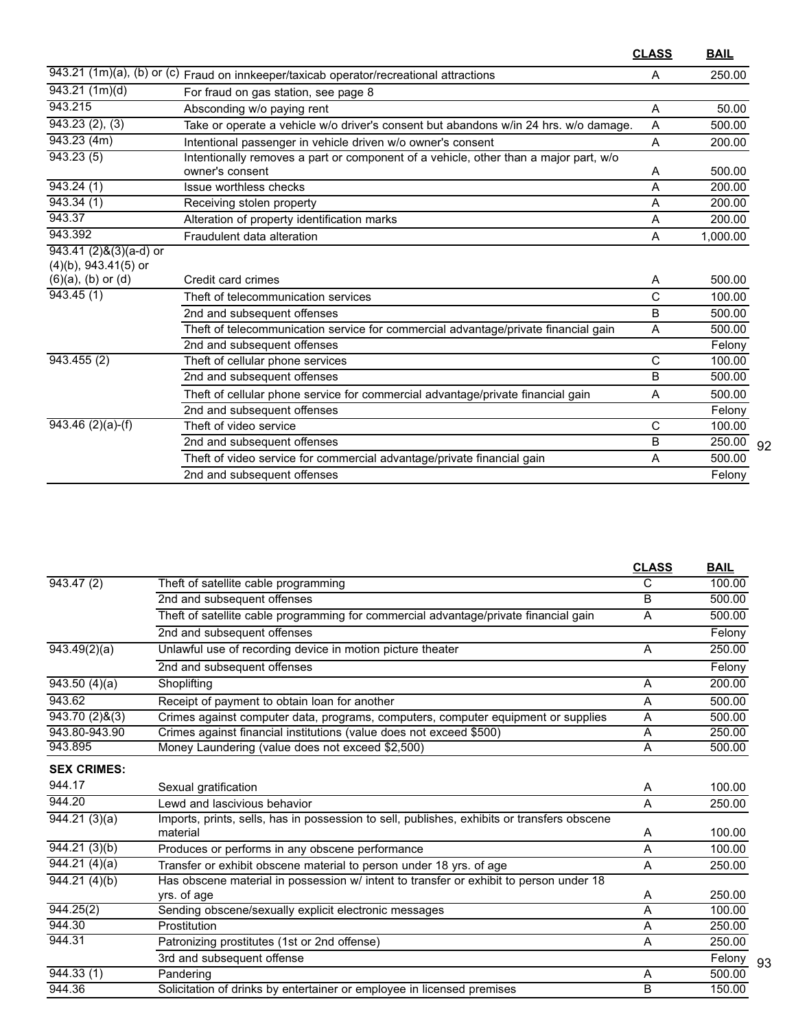| | | CLASS | BAIL |
|---|---|---|---|
| 943.21 (1m)(a), (b) or (c) | Fraud on innkeeper/taxicab operator/recreational attractions | A | 250.00 |
| 943.21 (1m)(d) | For fraud on gas station, see page 8 | | |
| 943.215 | Absconding w/o paying rent | A | 50.00 |
| 943.23 (2), (3) | Take or operate a vehicle w/o driver's consent but abandons w/in 24 hrs. w/o damage. | A | 500.00 |
| 943.23 (4m) | Intentional passenger in vehicle driven w/o owner's consent | A | 200.00 |
| 943.23 (5) | Intentionally removes a part or component of a vehicle, other than a major part, w/o owner's consent | A | 500.00 |
| 943.24 (1) | Issue worthless checks | A | 200.00 |
| 943.34 (1) | Receiving stolen property | A | 200.00 |
| 943.37 | Alteration of property identification marks | A | 200.00 |
| 943.392 | Fraudulent data alteration | A | 1,000.00 |
| 943.41 (2)&(3)(a-d) or (4)(b), 943.41(5) or (6)(a), (b) or (d) | Credit card crimes | A | 500.00 |
| 943.45 (1) | Theft of telecommunication services | C | 100.00 |
| | 2nd and subsequent offenses | B | 500.00 |
| | Theft of telecommunication service for commercial advantage/private financial gain | A | 500.00 |
| | 2nd and subsequent offenses | | Felony |
| 943.455 (2) | Theft of cellular phone services | C | 100.00 |
| | 2nd and subsequent offenses | B | 500.00 |
| | Theft of cellular phone service for commercial advantage/private financial gain | A | 500.00 |
| | 2nd and subsequent offenses | | Felony |
| 943.46 (2)(a)-(f) | Theft of video service | C | 100.00 |
| | 2nd and subsequent offenses | B | 250.00 |
| | Theft of video service for commercial advantage/private financial gain | A | 500.00 |
| | 2nd and subsequent offenses | | Felony |

| | | CLASS | BAIL |
|---|---|---|---|
| 943.47 (2) | Theft of satellite cable programming | C | 100.00 |
| | 2nd and subsequent offenses | B | 500.00 |
| | Theft of satellite cable programming for commercial advantage/private financial gain | A | 500.00 |
| | 2nd and subsequent offenses | | Felony |
| 943.49(2)(a) | Unlawful use of recording device in motion picture theater | A | 250.00 |
| | 2nd and subsequent offenses | | Felony |
| 943.50 (4)(a) | Shoplifting | A | 200.00 |
| 943.62 | Receipt of payment to obtain loan for another | A | 500.00 |
| 943.70 (2)&(3) | Crimes against computer data, programs, computers, computer equipment or supplies | A | 500.00 |
| 943.80-943.90 | Crimes against financial institutions (value does not exceed $500) | A | 250.00 |
| 943.895 | Money Laundering (value does not exceed $2,500) | A | 500.00 |
| **SEX CRIMES:** | | | |
| 944.17 | Sexual gratification | A | 100.00 |
| 944.20 | Lewd and lascivious behavior | A | 250.00 |
| 944.21 (3)(a) | Imports, prints, sells, has in possession to sell, publishes, exhibits or transfers obscene material | A | 100.00 |
| 944.21 (3)(b) | Produces or performs in any obscene performance | A | 100.00 |
| 944.21 (4)(a) | Transfer or exhibit obscene material to person under 18 yrs. of age | A | 250.00 |
| 944.21 (4)(b) | Has obscene material in possession w/ intent to transfer or exhibit to person under 18 yrs. of age | A | 250.00 |
| 944.25(2) | Sending obscene/sexually explicit electronic messages | A | 100.00 |
| 944.30 | Prostitution | A | 250.00 |
| 944.31 | Patronizing prostitutes (1st or 2nd offense) | A | 250.00 |
| | 3rd and subsequent offense | | Felony |
| 944.33 (1) | Pandering | A | 500.00 |
| 944.36 | Solicitation of drinks by entertainer or employee in licensed premises | B | 150.00 |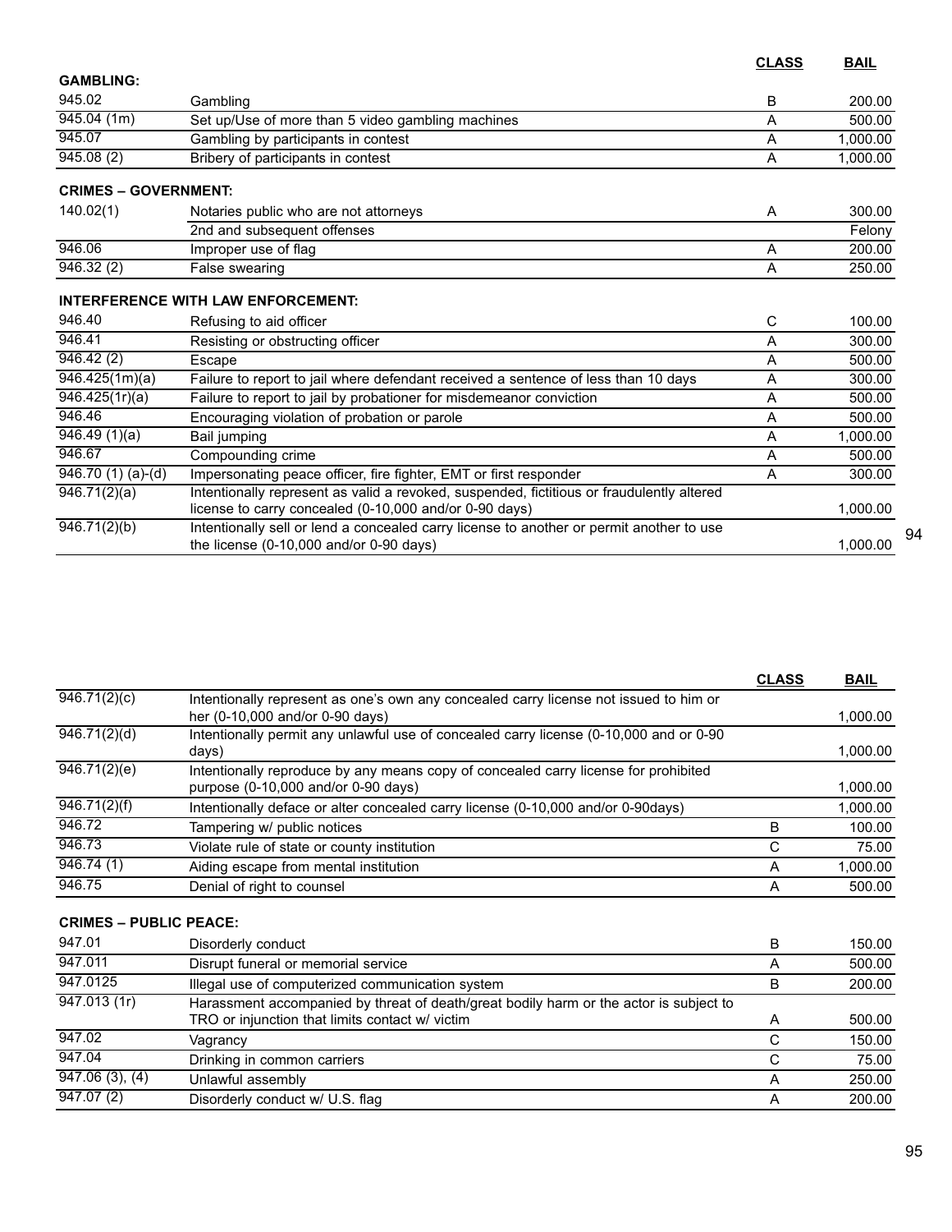| | | CLASS | BAIL |
|---|---|---|---|
| **GAMBLING:** | | | |
| 945.02 | Gambling | B | 200.00 |
| 945.04 (1m) | Set up/Use of more than 5 video gambling machines | A | 500.00 |
| 945.07 | Gambling by participants in contest | A | 1,000.00 |
| 945.08 (2) | Bribery of participants in contest | A | 1,000.00 |
| **CRIMES – GOVERNMENT:** | | | |
| 140.02(1) | Notaries public who are not attorneys | A | 300.00 |
| | 2nd and subsequent offenses | | Felony |
| 946.06 | Improper use of flag | A | 200.00 |
| 946.32 (2) | False swearing | A | 250.00 |
| **INTERFERENCE WITH LAW ENFORCEMENT:** | | | |
| 946.40 | Refusing to aid officer | C | 100.00 |
| 946.41 | Resisting or obstructing officer | A | 300.00 |
| 946.42 (2) | Escape | A | 500.00 |
| 946.425(1m)(a) | Failure to report to jail where defendant received a sentence of less than 10 days | A | 300.00 |
| 946.425(1r)(a) | Failure to report to jail by probationer for misdemeanor conviction | A | 500.00 |
| 946.46 | Encouraging violation of probation or parole | A | 500.00 |
| 946.49 (1)(a) | Bail jumping | A | 1,000.00 |
| 946.67 | Compounding crime | A | 500.00 |
| 946.70 (1) (a)-(d) | Impersonating peace officer, fire fighter, EMT or first responder | A | 300.00 |
| 946.71(2)(a) | Intentionally represent as valid a revoked, suspended, fictitious or fraudulently altered license to carry concealed (0-10,000 and/or 0-90 days) | | 1,000.00 |
| 946.71(2)(b) | Intentionally sell or lend a concealed carry license to another or permit another to use the license (0-10,000 and/or 0-90 days) | | 1,000.00 |

| | | CLASS | BAIL |
|---|---|---|---|
| 946.71(2)(c) | Intentionally represent as one's own any concealed carry license not issued to him or her (0-10,000 and/or 0-90 days) | | 1,000.00 |
| 946.71(2)(d) | Intentionally permit any unlawful use of concealed carry license (0-10,000 and or 0-90 days) | | 1,000.00 |
| 946.71(2)(e) | Intentionally reproduce by any means copy of concealed carry license for prohibited purpose (0-10,000 and/or 0-90 days) | | 1,000.00 |
| 946.71(2)(f) | Intentionally deface or alter concealed carry license (0-10,000 and/or 0-90days) | | 1,000.00 |
| 946.72 | Tampering w/ public notices | B | 100.00 |
| 946.73 | Violate rule of state or county institution | C | 75.00 |
| 946.74 (1) | Aiding escape from mental institution | A | 1,000.00 |
| 946.75 | Denial of right to counsel | A | 500.00 |
| **CRIMES – PUBLIC PEACE:** | | | |
| 947.01 | Disorderly conduct | B | 150.00 |
| 947.011 | Disrupt funeral or memorial service | A | 500.00 |
| 947.0125 | Illegal use of computerized communication system | B | 200.00 |
| 947.013 (1r) | Harassment accompanied by threat of death/great bodily harm or the actor is subject to TRO or injunction that limits contact w/ victim | A | 500.00 |
| 947.02 | Vagrancy | C | 150.00 |
| 947.04 | Drinking in common carriers | C | 75.00 |
| 947.06 (3), (4) | Unlawful assembly | A | 250.00 |
| 947.07 (2) | Disorderly conduct w/ U.S. flag | A | 200.00 |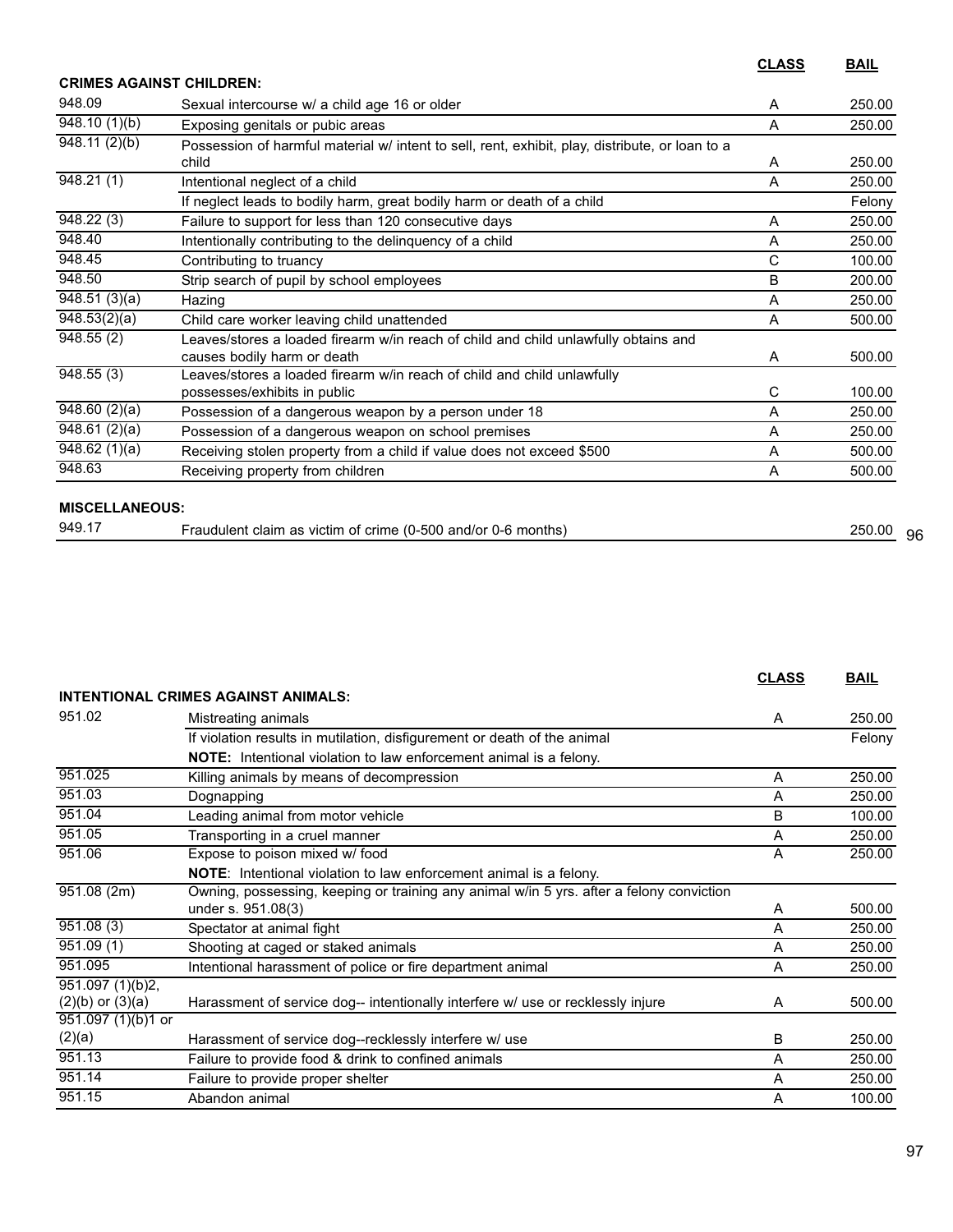| | | CLASS | BAIL |
|---|---|---|---|
| **CRIMES AGAINST CHILDREN:** | | | |
| 948.09 | Sexual intercourse w/ a child age 16 or older | A | 250.00 |
| 948.10 (1)(b) | Exposing genitals or pubic areas | A | 250.00 |
| 948.11 (2)(b) | Possession of harmful material w/ intent to sell, rent, exhibit, play, distribute, or loan to a child | A | 250.00 |
| 948.21 (1) | Intentional neglect of a child | A | 250.00 |
| | If neglect leads to bodily harm, great bodily harm or death of a child | | Felony |
| 948.22 (3) | Failure to support for less than 120 consecutive days | A | 250.00 |
| 948.40 | Intentionally contributing to the delinquency of a child | A | 250.00 |
| 948.45 | Contributing to truancy | C | 100.00 |
| 948.50 | Strip search of pupil by school employees | B | 200.00 |
| 948.51 (3)(a) | Hazing | A | 250.00 |
| 948.53(2)(a) | Child care worker leaving child unattended | A | 500.00 |
| 948.55 (2) | Leaves/stores a loaded firearm w/in reach of child and child unlawfully obtains and causes bodily harm or death | A | 500.00 |
| 948.55 (3) | Leaves/stores a loaded firearm w/in reach of child and child unlawfully possesses/exhibits in public | C | 100.00 |
| 948.60 (2)(a) | Possession of a dangerous weapon by a person under 18 | A | 250.00 |
| 948.61 (2)(a) | Possession of a dangerous weapon on school premises | A | 250.00 |
| 948.62 (1)(a) | Receiving stolen property from a child if value does not exceed $500 | A | 500.00 |
| 948.63 | Receiving property from children | A | 500.00 |
| **MISCELLANEOUS:** | | | |
| 949.17 | Fraudulent claim as victim of crime (0-500 and/or 0-6 months) | | 250.00 |

| | | CLASS | BAIL |
|---|---|---|---|
| **INTENTIONAL CRIMES AGAINST ANIMALS:** | | | |
| 951.02 | Mistreating animals | A | 250.00 |
| | If violation results in mutilation, disfigurement or death of the animal | | Felony |
| | **NOTE:** Intentional violation to law enforcement animal is a felony. | | |
| 951.025 | Killing animals by means of decompression | A | 250.00 |
| 951.03 | Dognapping | A | 250.00 |
| 951.04 | Leading animal from motor vehicle | B | 100.00 |
| 951.05 | Transporting in a cruel manner | A | 250.00 |
| 951.06 | Expose to poison mixed w/ food | A | 250.00 |
| | **NOTE**: Intentional violation to law enforcement animal is a felony. | | |
| 951.08 (2m) | Owning, possessing, keeping or training any animal w/in 5 yrs. after a felony conviction under s. 951.08(3) | A | 500.00 |
| 951.08 (3) | Spectator at animal fight | A | 250.00 |
| 951.09 (1) | Shooting at caged or staked animals | A | 250.00 |
| 951.095 | Intentional harassment of police or fire department animal | A | 250.00 |
| 951.097 (1)(b)2, (2)(b) or (3)(a) | Harassment of service dog-- intentionally interfere w/ use or recklessly injure | A | 500.00 |
| 951.097 (1)(b)1 or (2)(a) | Harassment of service dog--recklessly interfere w/ use | B | 250.00 |
| 951.13 | Failure to provide food & drink to confined animals | A | 250.00 |
| 951.14 | Failure to provide proper shelter | A | 250.00 |
| 951.15 | Abandon animal | A | 100.00 |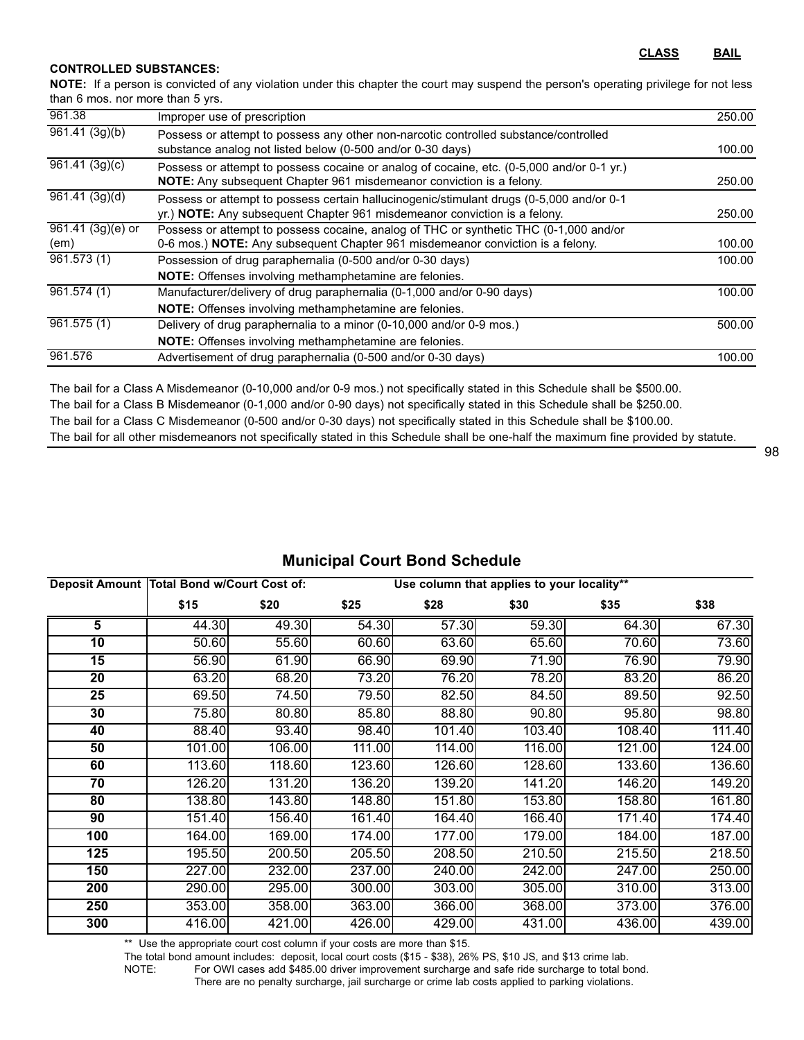**CONTROLLED SUBSTANCES:**

**NOTE:** If a person is convicted of any violation under this chapter the court may suspend the person's operating privilege for not less than 6 mos. nor more than 5 yrs.

| | | CLASS | BAIL |
|---|---|---|---|
| 961.38 | Improper use of prescription | | 250.00 |
| 961.41 (3g)(b) | Possess or attempt to possess any other non-narcotic controlled substance/controlled substance analog not listed below (0-500 and/or 0-30 days) | | 100.00 |
| 961.41 (3g)(c) | Possess or attempt to possess cocaine or analog of cocaine, etc. (0-5,000 and/or 0-1 yr.) **NOTE:** Any subsequent Chapter 961 misdemeanor conviction is a felony. | | 250.00 |
| 961.41 (3g)(d) | Possess or attempt to possess certain hallucinogenic/stimulant drugs (0-5,000 and/or 0-1 yr.) **NOTE:** Any subsequent Chapter 961 misdemeanor conviction is a felony. | | 250.00 |
| 961.41 (3g)(e) or (em) | Possess or attempt to possess cocaine, analog of THC or synthetic THC (0-1,000 and/or 0-6 mos.) **NOTE:** Any subsequent Chapter 961 misdemeanor conviction is a felony. | | 100.00 |
| 961.573 (1) | Possession of drug paraphernalia (0-500 and/or 0-30 days) **NOTE:** Offenses involving methamphetamine are felonies. | | 100.00 |
| 961.574 (1) | Manufacturer/delivery of drug paraphernalia (0-1,000 and/or 0-90 days) **NOTE:** Offenses involving methamphetamine are felonies. | | 100.00 |
| 961.575 (1) | Delivery of drug paraphernalia to a minor (0-10,000 and/or 0-9 mos.) **NOTE:** Offenses involving methamphetamine are felonies. | | 500.00 |
| 961.576 | Advertisement of drug paraphernalia (0-500 and/or 0-30 days) | | 100.00 |

The bail for a Class A Misdemeanor (0-10,000 and/or 0-9 mos.) not specifically stated in this Schedule shall be $500.00.
The bail for a Class B Misdemeanor (0-1,000 and/or 0-90 days) not specifically stated in this Schedule shall be $250.00.
The bail for a Class C Misdemeanor (0-500 and/or 0-30 days) not specifically stated in this Schedule shall be $100.00.
The bail for all other misdemeanors not specifically stated in this Schedule shall be one-half the maximum fine provided by statute.

## Municipal Court Bond Schedule

| Deposit Amount | Total Bond w/Court Cost of: | | Use column that applies to your locality** | | | | |
|---|---|---|---|---|---|---|---|
| | $15 | $20 | $25 | $28 | $30 | $35 | $38 |
| 5 | 44.30 | 49.30 | 54.30 | 57.30 | 59.30 | 64.30 | 67.30 |
| 10 | 50.60 | 55.60 | 60.60 | 63.60 | 65.60 | 70.60 | 73.60 |
| 15 | 56.90 | 61.90 | 66.90 | 69.90 | 71.90 | 76.90 | 79.90 |
| 20 | 63.20 | 68.20 | 73.20 | 76.20 | 78.20 | 83.20 | 86.20 |
| 25 | 69.50 | 74.50 | 79.50 | 82.50 | 84.50 | 89.50 | 92.50 |
| 30 | 75.80 | 80.80 | 85.80 | 88.80 | 90.80 | 95.80 | 98.80 |
| 40 | 88.40 | 93.40 | 98.40 | 101.40 | 103.40 | 108.40 | 111.40 |
| 50 | 101.00 | 106.00 | 111.00 | 114.00 | 116.00 | 121.00 | 124.00 |
| 60 | 113.60 | 118.60 | 123.60 | 126.60 | 128.60 | 133.60 | 136.60 |
| 70 | 126.20 | 131.20 | 136.20 | 139.20 | 141.20 | 146.20 | 149.20 |
| 80 | 138.80 | 143.80 | 148.80 | 151.80 | 153.80 | 158.80 | 161.80 |
| 90 | 151.40 | 156.40 | 161.40 | 164.40 | 166.40 | 171.40 | 174.40 |
| 100 | 164.00 | 169.00 | 174.00 | 177.00 | 179.00 | 184.00 | 187.00 |
| 125 | 195.50 | 200.50 | 205.50 | 208.50 | 210.50 | 215.50 | 218.50 |
| 150 | 227.00 | 232.00 | 237.00 | 240.00 | 242.00 | 247.00 | 250.00 |
| 200 | 290.00 | 295.00 | 300.00 | 303.00 | 305.00 | 310.00 | 313.00 |
| 250 | 353.00 | 358.00 | 363.00 | 366.00 | 368.00 | 373.00 | 376.00 |
| 300 | 416.00 | 421.00 | 426.00 | 429.00 | 431.00 | 436.00 | 439.00 |

** Use the appropriate court cost column if your costs are more than $15.

The total bond amount includes: deposit, local court costs ($15 - $38), 26% PS, $10 JS, and $13 crime lab.

NOTE: For OWI cases add $485.00 driver improvement surcharge and safe ride surcharge to total bond. There are no penalty surcharge, jail surcharge or crime lab costs applied to parking violations.